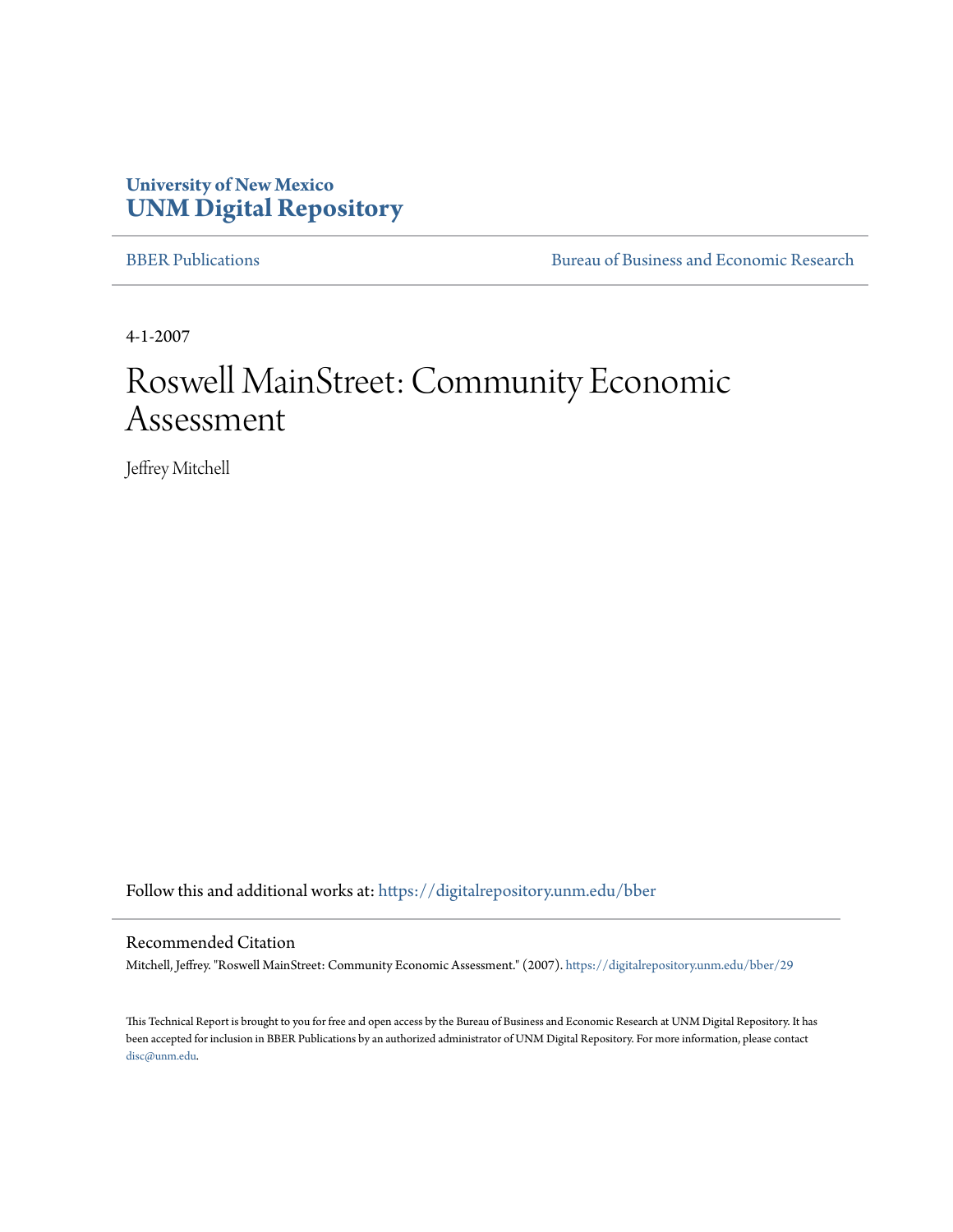University of New Mexico
**UNM Digital Repository**

BBER Publications

Bureau of Business and Economic Research

4-1-2007

# Roswell MainStreet: Community Economic Assessment

Jeffrey Mitchell

Follow this and additional works at: https://digitalrepository.unm.edu/bber

## Recommended Citation

Mitchell, Jeffrey. "Roswell MainStreet: Community Economic Assessment." (2007). https://digitalrepository.unm.edu/bber/29

This Technical Report is brought to you for free and open access by the Bureau of Business and Economic Research at UNM Digital Repository. It has been accepted for inclusion in BBER Publications by an authorized administrator of UNM Digital Repository. For more information, please contact disc@unm.edu.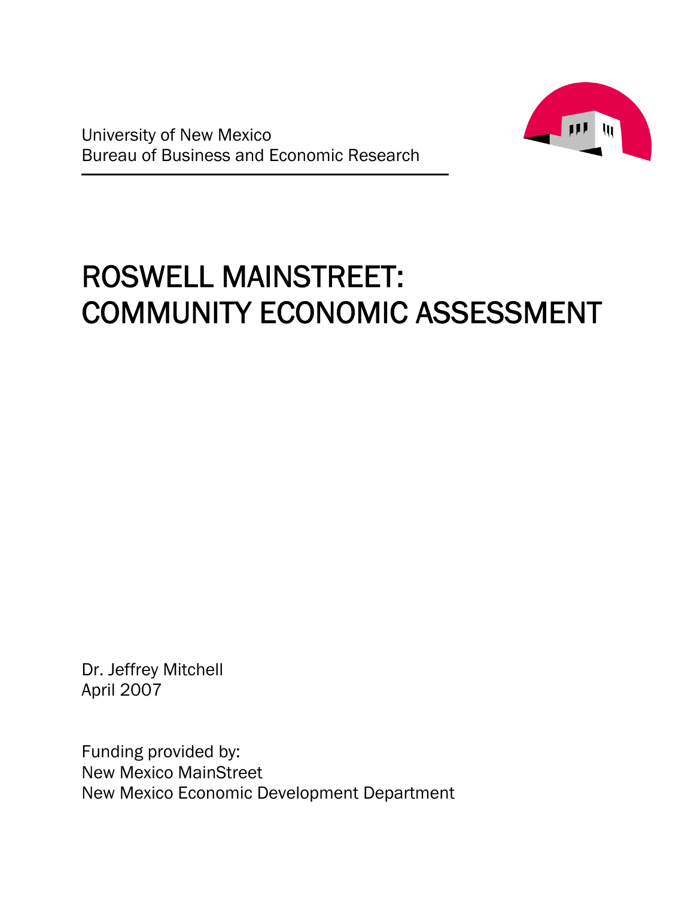University of New Mexico
Bureau of Business and Economic Research

# ROSWELL MAINSTREET: COMMUNITY ECONOMIC ASSESSMENT

Dr. Jeffrey Mitchell
April 2007

Funding provided by:
New Mexico MainStreet
New Mexico Economic Development Department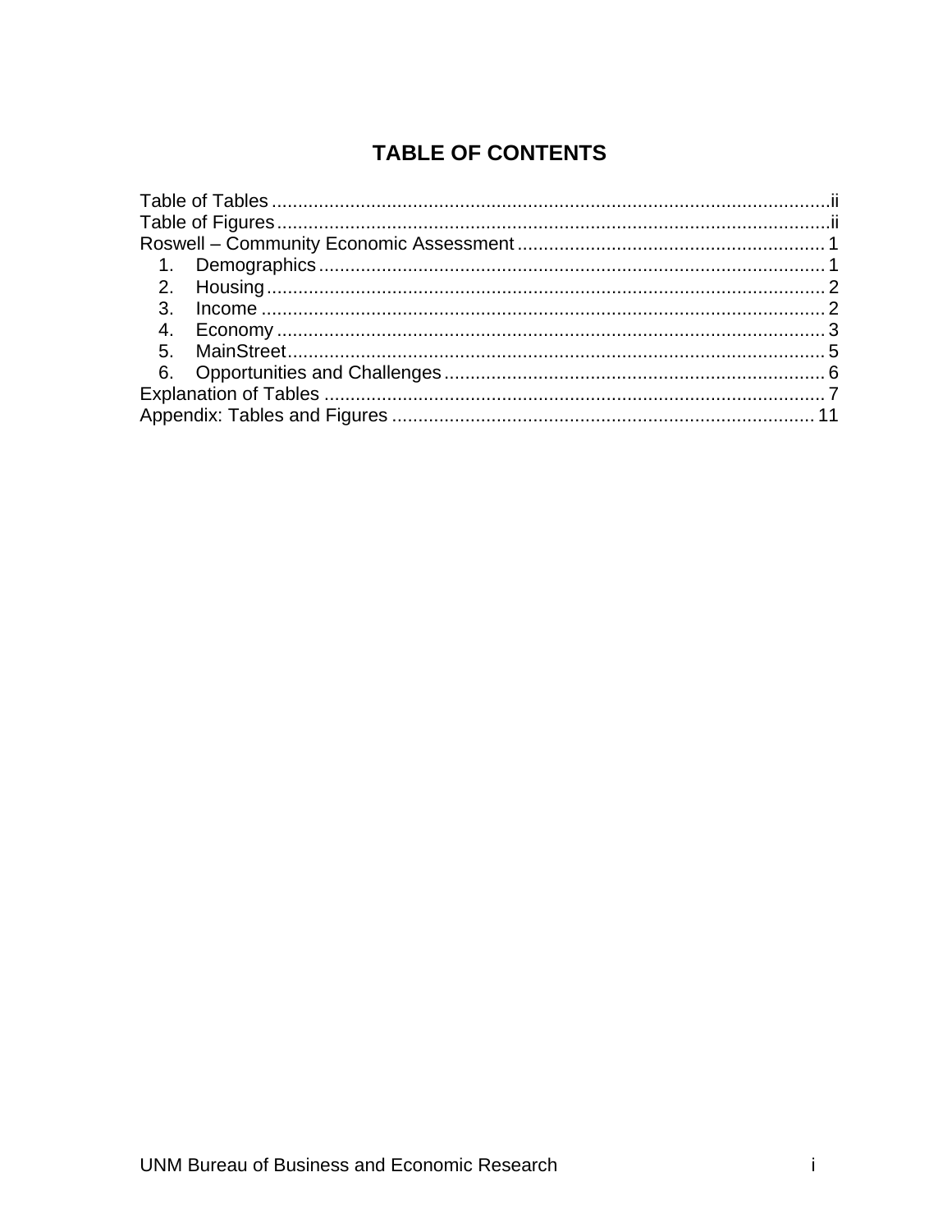# TABLE OF CONTENTS

Table of Tables ........................................................................................................ii
Table of Figures.......................................................................................................ii
Roswell – Community Economic Assessment .......................................................... 1
  1. Demographics ................................................................................................ 1
  2. Housing.......................................................................................................... 2
  3. Income ........................................................................................................... 2
  4. Economy ........................................................................................................ 3
  5. MainStreet...................................................................................................... 5
  6. Opportunities and Challenges ........................................................................ 6
Explanation of Tables ............................................................................................... 7
Appendix: Tables and Figures ................................................................................ 11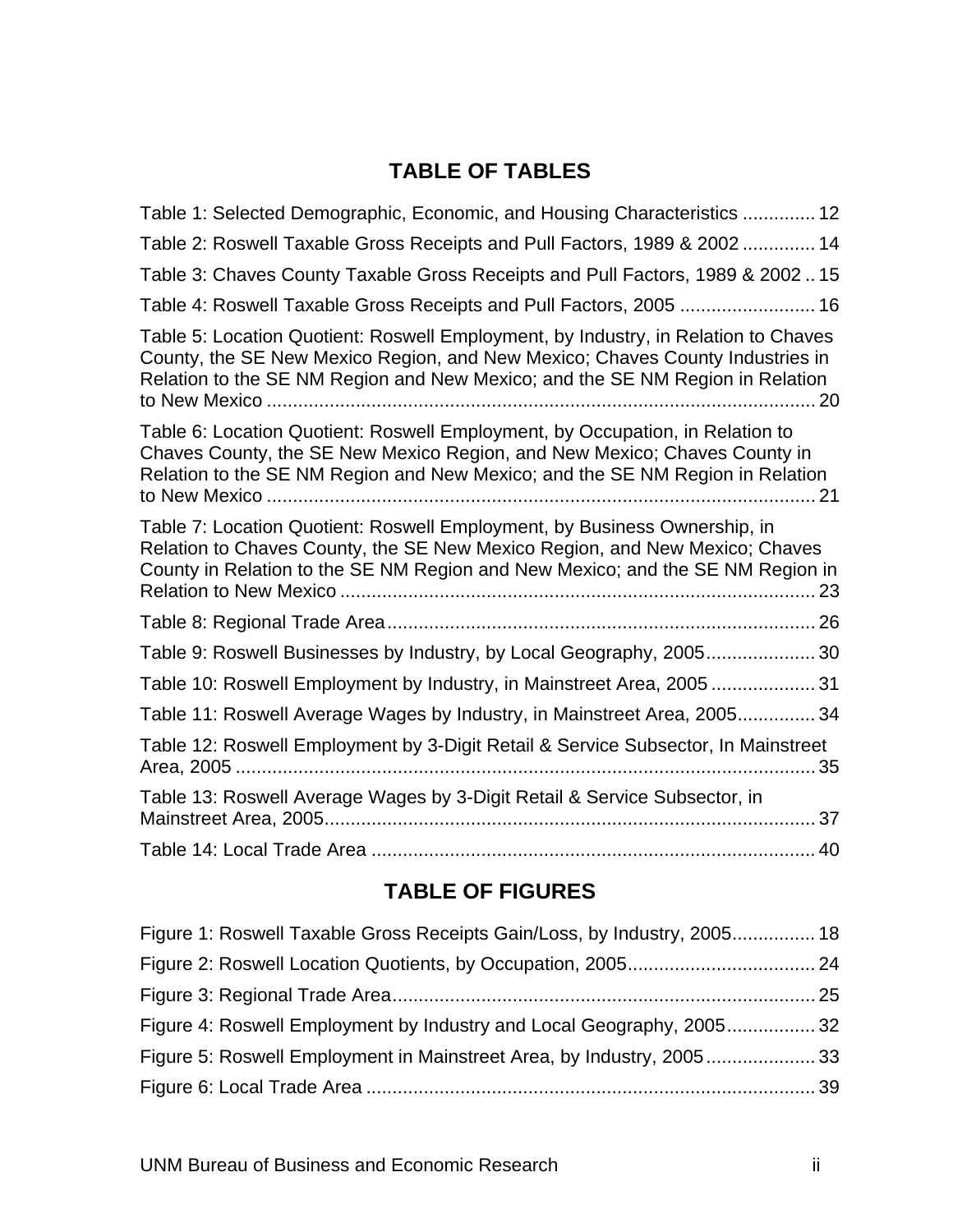## TABLE OF TABLES

Table 1: Selected Demographic, Economic, and Housing Characteristics .............. 12

Table 2: Roswell Taxable Gross Receipts and Pull Factors, 1989 & 2002 .............. 14

Table 3: Chaves County Taxable Gross Receipts and Pull Factors, 1989 & 2002 .. 15

Table 4: Roswell Taxable Gross Receipts and Pull Factors, 2005 .......................... 16

Table 5: Location Quotient: Roswell Employment, by Industry, in Relation to Chaves County, the SE New Mexico Region, and New Mexico; Chaves County Industries in Relation to the SE NM Region and New Mexico; and the SE NM Region in Relation to New Mexico ........................................................................................................ 20

Table 6: Location Quotient: Roswell Employment, by Occupation, in Relation to Chaves County, the SE New Mexico Region, and New Mexico; Chaves County in Relation to the SE NM Region and New Mexico; and the SE NM Region in Relation to New Mexico ........................................................................................................ 21

Table 7: Location Quotient: Roswell Employment, by Business Ownership, in Relation to Chaves County, the SE New Mexico Region, and New Mexico; Chaves County in Relation to the SE NM Region and New Mexico; and the SE NM Region in Relation to New Mexico .......................................................................................... 23

Table 8: Regional Trade Area ................................................................................. 26

Table 9: Roswell Businesses by Industry, by Local Geography, 2005..................... 30

Table 10: Roswell Employment by Industry, in Mainstreet Area, 2005 .................... 31

Table 11: Roswell Average Wages by Industry, in Mainstreet Area, 2005............... 34

Table 12: Roswell Employment by 3-Digit Retail & Service Subsector, In Mainstreet Area, 2005 .............................................................................................................. 35

Table 13: Roswell Average Wages by 3-Digit Retail & Service Subsector, in Mainstreet Area, 2005.............................................................................................. 37

Table 14: Local Trade Area ..................................................................................... 40

## TABLE OF FIGURES

Figure 1: Roswell Taxable Gross Receipts Gain/Loss, by Industry, 2005................ 18

Figure 2: Roswell Location Quotients, by Occupation, 2005.................................... 24

Figure 3: Regional Trade Area................................................................................. 25

Figure 4: Roswell Employment by Industry and Local Geography, 2005................. 32

Figure 5: Roswell Employment in Mainstreet Area, by Industry, 2005..................... 33

Figure 6: Local Trade Area ...................................................................................... 39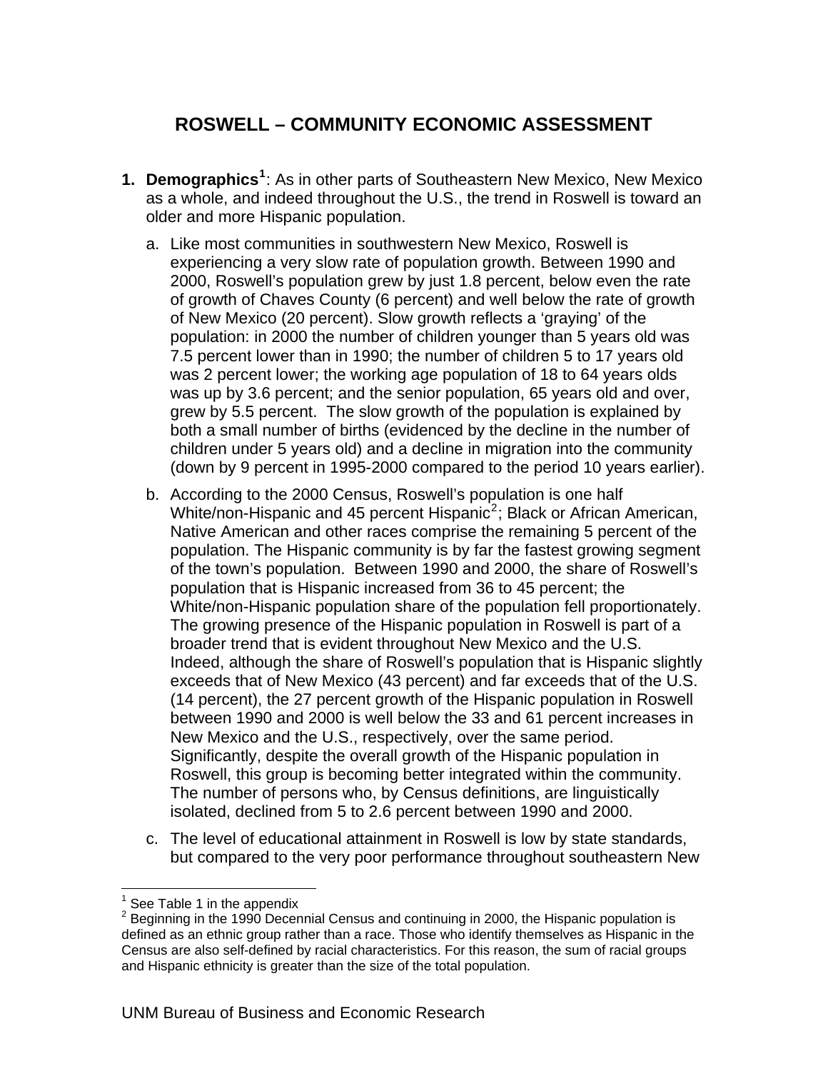# ROSWELL – COMMUNITY ECONOMIC ASSESSMENT

1. **Demographics[1]**: As in other parts of Southeastern New Mexico, New Mexico as a whole, and indeed throughout the U.S., the trend in Roswell is toward an older and more Hispanic population.

   a. Like most communities in southwestern New Mexico, Roswell is experiencing a very slow rate of population growth. Between 1990 and 2000, Roswell's population grew by just 1.8 percent, below even the rate of growth of Chaves County (6 percent) and well below the rate of growth of New Mexico (20 percent). Slow growth reflects a 'graying' of the population: in 2000 the number of children younger than 5 years old was 7.5 percent lower than in 1990; the number of children 5 to 17 years old was 2 percent lower; the working age population of 18 to 64 years olds was up by 3.6 percent; and the senior population, 65 years old and over, grew by 5.5 percent. The slow growth of the population is explained by both a small number of births (evidenced by the decline in the number of children under 5 years old) and a decline in migration into the community (down by 9 percent in 1995-2000 compared to the period 10 years earlier).

   b. According to the 2000 Census, Roswell's population is one half White/non-Hispanic and 45 percent Hispanic[2]; Black or African American, Native American and other races comprise the remaining 5 percent of the population. The Hispanic community is by far the fastest growing segment of the town's population. Between 1990 and 2000, the share of Roswell's population that is Hispanic increased from 36 to 45 percent; the White/non-Hispanic population share of the population fell proportionately. The growing presence of the Hispanic population in Roswell is part of a broader trend that is evident throughout New Mexico and the U.S. Indeed, although the share of Roswell's population that is Hispanic slightly exceeds that of New Mexico (43 percent) and far exceeds that of the U.S. (14 percent), the 27 percent growth of the Hispanic population in Roswell between 1990 and 2000 is well below the 33 and 61 percent increases in New Mexico and the U.S., respectively, over the same period. Significantly, despite the overall growth of the Hispanic population in Roswell, this group is becoming better integrated within the community. The number of persons who, by Census definitions, are linguistically isolated, declined from 5 to 2.6 percent between 1990 and 2000.

   c. The level of educational attainment in Roswell is low by state standards, but compared to the very poor performance throughout southeastern New

---

[1] See Table 1 in the appendix

[2] Beginning in the 1990 Decennial Census and continuing in 2000, the Hispanic population is defined as an ethnic group rather than a race. Those who identify themselves as Hispanic in the Census are also self-defined by racial characteristics. For this reason, the sum of racial groups and Hispanic ethnicity is greater than the size of the total population.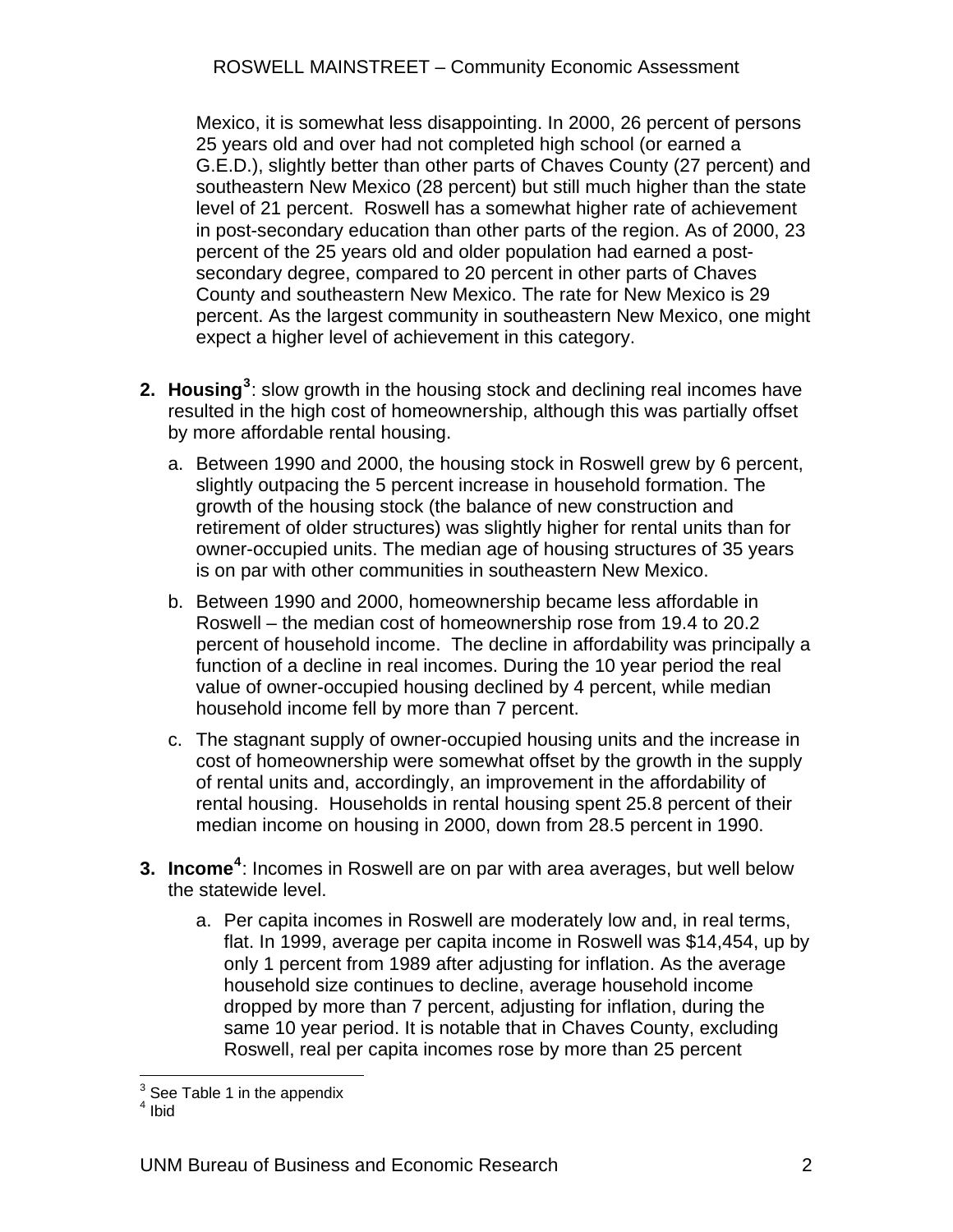Mexico, it is somewhat less disappointing. In 2000, 26 percent of persons 25 years old and over had not completed high school (or earned a G.E.D.), slightly better than other parts of Chaves County (27 percent) and southeastern New Mexico (28 percent) but still much higher than the state level of 21 percent. Roswell has a somewhat higher rate of achievement in post-secondary education than other parts of the region. As of 2000, 23 percent of the 25 years old and older population had earned a post-secondary degree, compared to 20 percent in other parts of Chaves County and southeastern New Mexico. The rate for New Mexico is 29 percent. As the largest community in southeastern New Mexico, one might expect a higher level of achievement in this category.

2. **Housing**[3]: slow growth in the housing stock and declining real incomes have resulted in the high cost of homeownership, although this was partially offset by more affordable rental housing.

   a. Between 1990 and 2000, the housing stock in Roswell grew by 6 percent, slightly outpacing the 5 percent increase in household formation. The growth of the housing stock (the balance of new construction and retirement of older structures) was slightly higher for rental units than for owner-occupied units. The median age of housing structures of 35 years is on par with other communities in southeastern New Mexico.

   b. Between 1990 and 2000, homeownership became less affordable in Roswell – the median cost of homeownership rose from 19.4 to 20.2 percent of household income. The decline in affordability was principally a function of a decline in real incomes. During the 10 year period the real value of owner-occupied housing declined by 4 percent, while median household income fell by more than 7 percent.

   c. The stagnant supply of owner-occupied housing units and the increase in cost of homeownership were somewhat offset by the growth in the supply of rental units and, accordingly, an improvement in the affordability of rental housing. Households in rental housing spent 25.8 percent of their median income on housing in 2000, down from 28.5 percent in 1990.

3. **Income**[4]: Incomes in Roswell are on par with area averages, but well below the statewide level.

   a. Per capita incomes in Roswell are moderately low and, in real terms, flat. In 1999, average per capita income in Roswell was $14,454, up by only 1 percent from 1989 after adjusting for inflation. As the average household size continues to decline, average household income dropped by more than 7 percent, adjusting for inflation, during the same 10 year period. It is notable that in Chaves County, excluding Roswell, real per capita incomes rose by more than 25 percent

[3] See Table 1 in the appendix

[4] Ibid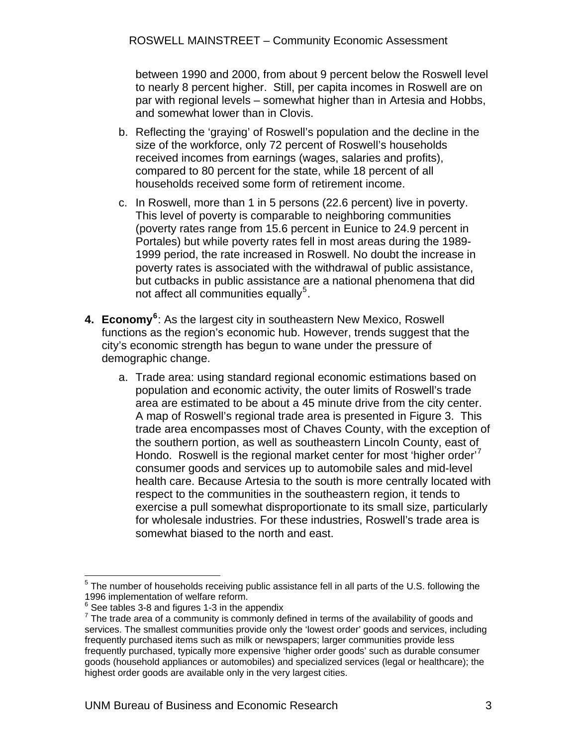between 1990 and 2000, from about 9 percent below the Roswell level to nearly 8 percent higher. Still, per capita incomes in Roswell are on par with regional levels – somewhat higher than in Artesia and Hobbs, and somewhat lower than in Clovis.

b. Reflecting the 'graying' of Roswell's population and the decline in the size of the workforce, only 72 percent of Roswell's households received incomes from earnings (wages, salaries and profits), compared to 80 percent for the state, while 18 percent of all households received some form of retirement income.

c. In Roswell, more than 1 in 5 persons (22.6 percent) live in poverty. This level of poverty is comparable to neighboring communities (poverty rates range from 15.6 percent in Eunice to 24.9 percent in Portales) but while poverty rates fell in most areas during the 1989-1999 period, the rate increased in Roswell. No doubt the increase in poverty rates is associated with the withdrawal of public assistance, but cutbacks in public assistance are a national phenomena that did not affect all communities equally[5].

4. **Economy[6]**: As the largest city in southeastern New Mexico, Roswell functions as the region's economic hub. However, trends suggest that the city's economic strength has begun to wane under the pressure of demographic change.

   a. Trade area: using standard regional economic estimations based on population and economic activity, the outer limits of Roswell's trade area are estimated to be about a 45 minute drive from the city center. A map of Roswell's regional trade area is presented in Figure 3. This trade area encompasses most of Chaves County, with the exception of the southern portion, as well as southeastern Lincoln County, east of Hondo. Roswell is the regional market center for most 'higher order'[7] consumer goods and services up to automobile sales and mid-level health care. Because Artesia to the south is more centrally located with respect to the communities in the southeastern region, it tends to exercise a pull somewhat disproportionate to its small size, particularly for wholesale industries. For these industries, Roswell's trade area is somewhat biased to the north and east.

---

[5] The number of households receiving public assistance fell in all parts of the U.S. following the 1996 implementation of welfare reform.

[6] See tables 3-8 and figures 1-3 in the appendix

[7] The trade area of a community is commonly defined in terms of the availability of goods and services. The smallest communities provide only the 'lowest order' goods and services, including frequently purchased items such as milk or newspapers; larger communities provide less frequently purchased, typically more expensive 'higher order goods' such as durable consumer goods (household appliances or automobiles) and specialized services (legal or healthcare); the highest order goods are available only in the very largest cities.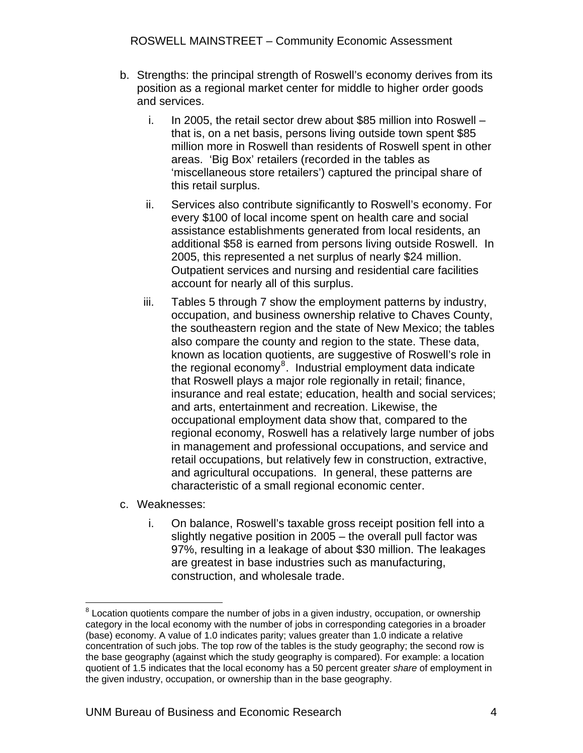b. Strengths: the principal strength of Roswell's economy derives from its position as a regional market center for middle to higher order goods and services.

   i. In 2005, the retail sector drew about $85 million into Roswell – that is, on a net basis, persons living outside town spent $85 million more in Roswell than residents of Roswell spent in other areas. 'Big Box' retailers (recorded in the tables as 'miscellaneous store retailers') captured the principal share of this retail surplus.

   ii. Services also contribute significantly to Roswell's economy. For every $100 of local income spent on health care and social assistance establishments generated from local residents, an additional $58 is earned from persons living outside Roswell. In 2005, this represented a net surplus of nearly $24 million. Outpatient services and nursing and residential care facilities account for nearly all of this surplus.

   iii. Tables 5 through 7 show the employment patterns by industry, occupation, and business ownership relative to Chaves County, the southeastern region and the state of New Mexico; the tables also compare the county and region to the state. These data, known as location quotients, are suggestive of Roswell's role in the regional economy[8]. Industrial employment data indicate that Roswell plays a major role regionally in retail; finance, insurance and real estate; education, health and social services; and arts, entertainment and recreation. Likewise, the occupational employment data show that, compared to the regional economy, Roswell has a relatively large number of jobs in management and professional occupations, and service and retail occupations, but relatively few in construction, extractive, and agricultural occupations. In general, these patterns are characteristic of a small regional economic center.

c. Weaknesses:

   i. On balance, Roswell's taxable gross receipt position fell into a slightly negative position in 2005 – the overall pull factor was 97%, resulting in a leakage of about $30 million. The leakages are greatest in base industries such as manufacturing, construction, and wholesale trade.

---

[8] Location quotients compare the number of jobs in a given industry, occupation, or ownership category in the local economy with the number of jobs in corresponding categories in a broader (base) economy. A value of 1.0 indicates parity; values greater than 1.0 indicate a relative concentration of such jobs. The top row of the tables is the study geography; the second row is the base geography (against which the study geography is compared). For example: a location quotient of 1.5 indicates that the local economy has a 50 percent greater *share* of employment in the given industry, occupation, or ownership than in the base geography.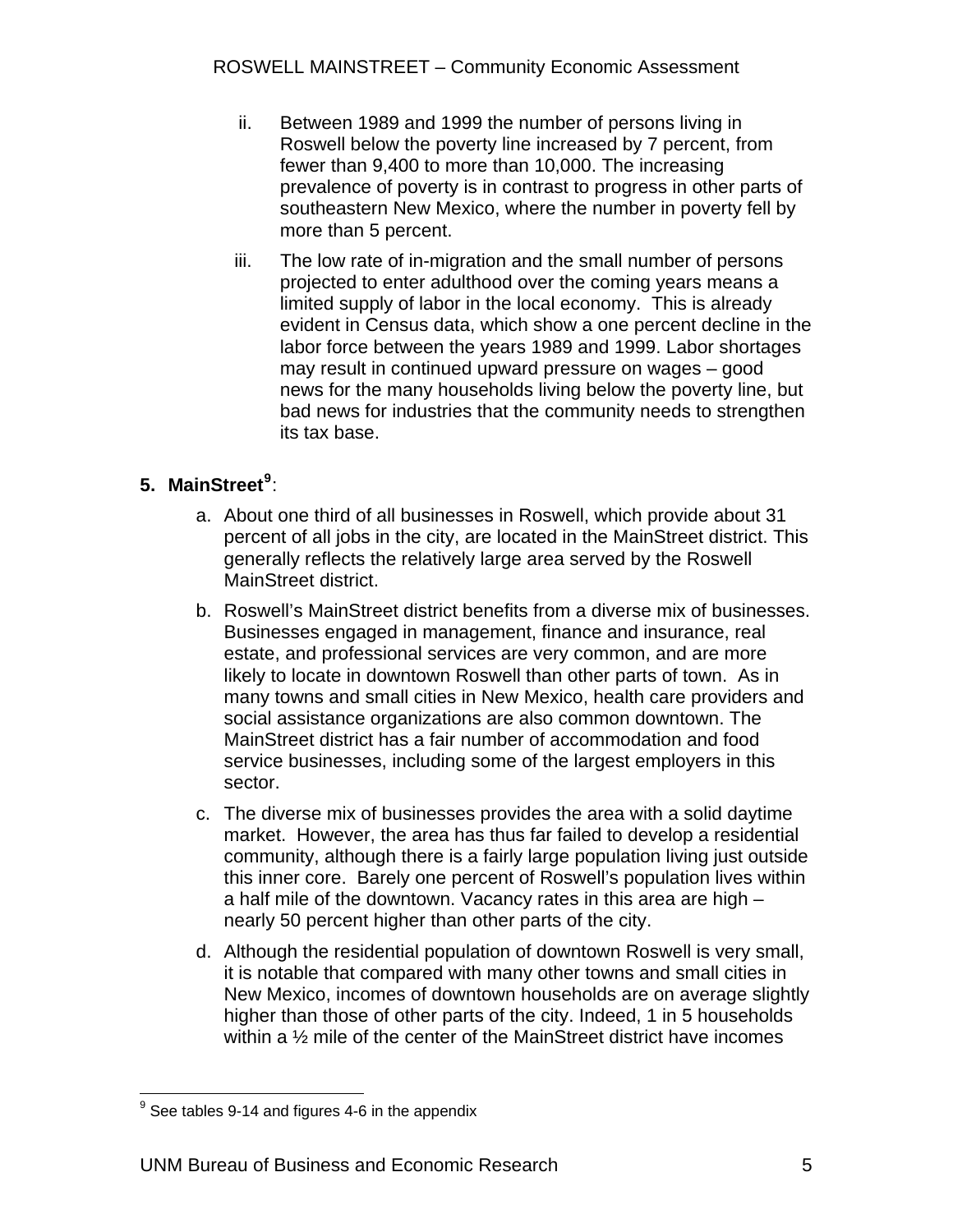ii. Between 1989 and 1999 the number of persons living in Roswell below the poverty line increased by 7 percent, from fewer than 9,400 to more than 10,000. The increasing prevalence of poverty is in contrast to progress in other parts of southeastern New Mexico, where the number in poverty fell by more than 5 percent.

iii. The low rate of in-migration and the small number of persons projected to enter adulthood over the coming years means a limited supply of labor in the local economy. This is already evident in Census data, which show a one percent decline in the labor force between the years 1989 and 1999. Labor shortages may result in continued upward pressure on wages – good news for the many households living below the poverty line, but bad news for industries that the community needs to strengthen its tax base.

**5. MainStreet**[9]:

a. About one third of all businesses in Roswell, which provide about 31 percent of all jobs in the city, are located in the MainStreet district. This generally reflects the relatively large area served by the Roswell MainStreet district.

b. Roswell's MainStreet district benefits from a diverse mix of businesses. Businesses engaged in management, finance and insurance, real estate, and professional services are very common, and are more likely to locate in downtown Roswell than other parts of town. As in many towns and small cities in New Mexico, health care providers and social assistance organizations are also common downtown. The MainStreet district has a fair number of accommodation and food service businesses, including some of the largest employers in this sector.

c. The diverse mix of businesses provides the area with a solid daytime market. However, the area has thus far failed to develop a residential community, although there is a fairly large population living just outside this inner core. Barely one percent of Roswell's population lives within a half mile of the downtown. Vacancy rates in this area are high – nearly 50 percent higher than other parts of the city.

d. Although the residential population of downtown Roswell is very small, it is notable that compared with many other towns and small cities in New Mexico, incomes of downtown households are on average slightly higher than those of other parts of the city. Indeed, 1 in 5 households within a ½ mile of the center of the MainStreet district have incomes

[9] See tables 9-14 and figures 4-6 in the appendix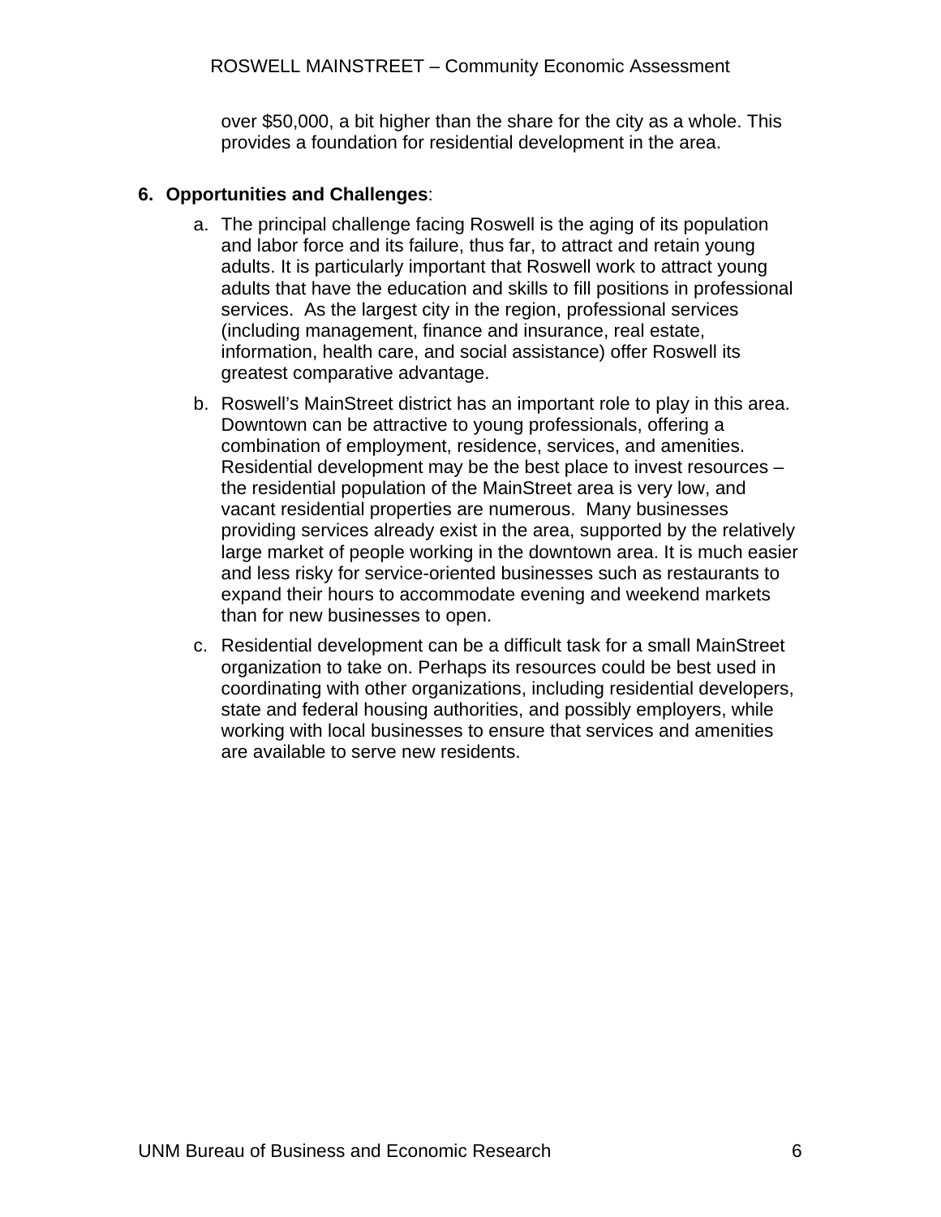over $50,000, a bit higher than the share for the city as a whole. This provides a foundation for residential development in the area.

6. **Opportunities and Challenges**:

   a. The principal challenge facing Roswell is the aging of its population and labor force and its failure, thus far, to attract and retain young adults. It is particularly important that Roswell work to attract young adults that have the education and skills to fill positions in professional services. As the largest city in the region, professional services (including management, finance and insurance, real estate, information, health care, and social assistance) offer Roswell its greatest comparative advantage.

   b. Roswell's MainStreet district has an important role to play in this area. Downtown can be attractive to young professionals, offering a combination of employment, residence, services, and amenities. Residential development may be the best place to invest resources – the residential population of the MainStreet area is very low, and vacant residential properties are numerous. Many businesses providing services already exist in the area, supported by the relatively large market of people working in the downtown area. It is much easier and less risky for service-oriented businesses such as restaurants to expand their hours to accommodate evening and weekend markets than for new businesses to open.

   c. Residential development can be a difficult task for a small MainStreet organization to take on. Perhaps its resources could be best used in coordinating with other organizations, including residential developers, state and federal housing authorities, and possibly employers, while working with local businesses to ensure that services and amenities are available to serve new residents.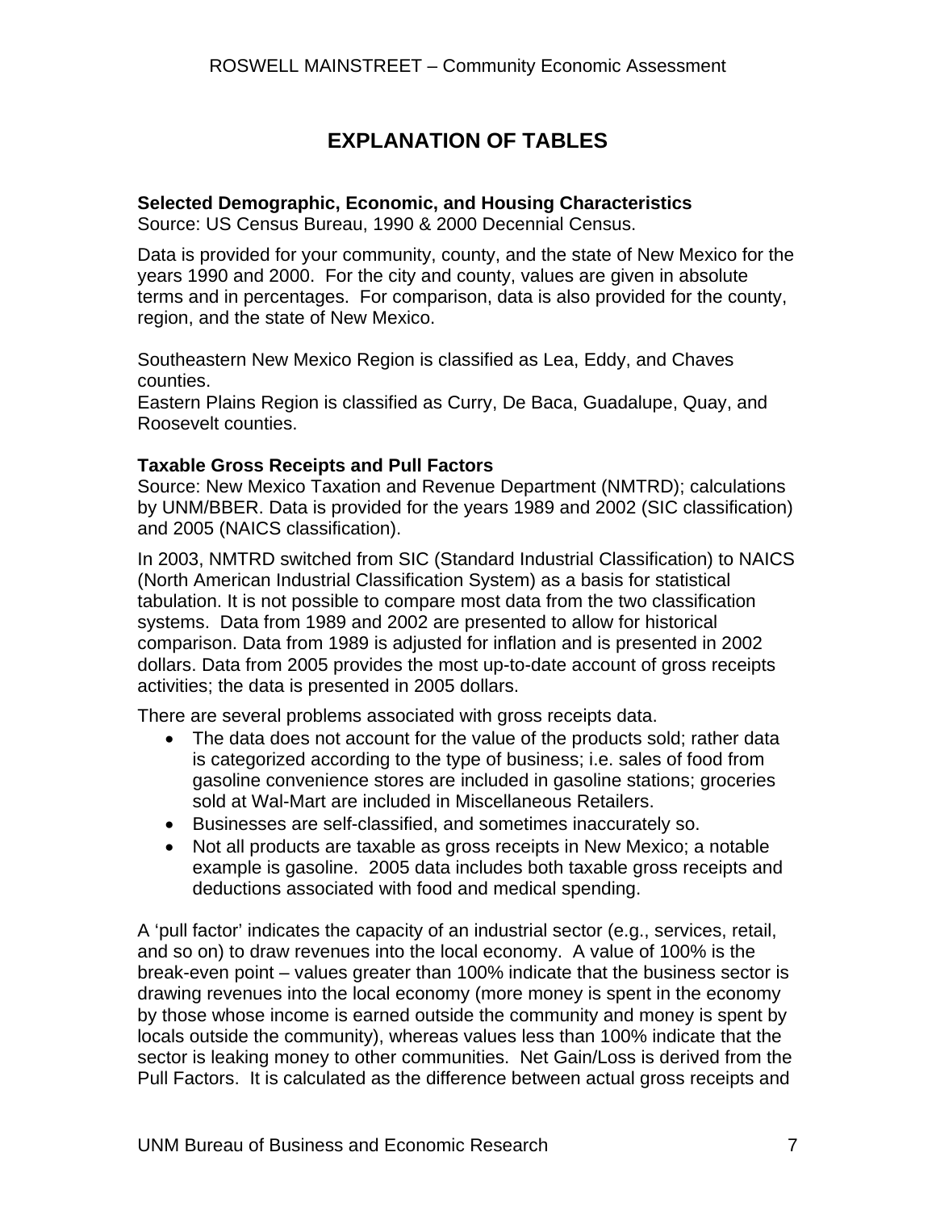# EXPLANATION OF TABLES

**Selected Demographic, Economic, and Housing Characteristics**
Source: US Census Bureau, 1990 & 2000 Decennial Census.

Data is provided for your community, county, and the state of New Mexico for the years 1990 and 2000. For the city and county, values are given in absolute terms and in percentages. For comparison, data is also provided for the county, region, and the state of New Mexico.

Southeastern New Mexico Region is classified as Lea, Eddy, and Chaves counties.
Eastern Plains Region is classified as Curry, De Baca, Guadalupe, Quay, and Roosevelt counties.

**Taxable Gross Receipts and Pull Factors**
Source: New Mexico Taxation and Revenue Department (NMTRD); calculations by UNM/BBER. Data is provided for the years 1989 and 2002 (SIC classification) and 2005 (NAICS classification).

In 2003, NMTRD switched from SIC (Standard Industrial Classification) to NAICS (North American Industrial Classification System) as a basis for statistical tabulation. It is not possible to compare most data from the two classification systems. Data from 1989 and 2002 are presented to allow for historical comparison. Data from 1989 is adjusted for inflation and is presented in 2002 dollars. Data from 2005 provides the most up-to-date account of gross receipts activities; the data is presented in 2005 dollars.

There are several problems associated with gross receipts data.

- The data does not account for the value of the products sold; rather data is categorized according to the type of business; i.e. sales of food from gasoline convenience stores are included in gasoline stations; groceries sold at Wal-Mart are included in Miscellaneous Retailers.
- Businesses are self-classified, and sometimes inaccurately so.
- Not all products are taxable as gross receipts in New Mexico; a notable example is gasoline. 2005 data includes both taxable gross receipts and deductions associated with food and medical spending.

A 'pull factor' indicates the capacity of an industrial sector (e.g., services, retail, and so on) to draw revenues into the local economy. A value of 100% is the break-even point – values greater than 100% indicate that the business sector is drawing revenues into the local economy (more money is spent in the economy by those whose income is earned outside the community and money is spent by locals outside the community), whereas values less than 100% indicate that the sector is leaking money to other communities. Net Gain/Loss is derived from the Pull Factors. It is calculated as the difference between actual gross receipts and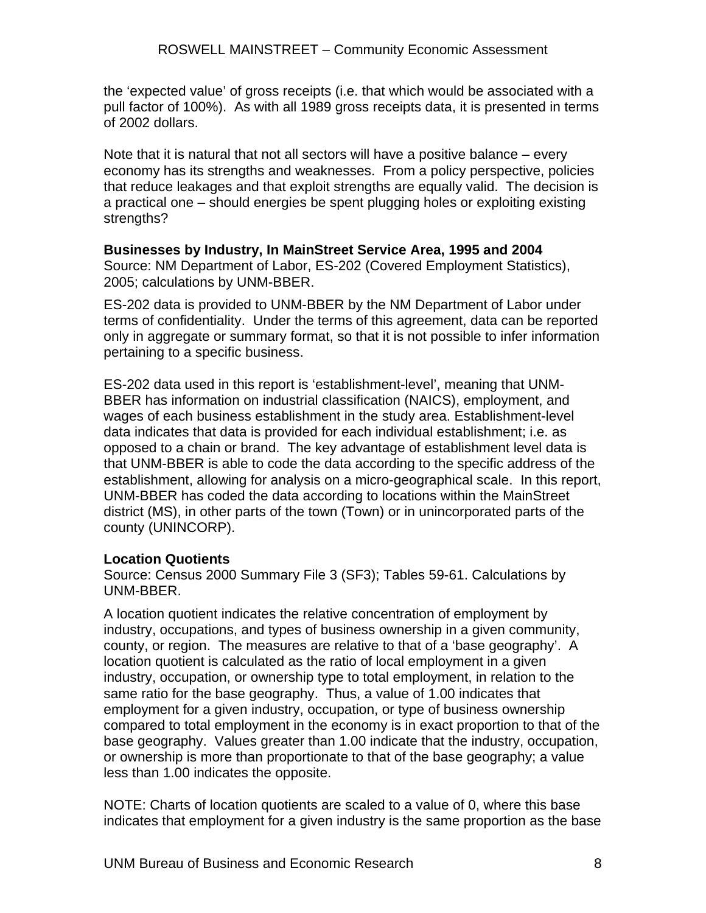the ‘expected value’ of gross receipts (i.e. that which would be associated with a pull factor of 100%). As with all 1989 gross receipts data, it is presented in terms of 2002 dollars.

Note that it is natural that not all sectors will have a positive balance – every economy has its strengths and weaknesses. From a policy perspective, policies that reduce leakages and that exploit strengths are equally valid. The decision is a practical one – should energies be spent plugging holes or exploiting existing strengths?

**Businesses by Industry, In MainStreet Service Area, 1995 and 2004**
Source: NM Department of Labor, ES-202 (Covered Employment Statistics), 2005; calculations by UNM-BBER.

ES-202 data is provided to UNM-BBER by the NM Department of Labor under terms of confidentiality. Under the terms of this agreement, data can be reported only in aggregate or summary format, so that it is not possible to infer information pertaining to a specific business.

ES-202 data used in this report is ‘establishment-level’, meaning that UNM-BBER has information on industrial classification (NAICS), employment, and wages of each business establishment in the study area. Establishment-level data indicates that data is provided for each individual establishment; i.e. as opposed to a chain or brand. The key advantage of establishment level data is that UNM-BBER is able to code the data according to the specific address of the establishment, allowing for analysis on a micro-geographical scale. In this report, UNM-BBER has coded the data according to locations within the MainStreet district (MS), in other parts of the town (Town) or in unincorporated parts of the county (UNINCORP).

**Location Quotients**
Source: Census 2000 Summary File 3 (SF3); Tables 59-61. Calculations by UNM-BBER.

A location quotient indicates the relative concentration of employment by industry, occupations, and types of business ownership in a given community, county, or region. The measures are relative to that of a ‘base geography’. A location quotient is calculated as the ratio of local employment in a given industry, occupation, or ownership type to total employment, in relation to the same ratio for the base geography. Thus, a value of 1.00 indicates that employment for a given industry, occupation, or type of business ownership compared to total employment in the economy is in exact proportion to that of the base geography. Values greater than 1.00 indicate that the industry, occupation, or ownership is more than proportionate to that of the base geography; a value less than 1.00 indicates the opposite.

NOTE: Charts of location quotients are scaled to a value of 0, where this base indicates that employment for a given industry is the same proportion as the base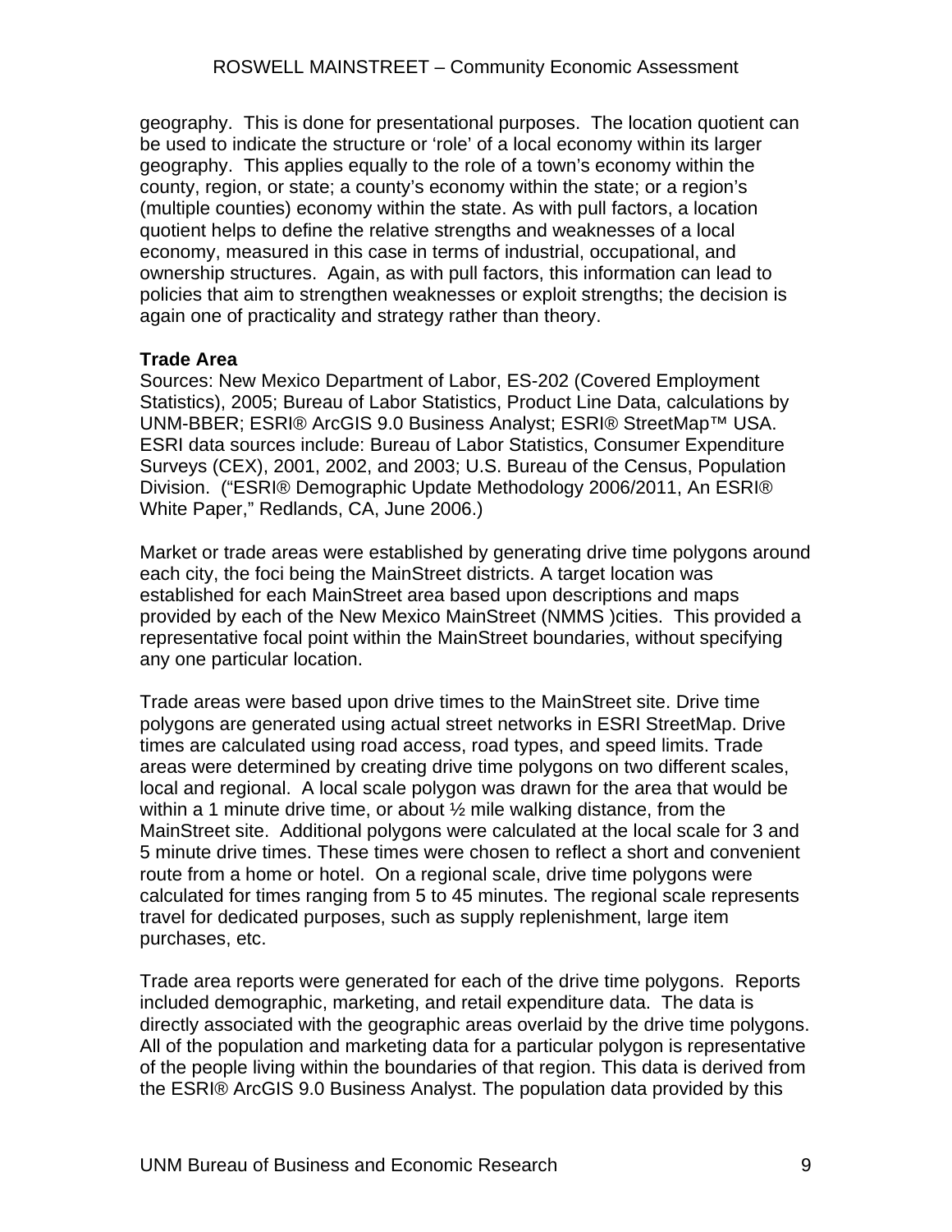geography. This is done for presentational purposes. The location quotient can be used to indicate the structure or 'role' of a local economy within its larger geography. This applies equally to the role of a town's economy within the county, region, or state; a county's economy within the state; or a region's (multiple counties) economy within the state. As with pull factors, a location quotient helps to define the relative strengths and weaknesses of a local economy, measured in this case in terms of industrial, occupational, and ownership structures. Again, as with pull factors, this information can lead to policies that aim to strengthen weaknesses or exploit strengths; the decision is again one of practicality and strategy rather than theory.

**Trade Area**

Sources: New Mexico Department of Labor, ES-202 (Covered Employment Statistics), 2005; Bureau of Labor Statistics, Product Line Data, calculations by UNM-BBER; ESRI® ArcGIS 9.0 Business Analyst; ESRI® StreetMap™ USA. ESRI data sources include: Bureau of Labor Statistics, Consumer Expenditure Surveys (CEX), 2001, 2002, and 2003; U.S. Bureau of the Census, Population Division. ("ESRI® Demographic Update Methodology 2006/2011, An ESRI® White Paper," Redlands, CA, June 2006.)

Market or trade areas were established by generating drive time polygons around each city, the foci being the MainStreet districts. A target location was established for each MainStreet area based upon descriptions and maps provided by each of the New Mexico MainStreet (NMMS )cities. This provided a representative focal point within the MainStreet boundaries, without specifying any one particular location.

Trade areas were based upon drive times to the MainStreet site. Drive time polygons are generated using actual street networks in ESRI StreetMap. Drive times are calculated using road access, road types, and speed limits. Trade areas were determined by creating drive time polygons on two different scales, local and regional. A local scale polygon was drawn for the area that would be within a 1 minute drive time, or about ½ mile walking distance, from the MainStreet site. Additional polygons were calculated at the local scale for 3 and 5 minute drive times. These times were chosen to reflect a short and convenient route from a home or hotel. On a regional scale, drive time polygons were calculated for times ranging from 5 to 45 minutes. The regional scale represents travel for dedicated purposes, such as supply replenishment, large item purchases, etc.

Trade area reports were generated for each of the drive time polygons. Reports included demographic, marketing, and retail expenditure data. The data is directly associated with the geographic areas overlaid by the drive time polygons. All of the population and marketing data for a particular polygon is representative of the people living within the boundaries of that region. This data is derived from the ESRI® ArcGIS 9.0 Business Analyst. The population data provided by this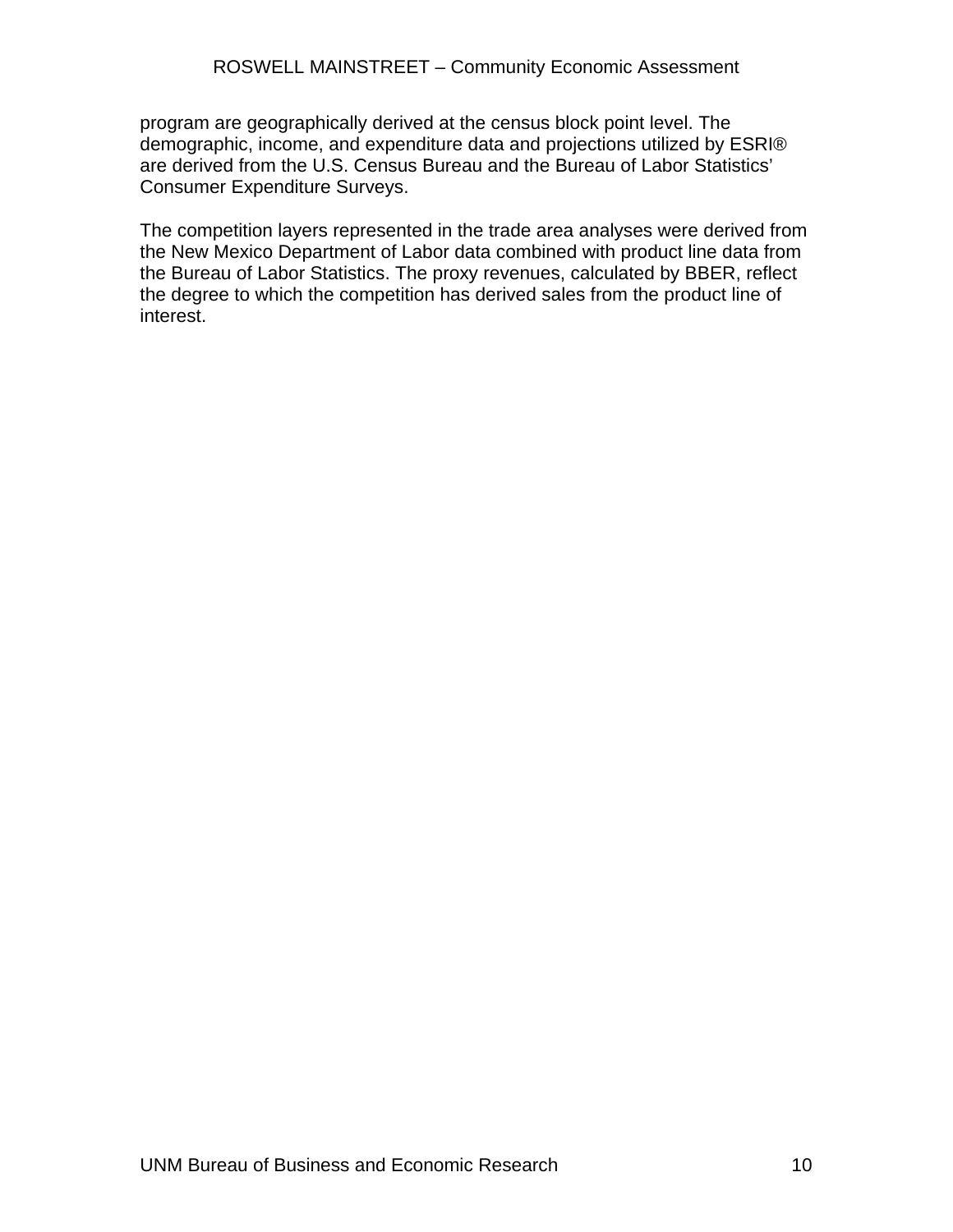program are geographically derived at the census block point level. The demographic, income, and expenditure data and projections utilized by ESRI® are derived from the U.S. Census Bureau and the Bureau of Labor Statistics' Consumer Expenditure Surveys.

The competition layers represented in the trade area analyses were derived from the New Mexico Department of Labor data combined with product line data from the Bureau of Labor Statistics. The proxy revenues, calculated by BBER, reflect the degree to which the competition has derived sales from the product line of interest.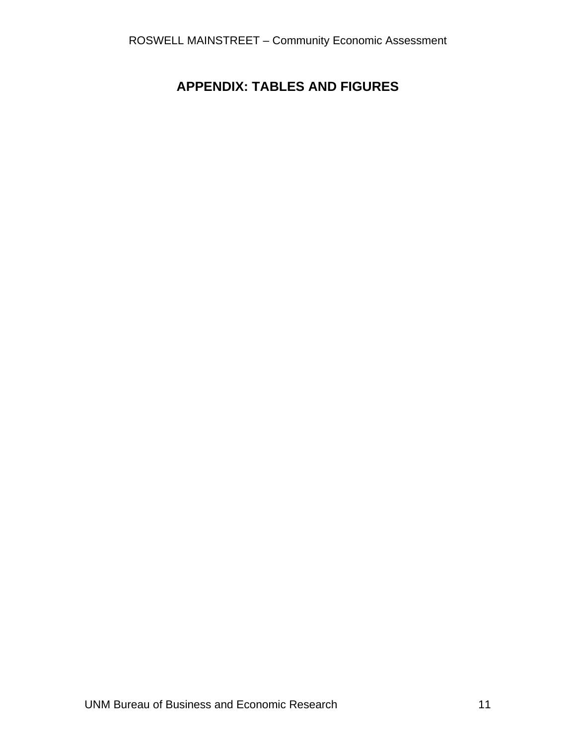# APPENDIX: TABLES AND FIGURES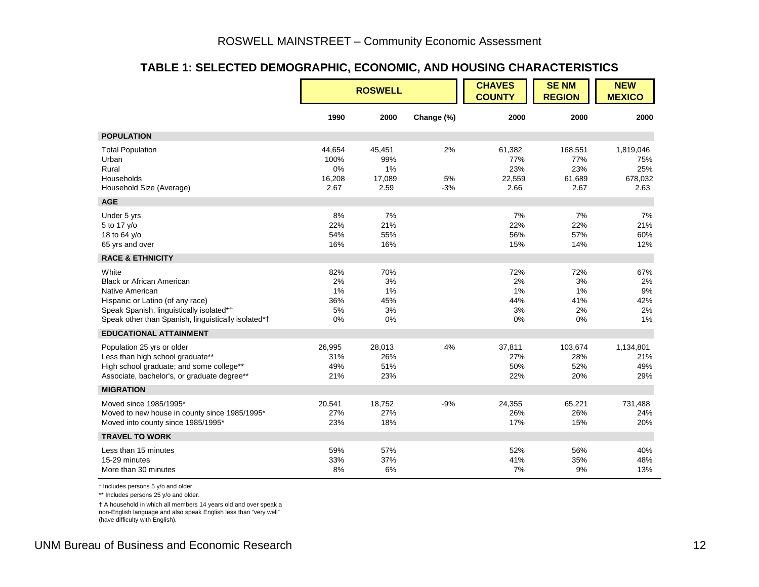## TABLE 1: SELECTED DEMOGRAPHIC, ECONOMIC, AND HOUSING CHARACTERISTICS

| | ROSWELL | | | CHAVES COUNTY | SE NM REGION | NEW MEXICO |
|---|---|---|---|---|---|---|
| | 1990 | 2000 | Change (%) | 2000 | 2000 | 2000 |
| **POPULATION** | | | | | | |
| Total Population | 44,654 | 45,451 | 2% | 61,382 | 168,551 | 1,819,046 |
| Urban | 100% | 99% | | 77% | 77% | 75% |
| Rural | 0% | 1% | | 23% | 23% | 25% |
| Households | 16,208 | 17,089 | 5% | 22,559 | 61,689 | 678,032 |
| Household Size (Average) | 2.67 | 2.59 | -3% | 2.66 | 2.67 | 2.63 |
| **AGE** | | | | | | |
| Under 5 yrs | 8% | 7% | | 7% | 7% | 7% |
| 5 to 17 y/o | 22% | 21% | | 22% | 22% | 21% |
| 18 to 64 y/o | 54% | 55% | | 56% | 57% | 60% |
| 65 yrs and over | 16% | 16% | | 15% | 14% | 12% |
| **RACE & ETHNICITY** | | | | | | |
| White | 82% | 70% | | 72% | 72% | 67% |
| Black or African American | 2% | 3% | | 2% | 3% | 2% |
| Native American | 1% | 1% | | 1% | 1% | 9% |
| Hispanic or Latino (of any race) | 36% | 45% | | 44% | 41% | 42% |
| Speak Spanish, linguistically isolated*† | 5% | 3% | | 3% | 2% | 2% |
| Speak other than Spanish, linguistically isolated*† | 0% | 0% | | 0% | 0% | 1% |
| **EDUCATIONAL ATTAINMENT** | | | | | | |
| Population 25 yrs or older | 26,995 | 28,013 | 4% | 37,811 | 103,674 | 1,134,801 |
| Less than high school graduate** | 31% | 26% | | 27% | 28% | 21% |
| High school graduate; and some college** | 49% | 51% | | 50% | 52% | 49% |
| Associate, bachelor's, or graduate degree** | 21% | 23% | | 22% | 20% | 29% |
| **MIGRATION** | | | | | | |
| Moved since 1985/1995* | 20,541 | 18,752 | -9% | 24,355 | 65,221 | 731,488 |
| Moved to new house in county since 1985/1995* | 27% | 27% | | 26% | 26% | 24% |
| Moved into county since 1985/1995* | 23% | 18% | | 17% | 15% | 20% |
| **TRAVEL TO WORK** | | | | | | |
| Less than 15 minutes | 59% | 57% | | 52% | 56% | 40% |
| 15-29 minutes | 33% | 37% | | 41% | 35% | 48% |
| More than 30 minutes | 8% | 6% | | 7% | 9% | 13% |

* Includes persons 5 y/o and older.

** Includes persons 25 y/o and older.

† A household in which all members 14 years old and over speak a non-English language and also speak English less than "very well" (have difficulty with English).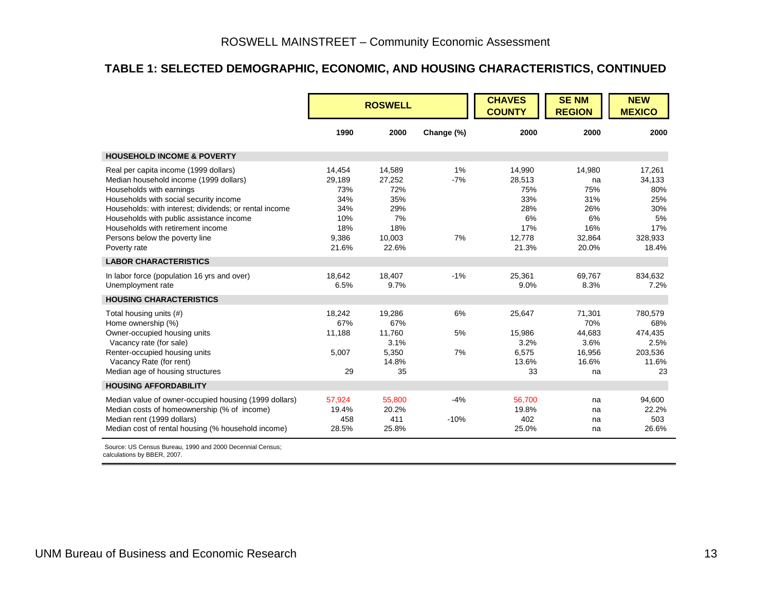## TABLE 1: SELECTED DEMOGRAPHIC, ECONOMIC, AND HOUSING CHARACTERISTICS, CONTINUED

| | ROSWELL | | | CHAVES COUNTY | SE NM REGION | NEW MEXICO |
|---|---|---|---|---|---|---|
| | 1990 | 2000 | Change (%) | 2000 | 2000 | 2000 |
| **HOUSEHOLD INCOME & POVERTY** | | | | | | |
| Real per capita income (1999 dollars) | 14,454 | 14,589 | 1% | 14,990 | 14,980 | 17,261 |
| Median household income (1999 dollars) | 29,189 | 27,252 | -7% | 28,513 | na | 34,133 |
| Households with earnings | 73% | 72% | | 75% | 75% | 80% |
| Households with social security income | 34% | 35% | | 33% | 31% | 25% |
| Households: with interest; dividends; or rental income | 34% | 29% | | 28% | 26% | 30% |
| Households with public assistance income | 10% | 7% | | 6% | 6% | 5% |
| Households with retirement income | 18% | 18% | | 17% | 16% | 17% |
| Persons below the poverty line | 9,386 | 10,003 | 7% | 12,778 | 32,864 | 328,933 |
| Poverty rate | 21.6% | 22.6% | | 21.3% | 20.0% | 18.4% |
| **LABOR CHARACTERISTICS** | | | | | | |
| In labor force (population 16 yrs and over) | 18,642 | 18,407 | -1% | 25,361 | 69,767 | 834,632 |
| Unemployment rate | 6.5% | 9.7% | | 9.0% | 8.3% | 7.2% |
| **HOUSING CHARACTERISTICS** | | | | | | |
| Total housing units (#) | 18,242 | 19,286 | 6% | 25,647 | 71,301 | 780,579 |
| Home ownership (%) | 67% | 67% | | | 70% | 68% |
| Owner-occupied housing units | 11,188 | 11,760 | 5% | 15,986 | 44,683 | 474,435 |
| Vacancy rate (for sale) | | 3.1% | | 3.2% | 3.6% | 2.5% |
| Renter-occupied housing units | 5,007 | 5,350 | 7% | 6,575 | 16,956 | 203,536 |
| Vacancy Rate (for rent) | | 14.8% | | 13.6% | 16.6% | 11.6% |
| Median age of housing structures | 29 | 35 | | 33 | na | 23 |
| **HOUSING AFFORDABILITY** | | | | | | |
| Median value of owner-occupied housing (1999 dollars) | 57,924 | 55,800 | -4% | 56,700 | na | 94,600 |
| Median costs of homeownership (% of income) | 19.4% | 20.2% | | 19.8% | na | 22.2% |
| Median rent (1999 dollars) | 458 | 411 | -10% | 402 | na | 503 |
| Median cost of rental housing (% household income) | 28.5% | 25.8% | | 25.0% | na | 26.6% |

Source: US Census Bureau, 1990 and 2000 Decennial Census; calculations by BBER, 2007.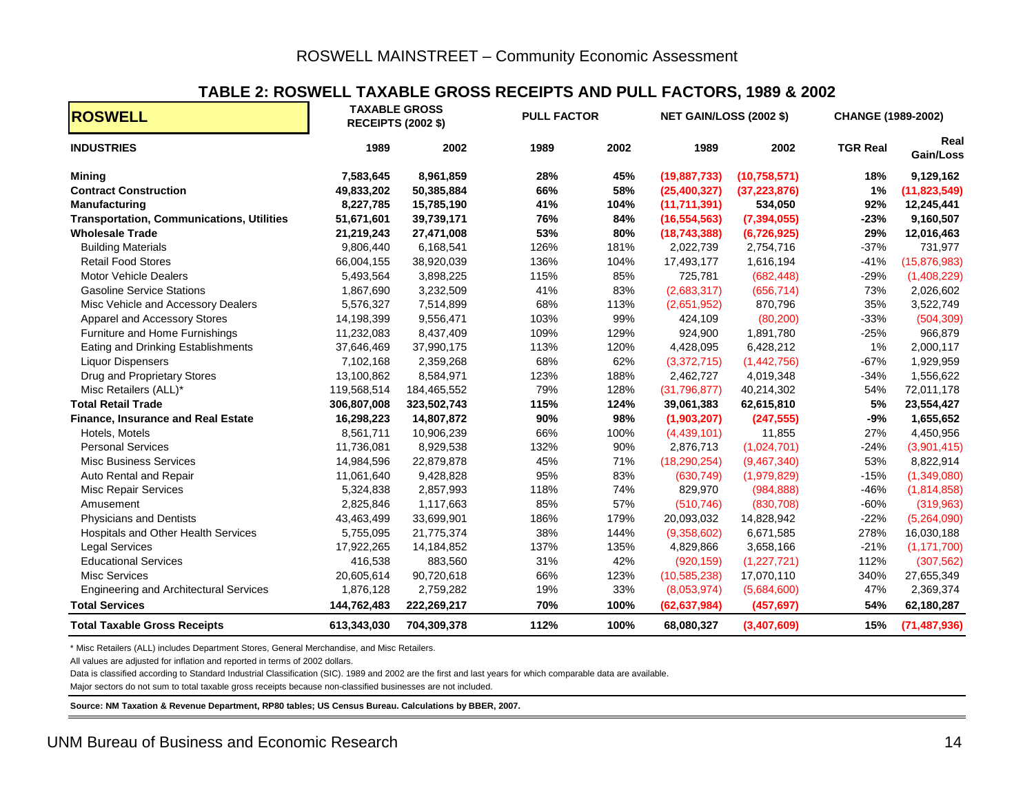## TABLE 2: ROSWELL TAXABLE GROSS RECEIPTS AND PULL FACTORS, 1989 & 2002

| ROSWELL | TAXABLE GROSS RECEIPTS (2002 $) | | PULL FACTOR | | NET GAIN/LOSS (2002 $) | | CHANGE (1989-2002) | |
|---|---|---|---|---|---|---|---|---|
| **INDUSTRIES** | **1989** | **2002** | **1989** | **2002** | **1989** | **2002** | **TGR Real** | **Gain/Loss** |
| **Mining** | **7,583,645** | **8,961,859** | **28%** | **45%** | **(19,887,733)** | **(10,758,571)** | **18%** | **9,129,162** |
| **Contract Construction** | **49,833,202** | **50,385,884** | **66%** | **58%** | **(25,400,327)** | **(37,223,876)** | **1%** | **(11,823,549)** |
| **Manufacturing** | **8,227,785** | **15,785,190** | **41%** | **104%** | **(11,711,391)** | **534,050** | **92%** | **12,245,441** |
| **Transportation, Communications, Utilities** | **51,671,601** | **39,739,171** | **76%** | **84%** | **(16,554,563)** | **(7,394,055)** | **-23%** | **9,160,507** |
| **Wholesale Trade** | **21,219,243** | **27,471,008** | **53%** | **80%** | **(18,743,388)** | **(6,726,925)** | **29%** | **12,016,463** |
| Building Materials | 9,806,440 | 6,168,541 | 126% | 181% | 2,022,739 | 2,754,716 | -37% | 731,977 |
| Retail Food Stores | 66,004,155 | 38,920,039 | 136% | 104% | 17,493,177 | 1,616,194 | -41% | (15,876,983) |
| Motor Vehicle Dealers | 5,493,564 | 3,898,225 | 115% | 85% | 725,781 | (682,448) | -29% | (1,408,229) |
| Gasoline Service Stations | 1,867,690 | 3,232,509 | 41% | 83% | (2,683,317) | (656,714) | 73% | 2,026,602 |
| Misc Vehicle and Accessory Dealers | 5,576,327 | 7,514,899 | 68% | 113% | (2,651,952) | 870,796 | 35% | 3,522,749 |
| Apparel and Accessory Stores | 14,198,399 | 9,556,471 | 103% | 99% | 424,109 | (80,200) | -33% | (504,309) |
| Furniture and Home Furnishings | 11,232,083 | 8,437,409 | 109% | 129% | 924,900 | 1,891,780 | -25% | 966,879 |
| Eating and Drinking Establishments | 37,646,469 | 37,990,175 | 113% | 120% | 4,428,095 | 6,428,212 | 1% | 2,000,117 |
| Liquor Dispensers | 7,102,168 | 2,359,268 | 68% | 62% | (3,372,715) | (1,442,756) | -67% | 1,929,959 |
| Drug and Proprietary Stores | 13,100,862 | 8,584,971 | 123% | 188% | 2,462,727 | 4,019,348 | -34% | 1,556,622 |
| Misc Retailers (ALL)* | 119,568,514 | 184,465,552 | 79% | 128% | (31,796,877) | 40,214,302 | 54% | 72,011,178 |
| **Total Retail Trade** | **306,807,008** | **323,502,743** | **115%** | **124%** | **39,061,383** | **62,615,810** | **5%** | **23,554,427** |
| **Finance, Insurance and Real Estate** | **16,298,223** | **14,807,872** | **90%** | **98%** | **(1,903,207)** | **(247,555)** | **-9%** | **1,655,652** |
| Hotels, Motels | 8,561,711 | 10,906,239 | 66% | 100% | (4,439,101) | 11,855 | 27% | 4,450,956 |
| Personal Services | 11,736,081 | 8,929,538 | 132% | 90% | 2,876,713 | (1,024,701) | -24% | (3,901,415) |
| Misc Business Services | 14,984,596 | 22,879,878 | 45% | 71% | (18,290,254) | (9,467,340) | 53% | 8,822,914 |
| Auto Rental and Repair | 11,061,640 | 9,428,828 | 95% | 83% | (630,749) | (1,979,829) | -15% | (1,349,080) |
| Misc Repair Services | 5,324,838 | 2,857,993 | 118% | 74% | 829,970 | (984,888) | -46% | (1,814,858) |
| Amusement | 2,825,846 | 1,117,663 | 85% | 57% | (510,746) | (830,708) | -60% | (319,963) |
| Physicians and Dentists | 43,463,499 | 33,699,901 | 186% | 179% | 20,093,032 | 14,828,942 | -22% | (5,264,090) |
| Hospitals and Other Health Services | 5,755,095 | 21,775,374 | 38% | 144% | (9,358,602) | 6,671,585 | 278% | 16,030,188 |
| Legal Services | 17,922,265 | 14,184,852 | 137% | 135% | 4,829,866 | 3,658,166 | -21% | (1,171,700) |
| Educational Services | 416,538 | 883,560 | 31% | 42% | (920,159) | (1,227,721) | 112% | (307,562) |
| Misc Services | 20,605,614 | 90,720,618 | 66% | 123% | (10,585,238) | 17,070,110 | 340% | 27,655,349 |
| Engineering and Architectural Services | 1,876,128 | 2,759,282 | 19% | 33% | (8,053,974) | (5,684,600) | 47% | 2,369,374 |
| **Total Services** | **144,762,483** | **222,269,217** | **70%** | **100%** | **(62,637,984)** | **(457,697)** | **54%** | **62,180,287** |
| **Total Taxable Gross Receipts** | **613,343,030** | **704,309,378** | **112%** | **100%** | **68,080,327** | **(3,407,609)** | **15%** | **(71,487,936)** |

* Misc Retailers (ALL) includes Department Stores, General Merchandise, and Misc Retailers.

All values are adjusted for inflation and reported in terms of 2002 dollars.

Data is classified according to Standard Industrial Classification (SIC). 1989 and 2002 are the first and last years for which comparable data are available.

Major sectors do not sum to total taxable gross receipts because non-classified businesses are not included.

**Source: NM Taxation & Revenue Department, RP80 tables; US Census Bureau. Calculations by BBER, 2007.**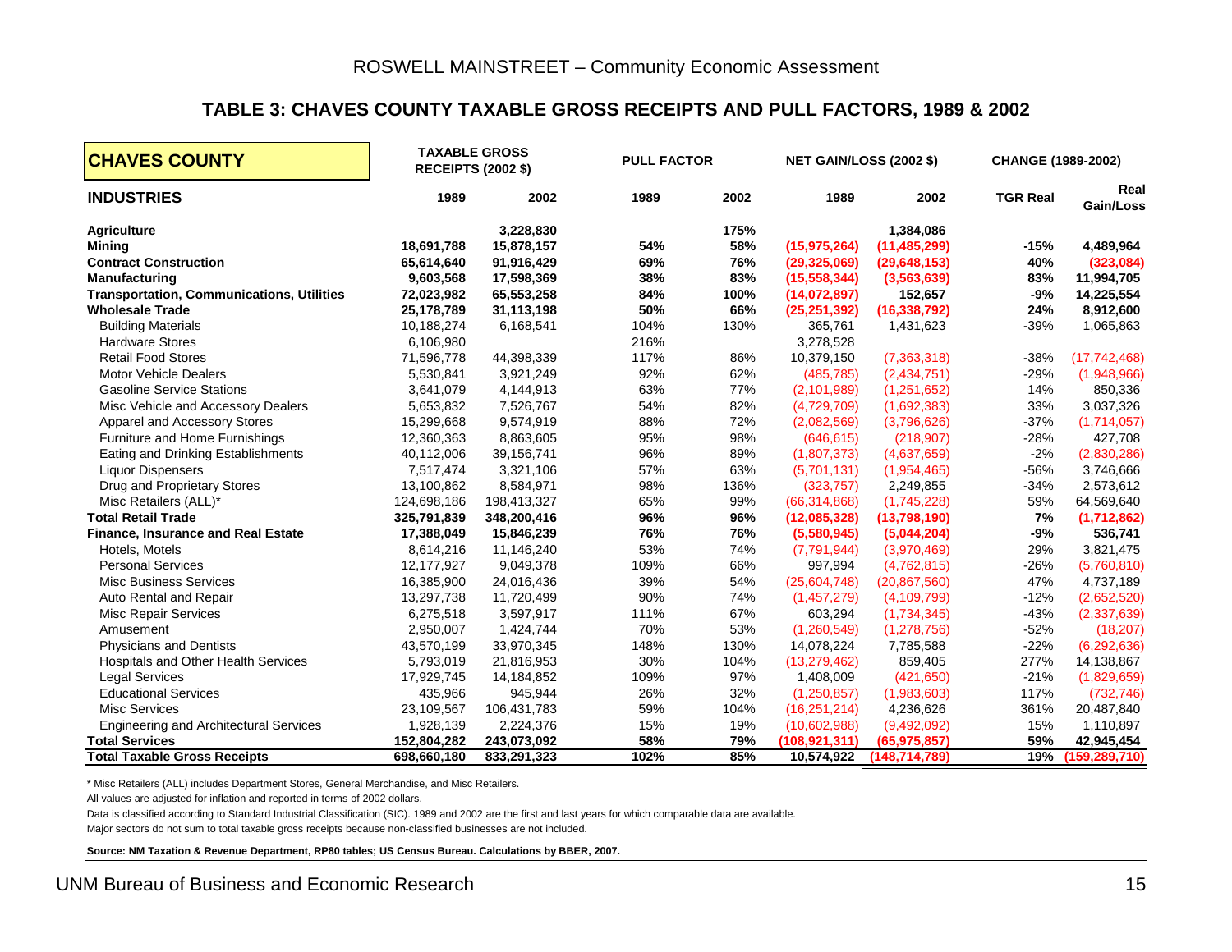### TABLE 3: CHAVES COUNTY TAXABLE GROSS RECEIPTS AND PULL FACTORS, 1989 & 2002

| CHAVES COUNTY | TAXABLE GROSS RECEIPTS (2002 $) | | PULL FACTOR | | NET GAIN/LOSS (2002 $) | | CHANGE (1989-2002) | |
|---|---|---|---|---|---|---|---|---|
| **INDUSTRIES** | **1989** | **2002** | **1989** | **2002** | **1989** | **2002** | **TGR Real** | **Real Gain/Loss** |
| **Agriculture** | | **3,228,830** | | **175%** | | **1,384,086** | | |
| **Mining** | **18,691,788** | **15,878,157** | **54%** | **58%** | **(15,975,264)** | **(11,485,299)** | **-15%** | **4,489,964** |
| **Contract Construction** | **65,614,640** | **91,916,429** | **69%** | **76%** | **(29,325,069)** | **(29,648,153)** | **40%** | **(323,084)** |
| **Manufacturing** | **9,603,568** | **17,598,369** | **38%** | **83%** | **(15,558,344)** | **(3,563,639)** | **83%** | **11,994,705** |
| **Transportation, Communications, Utilities** | **72,023,982** | **65,553,258** | **84%** | **100%** | **(14,072,897)** | **152,657** | **-9%** | **14,225,554** |
| **Wholesale Trade** | **25,178,789** | **31,113,198** | **50%** | **66%** | **(25,251,392)** | **(16,338,792)** | **24%** | **8,912,600** |
| Building Materials | 10,188,274 | 6,168,541 | 104% | 130% | 365,761 | 1,431,623 | -39% | 1,065,863 |
| Hardware Stores | 6,106,980 | | 216% | | 3,278,528 | | | |
| Retail Food Stores | 71,596,778 | 44,398,339 | 117% | 86% | 10,379,150 | (7,363,318) | -38% | (17,742,468) |
| Motor Vehicle Dealers | 5,530,841 | 3,921,249 | 92% | 62% | (485,785) | (2,434,751) | -29% | (1,948,966) |
| Gasoline Service Stations | 3,641,079 | 4,144,913 | 63% | 77% | (2,101,989) | (1,251,652) | 14% | 850,336 |
| Misc Vehicle and Accessory Dealers | 5,653,832 | 7,526,767 | 54% | 82% | (4,729,709) | (1,692,383) | 33% | 3,037,326 |
| Apparel and Accessory Stores | 15,299,668 | 9,574,919 | 88% | 72% | (2,082,569) | (3,796,626) | -37% | (1,714,057) |
| Furniture and Home Furnishings | 12,360,363 | 8,863,605 | 95% | 98% | (646,615) | (218,907) | -28% | 427,708 |
| Eating and Drinking Establishments | 40,112,006 | 39,156,741 | 96% | 89% | (1,807,373) | (4,637,659) | -2% | (2,830,286) |
| Liquor Dispensers | 7,517,474 | 3,321,106 | 57% | 63% | (5,701,131) | (1,954,465) | -56% | 3,746,666 |
| Drug and Proprietary Stores | 13,100,862 | 8,584,971 | 98% | 136% | (323,757) | 2,249,855 | -34% | 2,573,612 |
| Misc Retailers (ALL)* | 124,698,186 | 198,413,327 | 65% | 99% | (66,314,868) | (1,745,228) | 59% | 64,569,640 |
| **Total Retail Trade** | **325,791,839** | **348,200,416** | **96%** | **96%** | **(12,085,328)** | **(13,798,190)** | **7%** | **(1,712,862)** |
| **Finance, Insurance and Real Estate** | **17,388,049** | **15,846,239** | **76%** | **76%** | **(5,580,945)** | **(5,044,204)** | **-9%** | **536,741** |
| Hotels, Motels | 8,614,216 | 11,146,240 | 53% | 74% | (7,791,944) | (3,970,469) | 29% | 3,821,475 |
| Personal Services | 12,177,927 | 9,049,378 | 109% | 66% | 997,994 | (4,762,815) | -26% | (5,760,810) |
| Misc Business Services | 16,385,900 | 24,016,436 | 39% | 54% | (25,604,748) | (20,867,560) | 47% | 4,737,189 |
| Auto Rental and Repair | 13,297,738 | 11,720,499 | 90% | 74% | (1,457,279) | (4,109,799) | -12% | (2,652,520) |
| Misc Repair Services | 6,275,518 | 3,597,917 | 111% | 67% | 603,294 | (1,734,345) | -43% | (2,337,639) |
| Amusement | 2,950,007 | 1,424,744 | 70% | 53% | (1,260,549) | (1,278,756) | -52% | (18,207) |
| Physicians and Dentists | 43,570,199 | 33,970,345 | 148% | 130% | 14,078,224 | 7,785,588 | -22% | (6,292,636) |
| Hospitals and Other Health Services | 5,793,019 | 21,816,953 | 30% | 104% | (13,279,462) | 859,405 | 277% | 14,138,867 |
| Legal Services | 17,929,745 | 14,184,852 | 109% | 97% | 1,408,009 | (421,650) | -21% | (1,829,659) |
| Educational Services | 435,966 | 945,944 | 26% | 32% | (1,250,857) | (1,983,603) | 117% | (732,746) |
| Misc Services | 23,109,567 | 106,431,783 | 59% | 104% | (16,251,214) | 4,236,626 | 361% | 20,487,840 |
| Engineering and Architectural Services | 1,928,139 | 2,224,376 | 15% | 19% | (10,602,988) | (9,492,092) | 15% | 1,110,897 |
| **Total Services** | **152,804,282** | **243,073,092** | **58%** | **79%** | **(108,921,311)** | **(65,975,857)** | **59%** | **42,945,454** |
| **Total Taxable Gross Receipts** | **698,660,180** | **833,291,323** | **102%** | **85%** | **10,574,922** | **(148,714,789)** | **19%** | **(159,289,710)** |

\* Misc Retailers (ALL) includes Department Stores, General Merchandise, and Misc Retailers.

All values are adjusted for inflation and reported in terms of 2002 dollars.

Data is classified according to Standard Industrial Classification (SIC). 1989 and 2002 are the first and last years for which comparable data are available.

Major sectors do not sum to total taxable gross receipts because non-classified businesses are not included.

**Source: NM Taxation & Revenue Department, RP80 tables; US Census Bureau. Calculations by BBER, 2007.**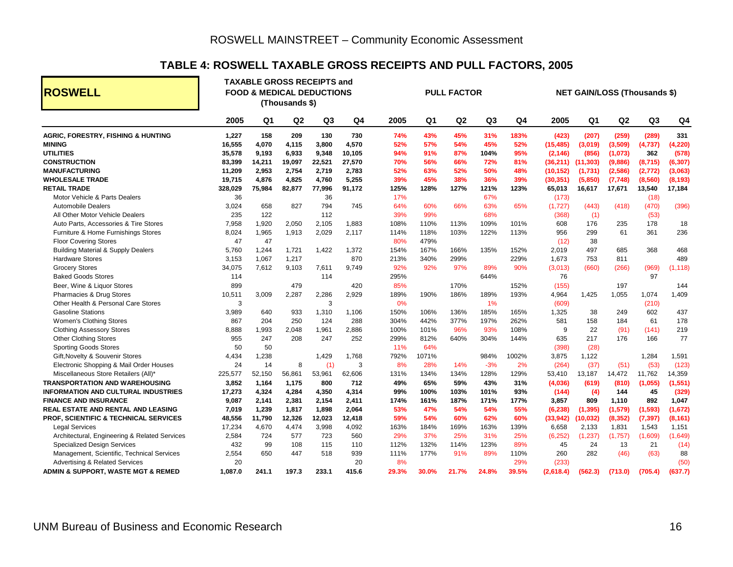## TABLE 4: ROSWELL TAXABLE GROSS RECEIPTS AND PULL FACTORS, 2005

| ROSWELL | TAXABLE GROSS RECEIPTS and FOOD & MEDICAL DEDUCTIONS (Thousands $) | | | | | PULL FACTOR | | | | | NET GAIN/LOSS (Thousands $) | | | | |
|---|---|---|---|---|---|---|---|---|---|---|---|---|---|---|---|
| | 2005 | Q1 | Q2 | Q3 | Q4 | 2005 | Q1 | Q2 | Q3 | Q4 | 2005 | Q1 | Q2 | Q3 | Q4 |
| **AGRIC, FORESTRY, FISHING & HUNTING** | **1,227** | **158** | **209** | **130** | **730** | **74%** | **43%** | **45%** | **31%** | **183%** | **(423)** | **(207)** | **(259)** | **(289)** | **331** |
| **MINING** | **16,555** | **4,070** | **4,115** | **3,800** | **4,570** | **52%** | **57%** | **54%** | **45%** | **52%** | **(15,485)** | **(3,019)** | **(3,509)** | **(4,737)** | **(4,220)** |
| **UTILITIES** | **35,578** | **9,193** | **6,933** | **9,348** | **10,105** | **94%** | **91%** | **87%** | **104%** | **95%** | **(2,146)** | **(856)** | **(1,073)** | **362** | **(578)** |
| **CONSTRUCTION** | **83,399** | **14,211** | **19,097** | **22,521** | **27,570** | **70%** | **56%** | **66%** | **72%** | **81%** | **(36,211)** | **(11,303)** | **(9,886)** | **(8,715)** | **(6,307)** |
| **MANUFACTURING** | **11,209** | **2,953** | **2,754** | **2,719** | **2,783** | **52%** | **63%** | **52%** | **50%** | **48%** | **(10,152)** | **(1,731)** | **(2,586)** | **(2,772)** | **(3,063)** |
| **WHOLESALE TRADE** | **19,715** | **4,876** | **4,825** | **4,760** | **5,255** | **39%** | **45%** | **38%** | **36%** | **39%** | **(30,351)** | **(5,850)** | **(7,748)** | **(8,560)** | **(8,193)** |
| **RETAIL TRADE** | **328,029** | **75,984** | **82,877** | **77,996** | **91,172** | **125%** | **128%** | **127%** | **121%** | **123%** | **65,013** | **16,617** | **17,671** | **13,540** | **17,184** |
| Motor Vehicle & Parts Dealers | 36 | | | 36 | | 17% | | | 67% | | (173) | | | (18) | |
| Automobile Dealers | 3,024 | 658 | 827 | 794 | 745 | 64% | 60% | 66% | 63% | 65% | (1,727) | (443) | (418) | (470) | (396) |
| All Other Motor Vehicle Dealers | 235 | 122 | | 112 | | 39% | 99% | | 68% | | (368) | (1) | | (53) | |
| Auto Parts, Accessories & Tire Stores | 7,958 | 1,920 | 2,050 | 2,105 | 1,883 | 108% | 110% | 113% | 109% | 101% | 608 | 176 | 235 | 178 | 18 |
| Furniture & Home Furnishings Stores | 8,024 | 1,965 | 1,913 | 2,029 | 2,117 | 114% | 118% | 103% | 122% | 113% | 956 | 299 | 61 | 361 | 236 |
| Floor Covering Stores | 47 | 47 | | | | 80% | 479% | | | | (12) | 38 | | | |
| Building Material & Supply Dealers | 5,760 | 1,244 | 1,721 | 1,422 | 1,372 | 154% | 167% | 166% | 135% | 152% | 2,019 | 497 | 685 | 368 | 468 |
| Hardware Stores | 3,153 | 1,067 | 1,217 | | 870 | 213% | 340% | 299% | | 229% | 1,673 | 753 | 811 | | 489 |
| Grocery Stores | 34,075 | 7,612 | 9,103 | 7,611 | 9,749 | 92% | 92% | 97% | 89% | 90% | (3,013) | (660) | (266) | (969) | (1,118) |
| Baked Goods Stores | 114 | | | 114 | | 295% | | | 644% | | 76 | | | 97 | |
| Beer, Wine & Liquor Stores | 899 | | 479 | | 420 | 85% | | 170% | | 152% | (155) | | 197 | | 144 |
| Pharmacies & Drug Stores | 10,511 | 3,009 | 2,287 | 2,286 | 2,929 | 189% | 190% | 186% | 189% | 193% | 4,964 | 1,425 | 1,055 | 1,074 | 1,409 |
| Other Health & Personal Care Stores | 3 | | | 3 | | 0% | | | 1% | | (609) | | | (210) | |
| Gasoline Stations | 3,989 | 640 | 933 | 1,310 | 1,106 | 150% | 106% | 136% | 185% | 165% | 1,325 | 38 | 249 | 602 | 437 |
| Women's Clothing Stores | 867 | 204 | 250 | 124 | 288 | 304% | 442% | 377% | 197% | 262% | 581 | 158 | 184 | 61 | 178 |
| Clothing Assessory Stores | 8,888 | 1,993 | 2,048 | 1,961 | 2,886 | 100% | 101% | 96% | 93% | 108% | 9 | 22 | (91) | (141) | 219 |
| Other Clothing Stores | 955 | 247 | 208 | 247 | 252 | 299% | 812% | 640% | 304% | 144% | 635 | 217 | 176 | 166 | 77 |
| Sporting Goods Stores | 50 | 50 | | | | 11% | 64% | | | | (398) | (28) | | | |
| Gift,Novelty & Souvenir Stores | 4,434 | 1,238 | | 1,429 | 1,768 | 792% | 1071% | | 984% | 1002% | 3,875 | 1,122 | | 1,284 | 1,591 |
| Electronic Shopping & Mail Order Houses | 24 | 14 | 8 | (1) | 3 | 8% | 28% | 14% | -3% | 2% | (264) | (37) | (51) | (53) | (123) |
| Miscellaneous Store Retailers (All)* | 225,577 | 52,150 | 56,861 | 53,961 | 62,606 | 131% | 134% | 134% | 128% | 129% | 53,410 | 13,187 | 14,472 | 11,762 | 14,359 |
| **TRANSPORTATION AND WAREHOUSING** | **3,852** | **1,164** | **1,175** | **800** | **712** | **49%** | **65%** | **59%** | **43%** | **31%** | **(4,036)** | **(619)** | **(810)** | **(1,055)** | **(1,551)** |
| **INFORMATION AND CULTURAL INDUSTRIES** | **17,273** | **4,324** | **4,284** | **4,350** | **4,314** | **99%** | **100%** | **103%** | **101%** | **93%** | **(144)** | **(4)** | **144** | **45** | **(329)** |
| **FINANCE AND INSURANCE** | **9,087** | **2,141** | **2,381** | **2,154** | **2,411** | **174%** | **161%** | **187%** | **171%** | **177%** | **3,857** | **809** | **1,110** | **892** | **1,047** |
| **REAL ESTATE AND RENTAL AND LEASING** | **7,019** | **1,239** | **1,817** | **1,898** | **2,064** | **53%** | **47%** | **54%** | **54%** | **55%** | **(6,238)** | **(1,395)** | **(1,579)** | **(1,593)** | **(1,672)** |
| **PROF, SCIENTIFIC & TECHNICAL SERVICES** | **48,556** | **11,790** | **12,326** | **12,023** | **12,418** | **59%** | **54%** | **60%** | **62%** | **60%** | **(33,942)** | **(10,032)** | **(8,352)** | **(7,397)** | **(8,161)** |
| Legal Services | 17,234 | 4,670 | 4,474 | 3,998 | 4,092 | 163% | 184% | 169% | 163% | 139% | 6,658 | 2,133 | 1,831 | 1,543 | 1,151 |
| Architectural, Engineering & Related Services | 2,584 | 724 | 577 | 723 | 560 | 29% | 37% | 25% | 31% | 25% | (6,252) | (1,237) | (1,757) | (1,609) | (1,649) |
| Specialized Design Services | 432 | 99 | 108 | 115 | 110 | 112% | 132% | 114% | 123% | 89% | 45 | 24 | 13 | 21 | (14) |
| Management, Scientific, Technical Services | 2,554 | 650 | 447 | 518 | 939 | 111% | 177% | 91% | 89% | 110% | 260 | 282 | (46) | (63) | 88 |
| Advertising & Related Services | 20 | | | | 20 | 8% | | | | 29% | (233) | | | | (50) |
| **ADMIN & SUPPORT, WASTE MGT & REMED** | **1,087.0** | **241.1** | **197.3** | **233.1** | **415.6** | **29.3%** | **30.0%** | **21.7%** | **24.8%** | **39.5%** | **(2,618.4)** | **(562.3)** | **(713.0)** | **(705.4)** | **(637.7)** |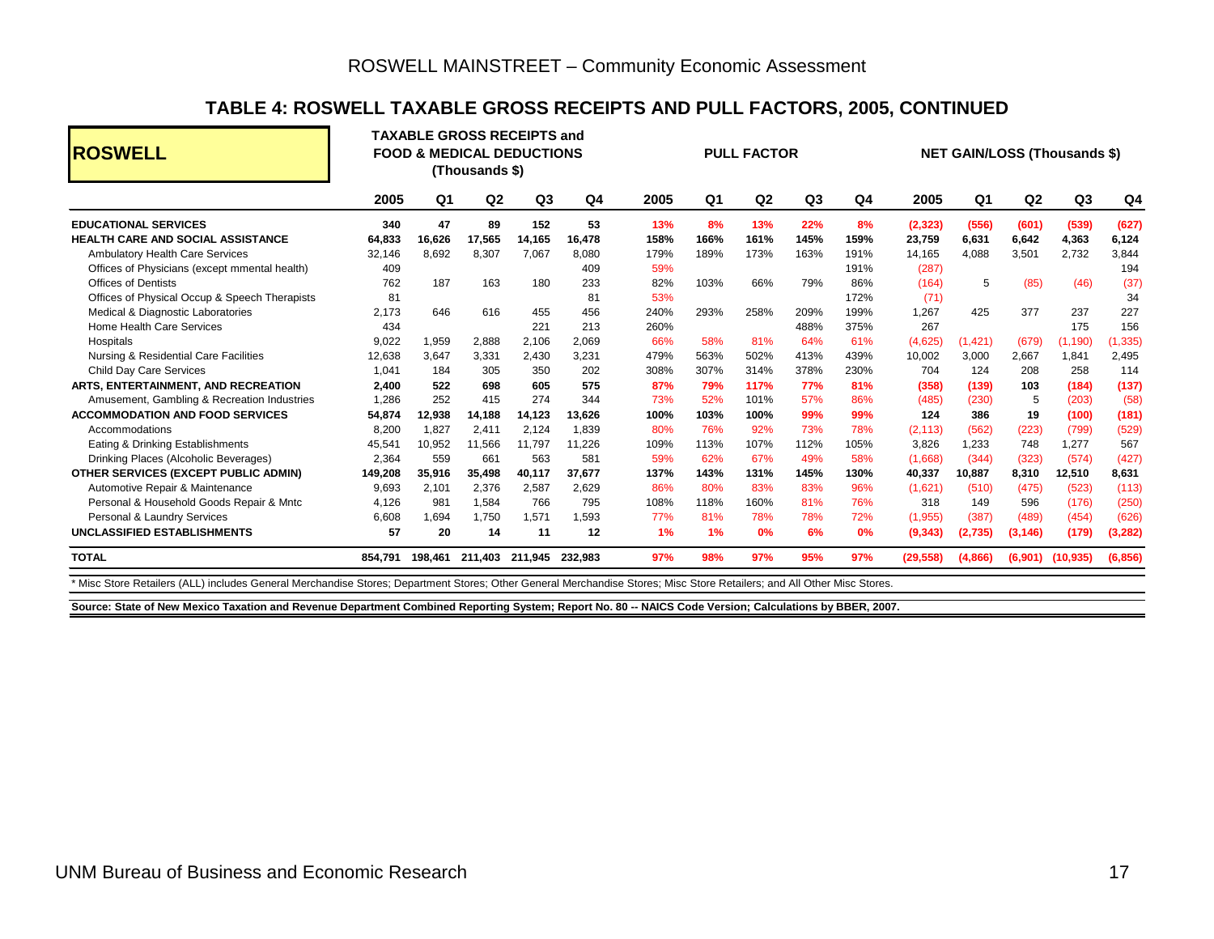## TABLE 4: ROSWELL TAXABLE GROSS RECEIPTS AND PULL FACTORS, 2005, CONTINUED

| ROSWELL | TAXABLE GROSS RECEIPTS and FOOD & MEDICAL DEDUCTIONS (Thousands $) | | | | | PULL FACTOR | | | | | NET GAIN/LOSS (Thousands $) | | | | |
|---|---|---|---|---|---|---|---|---|---|---|---|---|---|---|---|
| | 2005 | Q1 | Q2 | Q3 | Q4 | 2005 | Q1 | Q2 | Q3 | Q4 | 2005 | Q1 | Q2 | Q3 | Q4 |
| **EDUCATIONAL SERVICES** | **340** | **47** | **89** | **152** | **53** | **13%** | **8%** | **13%** | **22%** | **8%** | **(2,323)** | **(556)** | **(601)** | **(539)** | **(627)** |
| **HEALTH CARE AND SOCIAL ASSISTANCE** | **64,833** | **16,626** | **17,565** | **14,165** | **16,478** | **158%** | **166%** | **161%** | **145%** | **159%** | **23,759** | **6,631** | **6,642** | **4,363** | **6,124** |
| Ambulatory Health Care Services | 32,146 | 8,692 | 8,307 | 7,067 | 8,080 | 179% | 189% | 173% | 163% | 191% | 14,165 | 4,088 | 3,501 | 2,732 | 3,844 |
| Offices of Physicians (except mmental health) | 409 | | | | 409 | 59% | | | | 191% | (287) | | | | 194 |
| Offices of Dentists | 762 | 187 | 163 | 180 | 233 | 82% | 103% | 66% | 79% | 86% | (164) | 5 | (85) | (46) | (37) |
| Offices of Physical Occup & Speech Therapists | 81 | | | | 81 | 53% | | | | 172% | (71) | | | | 34 |
| Medical & Diagnostic Laboratories | 2,173 | 646 | 616 | 455 | 456 | 240% | 293% | 258% | 209% | 199% | 1,267 | 425 | 377 | 237 | 227 |
| Home Health Care Services | 434 | | | 221 | 213 | 260% | | | 488% | 375% | 267 | | | 175 | 156 |
| Hospitals | 9,022 | 1,959 | 2,888 | 2,106 | 2,069 | 66% | 58% | 81% | 64% | 61% | (4,625) | (1,421) | (679) | (1,190) | (1,335) |
| Nursing & Residential Care Facilities | 12,638 | 3,647 | 3,331 | 2,430 | 3,231 | 479% | 563% | 502% | 413% | 439% | 10,002 | 3,000 | 2,667 | 1,841 | 2,495 |
| Child Day Care Services | 1,041 | 184 | 305 | 350 | 202 | 308% | 307% | 314% | 378% | 230% | 704 | 124 | 208 | 258 | 114 |
| **ARTS, ENTERTAINMENT, AND RECREATION** | **2,400** | **522** | **698** | **605** | **575** | **87%** | **79%** | **117%** | **77%** | **81%** | **(358)** | **(139)** | **103** | **(184)** | **(137)** |
| Amusement, Gambling & Recreation Industries | 1,286 | 252 | 415 | 274 | 344 | 73% | 52% | 101% | 57% | 86% | (485) | (230) | 5 | (203) | (58) |
| **ACCOMMODATION AND FOOD SERVICES** | **54,874** | **12,938** | **14,188** | **14,123** | **13,626** | **100%** | **103%** | **100%** | **99%** | **99%** | **124** | **386** | **19** | **(100)** | **(181)** |
| Accommodations | 8,200 | 1,827 | 2,411 | 2,124 | 1,839 | 80% | 76% | 92% | 73% | 78% | (2,113) | (562) | (223) | (799) | (529) |
| Eating & Drinking Establishments | 45,541 | 10,952 | 11,566 | 11,797 | 11,226 | 109% | 113% | 107% | 112% | 105% | 3,826 | 1,233 | 748 | 1,277 | 567 |
| Drinking Places (Alcoholic Beverages) | 2,364 | 559 | 661 | 563 | 581 | 59% | 62% | 67% | 49% | 58% | (1,668) | (344) | (323) | (574) | (427) |
| **OTHER SERVICES (EXCEPT PUBLIC ADMIN)** | **149,208** | **35,916** | **35,498** | **40,117** | **37,677** | **137%** | **143%** | **131%** | **145%** | **130%** | **40,337** | **10,887** | **8,310** | **12,510** | **8,631** |
| Automotive Repair & Maintenance | 9,693 | 2,101 | 2,376 | 2,587 | 2,629 | 86% | 80% | 83% | 83% | 96% | (1,621) | (510) | (475) | (523) | (113) |
| Personal & Household Goods Repair & Mntc | 4,126 | 981 | 1,584 | 766 | 795 | 108% | 118% | 160% | 81% | 76% | 318 | 149 | 596 | (176) | (250) |
| Personal & Laundry Services | 6,608 | 1,694 | 1,750 | 1,571 | 1,593 | 77% | 81% | 78% | 78% | 72% | (1,955) | (387) | (489) | (454) | (626) |
| **UNCLASSIFIED ESTABLISHMENTS** | **57** | **20** | **14** | **11** | **12** | **1%** | **1%** | **0%** | **6%** | **0%** | **(9,343)** | **(2,735)** | **(3,146)** | **(179)** | **(3,282)** |
| **TOTAL** | **854,791** | **198,461** | **211,403** | **211,945** | **232,983** | **97%** | **98%** | **97%** | **95%** | **97%** | **(29,558)** | **(4,866)** | **(6,901)** | **(10,935)** | **(6,856)** |

* Misc Store Retailers (ALL) includes General Merchandise Stores; Department Stores; Other General Merchandise Stores; Misc Store Retailers; and All Other Misc Stores.

**Source: State of New Mexico Taxation and Revenue Department Combined Reporting System; Report No. 80 -- NAICS Code Version; Calculations by BBER, 2007.**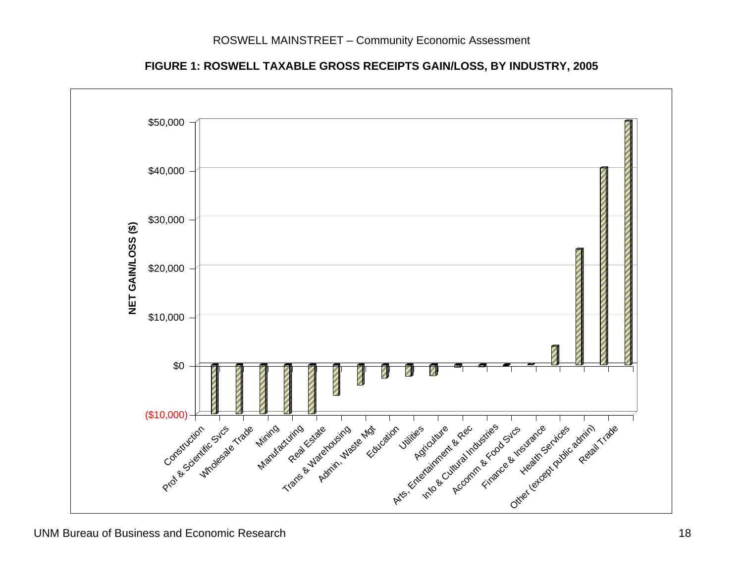**FIGURE 1: ROSWELL TAXABLE GROSS RECEIPTS GAIN/LOSS, BY INDUSTRY, 2005**

NET GAIN/LOSS ($)

$50,000
$40,000
$30,000
$20,000
$10,000
$0
($10,000)

Construction, Prof & Scientific Svcs, Wholesale Trade, Mining, Manufacturing, Real Estate, Trans & Warehousing, Admin, Waste Mgt, Education, Utilities, Agriculture, Arts, Entertainment & Rec, Info & Cultural Industries, Accomm & Food Svcs, Finance & Insurance, Health Services, Other (except public admin), Retail Trade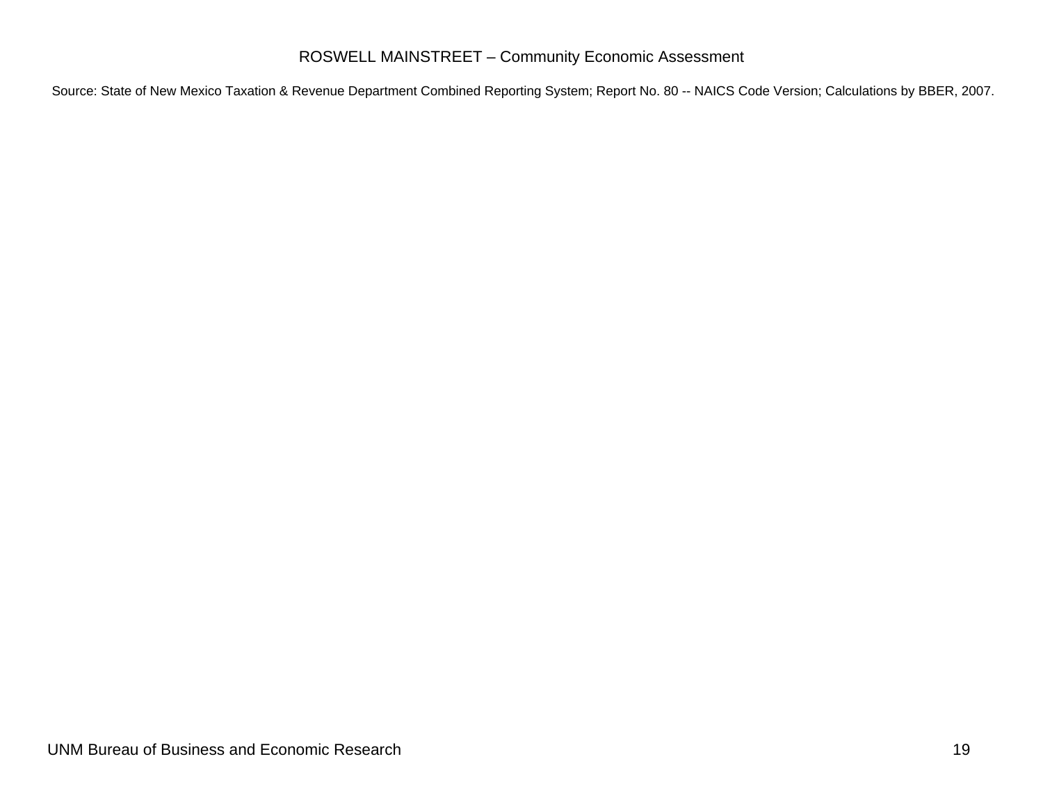Source: State of New Mexico Taxation & Revenue Department Combined Reporting System; Report No. 80 -- NAICS Code Version; Calculations by BBER, 2007.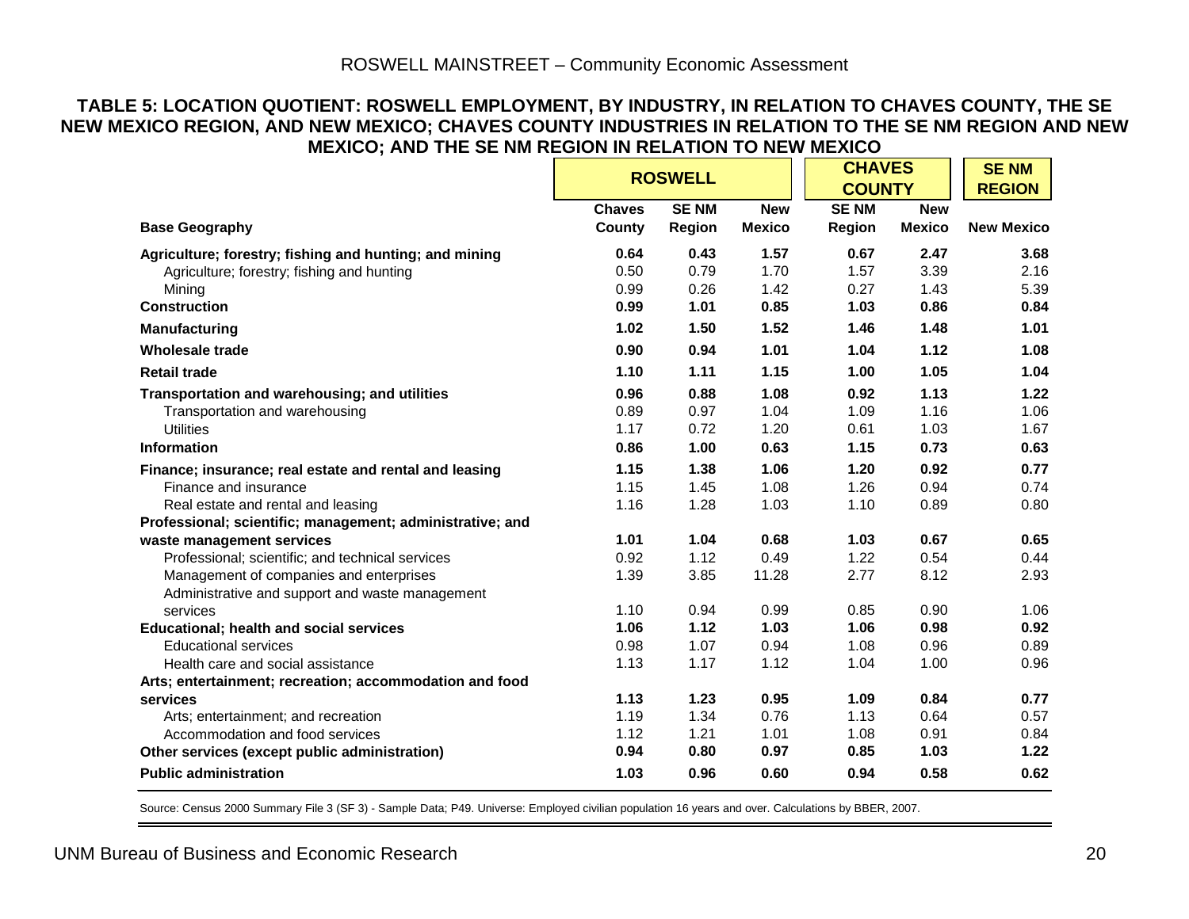**TABLE 5: LOCATION QUOTIENT: ROSWELL EMPLOYMENT, BY INDUSTRY, IN RELATION TO CHAVES COUNTY, THE SE NEW MEXICO REGION, AND NEW MEXICO; CHAVES COUNTY INDUSTRIES IN RELATION TO THE SE NM REGION AND NEW MEXICO; AND THE SE NM REGION IN RELATION TO NEW MEXICO**

| | ROSWELL | | | CHAVES COUNTY | | SE NM REGION |
|---|---|---|---|---|---|---|
| **Base Geography** | **Chaves County** | **SE NM Region** | **New Mexico** | **SE NM Region** | **New Mexico** | **New Mexico** |
| **Agriculture; forestry; fishing and hunting; and mining** | **0.64** | **0.43** | **1.57** | **0.67** | **2.47** | **3.68** |
| Agriculture; forestry; fishing and hunting | 0.50 | 0.79 | 1.70 | 1.57 | 3.39 | 2.16 |
| Mining | 0.99 | 0.26 | 1.42 | 0.27 | 1.43 | 5.39 |
| **Construction** | **0.99** | **1.01** | **0.85** | **1.03** | **0.86** | **0.84** |
| **Manufacturing** | **1.02** | **1.50** | **1.52** | **1.46** | **1.48** | **1.01** |
| **Wholesale trade** | **0.90** | **0.94** | **1.01** | **1.04** | **1.12** | **1.08** |
| **Retail trade** | **1.10** | **1.11** | **1.15** | **1.00** | **1.05** | **1.04** |
| **Transportation and warehousing; and utilities** | **0.96** | **0.88** | **1.08** | **0.92** | **1.13** | **1.22** |
| Transportation and warehousing | 0.89 | 0.97 | 1.04 | 1.09 | 1.16 | 1.06 |
| Utilities | 1.17 | 0.72 | 1.20 | 0.61 | 1.03 | 1.67 |
| **Information** | **0.86** | **1.00** | **0.63** | **1.15** | **0.73** | **0.63** |
| **Finance; insurance; real estate and rental and leasing** | **1.15** | **1.38** | **1.06** | **1.20** | **0.92** | **0.77** |
| Finance and insurance | 1.15 | 1.45 | 1.08 | 1.26 | 0.94 | 0.74 |
| Real estate and rental and leasing | 1.16 | 1.28 | 1.03 | 1.10 | 0.89 | 0.80 |
| **Professional; scientific; management; administrative; and waste management services** | **1.01** | **1.04** | **0.68** | **1.03** | **0.67** | **0.65** |
| Professional; scientific; and technical services | 0.92 | 1.12 | 0.49 | 1.22 | 0.54 | 0.44 |
| Management of companies and enterprises | 1.39 | 3.85 | 11.28 | 2.77 | 8.12 | 2.93 |
| Administrative and support and waste management services | 1.10 | 0.94 | 0.99 | 0.85 | 0.90 | 1.06 |
| **Educational; health and social services** | **1.06** | **1.12** | **1.03** | **1.06** | **0.98** | **0.92** |
| Educational services | 0.98 | 1.07 | 0.94 | 1.08 | 0.96 | 0.89 |
| Health care and social assistance | 1.13 | 1.17 | 1.12 | 1.04 | 1.00 | 0.96 |
| **Arts; entertainment; recreation; accommodation and food services** | **1.13** | **1.23** | **0.95** | **1.09** | **0.84** | **0.77** |
| Arts; entertainment; and recreation | 1.19 | 1.34 | 0.76 | 1.13 | 0.64 | 0.57 |
| Accommodation and food services | 1.12 | 1.21 | 1.01 | 1.08 | 0.91 | 0.84 |
| **Other services (except public administration)** | **0.94** | **0.80** | **0.97** | **0.85** | **1.03** | **1.22** |
| **Public administration** | **1.03** | **0.96** | **0.60** | **0.94** | **0.58** | **0.62** |

Source: Census 2000 Summary File 3 (SF 3) - Sample Data; P49. Universe: Employed civilian population 16 years and over. Calculations by BBER, 2007.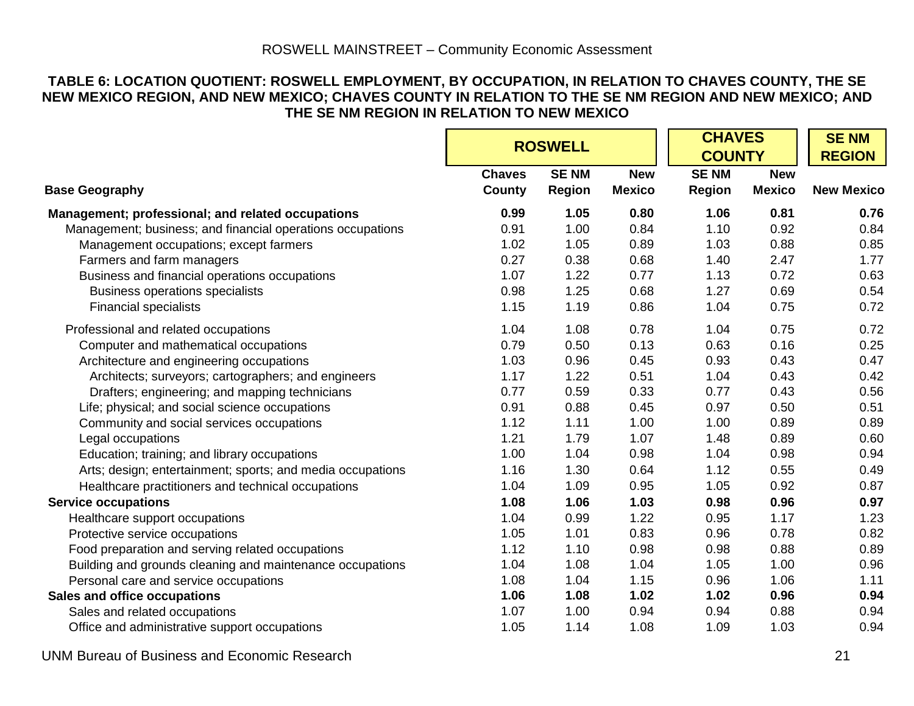**TABLE 6: LOCATION QUOTIENT: ROSWELL EMPLOYMENT, BY OCCUPATION, IN RELATION TO CHAVES COUNTY, THE SE NEW MEXICO REGION, AND NEW MEXICO; CHAVES COUNTY IN RELATION TO THE SE NM REGION AND NEW MEXICO; AND THE SE NM REGION IN RELATION TO NEW MEXICO**

| | ROSWELL | | | CHAVES COUNTY | | SE NM REGION |
|---|---|---|---|---|---|---|
| **Base Geography** | **Chaves County** | **SE NM Region** | **New Mexico** | **SE NM Region** | **New Mexico** | **New Mexico** |
| **Management; professional; and related occupations** | **0.99** | **1.05** | **0.80** | **1.06** | **0.81** | **0.76** |
| Management; business; and financial operations occupations | 0.91 | 1.00 | 0.84 | 1.10 | 0.92 | 0.84 |
| Management occupations; except farmers | 1.02 | 1.05 | 0.89 | 1.03 | 0.88 | 0.85 |
| Farmers and farm managers | 0.27 | 0.38 | 0.68 | 1.40 | 2.47 | 1.77 |
| Business and financial operations occupations | 1.07 | 1.22 | 0.77 | 1.13 | 0.72 | 0.63 |
| Business operations specialists | 0.98 | 1.25 | 0.68 | 1.27 | 0.69 | 0.54 |
| Financial specialists | 1.15 | 1.19 | 0.86 | 1.04 | 0.75 | 0.72 |
| Professional and related occupations | 1.04 | 1.08 | 0.78 | 1.04 | 0.75 | 0.72 |
| Computer and mathematical occupations | 0.79 | 0.50 | 0.13 | 0.63 | 0.16 | 0.25 |
| Architecture and engineering occupations | 1.03 | 0.96 | 0.45 | 0.93 | 0.43 | 0.47 |
| Architects; surveyors; cartographers; and engineers | 1.17 | 1.22 | 0.51 | 1.04 | 0.43 | 0.42 |
| Drafters; engineering; and mapping technicians | 0.77 | 0.59 | 0.33 | 0.77 | 0.43 | 0.56 |
| Life; physical; and social science occupations | 0.91 | 0.88 | 0.45 | 0.97 | 0.50 | 0.51 |
| Community and social services occupations | 1.12 | 1.11 | 1.00 | 1.00 | 0.89 | 0.89 |
| Legal occupations | 1.21 | 1.79 | 1.07 | 1.48 | 0.89 | 0.60 |
| Education; training; and library occupations | 1.00 | 1.04 | 0.98 | 1.04 | 0.98 | 0.94 |
| Arts; design; entertainment; sports; and media occupations | 1.16 | 1.30 | 0.64 | 1.12 | 0.55 | 0.49 |
| Healthcare practitioners and technical occupations | 1.04 | 1.09 | 0.95 | 1.05 | 0.92 | 0.87 |
| **Service occupations** | **1.08** | **1.06** | **1.03** | **0.98** | **0.96** | **0.97** |
| Healthcare support occupations | 1.04 | 0.99 | 1.22 | 0.95 | 1.17 | 1.23 |
| Protective service occupations | 1.05 | 1.01 | 0.83 | 0.96 | 0.78 | 0.82 |
| Food preparation and serving related occupations | 1.12 | 1.10 | 0.98 | 0.98 | 0.88 | 0.89 |
| Building and grounds cleaning and maintenance occupations | 1.04 | 1.08 | 1.04 | 1.05 | 1.00 | 0.96 |
| Personal care and service occupations | 1.08 | 1.04 | 1.15 | 0.96 | 1.06 | 1.11 |
| **Sales and office occupations** | **1.06** | **1.08** | **1.02** | **1.02** | **0.96** | **0.94** |
| Sales and related occupations | 1.07 | 1.00 | 0.94 | 0.94 | 0.88 | 0.94 |
| Office and administrative support occupations | 1.05 | 1.14 | 1.08 | 1.09 | 1.03 | 0.94 |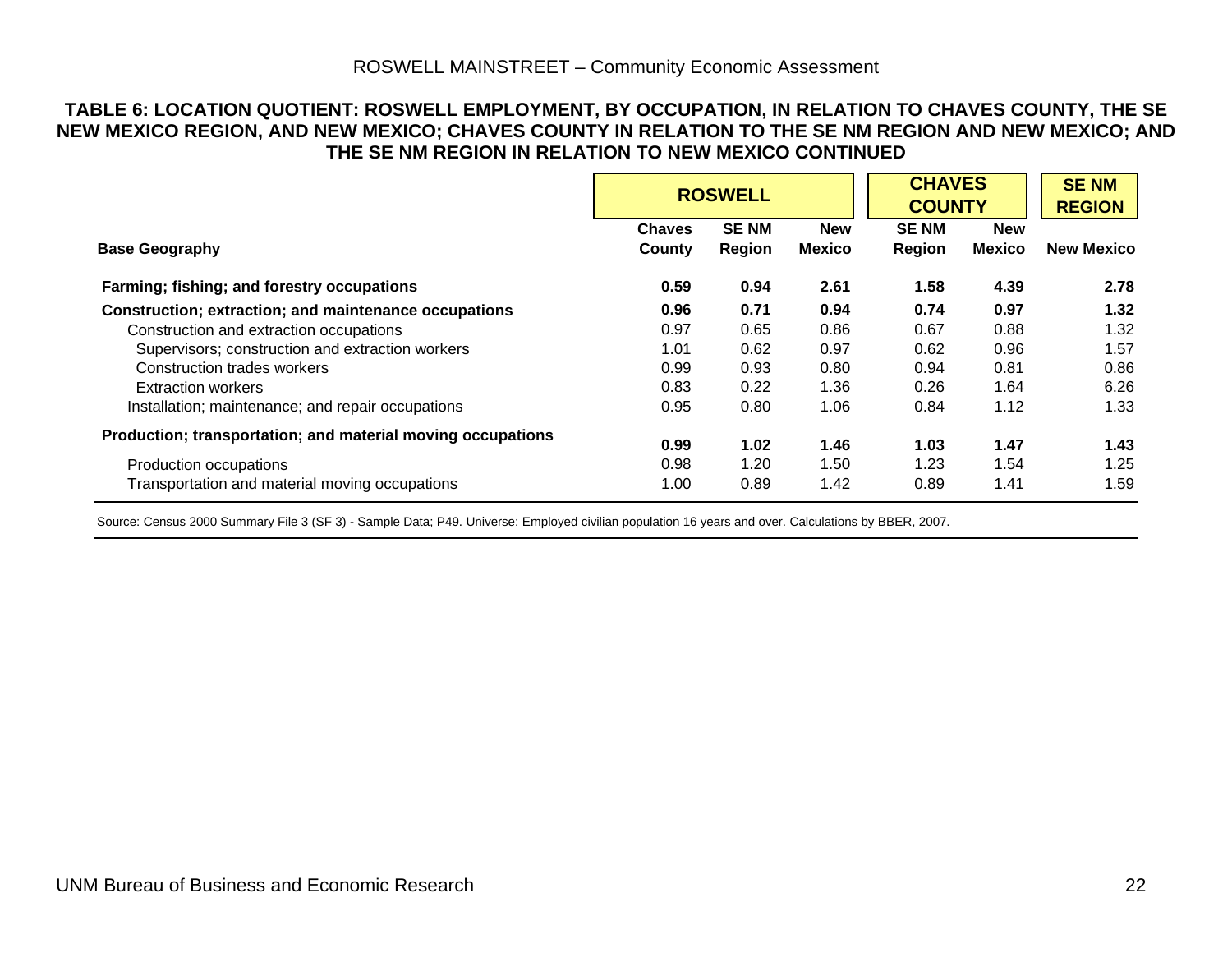**TABLE 6: LOCATION QUOTIENT: ROSWELL EMPLOYMENT, BY OCCUPATION, IN RELATION TO CHAVES COUNTY, THE SE NEW MEXICO REGION, AND NEW MEXICO; CHAVES COUNTY IN RELATION TO THE SE NM REGION AND NEW MEXICO; AND THE SE NM REGION IN RELATION TO NEW MEXICO CONTINUED**

| | ROSWELL | | | CHAVES COUNTY | | SE NM REGION |
|---|---|---|---|---|---|---|
| **Base Geography** | **Chaves County** | **SE NM Region** | **New Mexico** | **SE NM Region** | **New Mexico** | **New Mexico** |
| **Farming; fishing; and forestry occupations** | **0.59** | **0.94** | **2.61** | **1.58** | **4.39** | **2.78** |
| **Construction; extraction; and maintenance occupations** | **0.96** | **0.71** | **0.94** | **0.74** | **0.97** | **1.32** |
| Construction and extraction occupations | 0.97 | 0.65 | 0.86 | 0.67 | 0.88 | 1.32 |
| Supervisors; construction and extraction workers | 1.01 | 0.62 | 0.97 | 0.62 | 0.96 | 1.57 |
| Construction trades workers | 0.99 | 0.93 | 0.80 | 0.94 | 0.81 | 0.86 |
| Extraction workers | 0.83 | 0.22 | 1.36 | 0.26 | 1.64 | 6.26 |
| Installation; maintenance; and repair occupations | 0.95 | 0.80 | 1.06 | 0.84 | 1.12 | 1.33 |
| **Production; transportation; and material moving occupations** | **0.99** | **1.02** | **1.46** | **1.03** | **1.47** | **1.43** |
| Production occupations | 0.98 | 1.20 | 1.50 | 1.23 | 1.54 | 1.25 |
| Transportation and material moving occupations | 1.00 | 0.89 | 1.42 | 0.89 | 1.41 | 1.59 |

Source: Census 2000 Summary File 3 (SF 3) - Sample Data; P49. Universe: Employed civilian population 16 years and over. Calculations by BBER, 2007.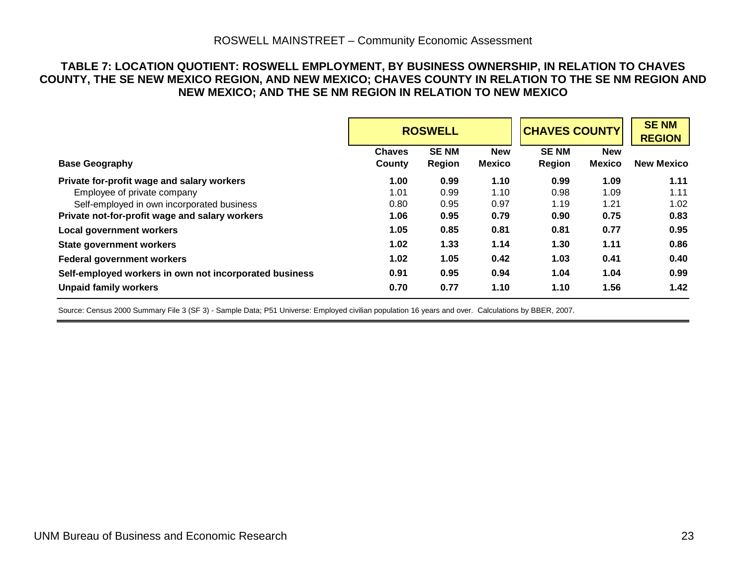**TABLE 7: LOCATION QUOTIENT: ROSWELL EMPLOYMENT, BY BUSINESS OWNERSHIP, IN RELATION TO CHAVES COUNTY, THE SE NEW MEXICO REGION, AND NEW MEXICO; CHAVES COUNTY IN RELATION TO THE SE NM REGION AND NEW MEXICO; AND THE SE NM REGION IN RELATION TO NEW MEXICO**

| | ROSWELL | | | CHAVES COUNTY | | SE NM REGION |
|---|---|---|---|---|---|---|
| **Base Geography** | **Chaves County** | **SE NM Region** | **New Mexico** | **SE NM Region** | **New Mexico** | **New Mexico** |
| **Private for-profit wage and salary workers** | **1.00** | **0.99** | **1.10** | **0.99** | **1.09** | **1.11** |
| Employee of private company | 1.01 | 0.99 | 1.10 | 0.98 | 1.09 | 1.11 |
| Self-employed in own incorporated business | 0.80 | 0.95 | 0.97 | 1.19 | 1.21 | 1.02 |
| **Private not-for-profit wage and salary workers** | **1.06** | **0.95** | **0.79** | **0.90** | **0.75** | **0.83** |
| **Local government workers** | **1.05** | **0.85** | **0.81** | **0.81** | **0.77** | **0.95** |
| **State government workers** | **1.02** | **1.33** | **1.14** | **1.30** | **1.11** | **0.86** |
| **Federal government workers** | **1.02** | **1.05** | **0.42** | **1.03** | **0.41** | **0.40** |
| **Self-employed workers in own not incorporated business** | **0.91** | **0.95** | **0.94** | **1.04** | **1.04** | **0.99** |
| **Unpaid family workers** | **0.70** | **0.77** | **1.10** | **1.10** | **1.56** | **1.42** |

Source: Census 2000 Summary File 3 (SF 3) - Sample Data; P51 Universe: Employed civilian population 16 years and over. Calculations by BBER, 2007.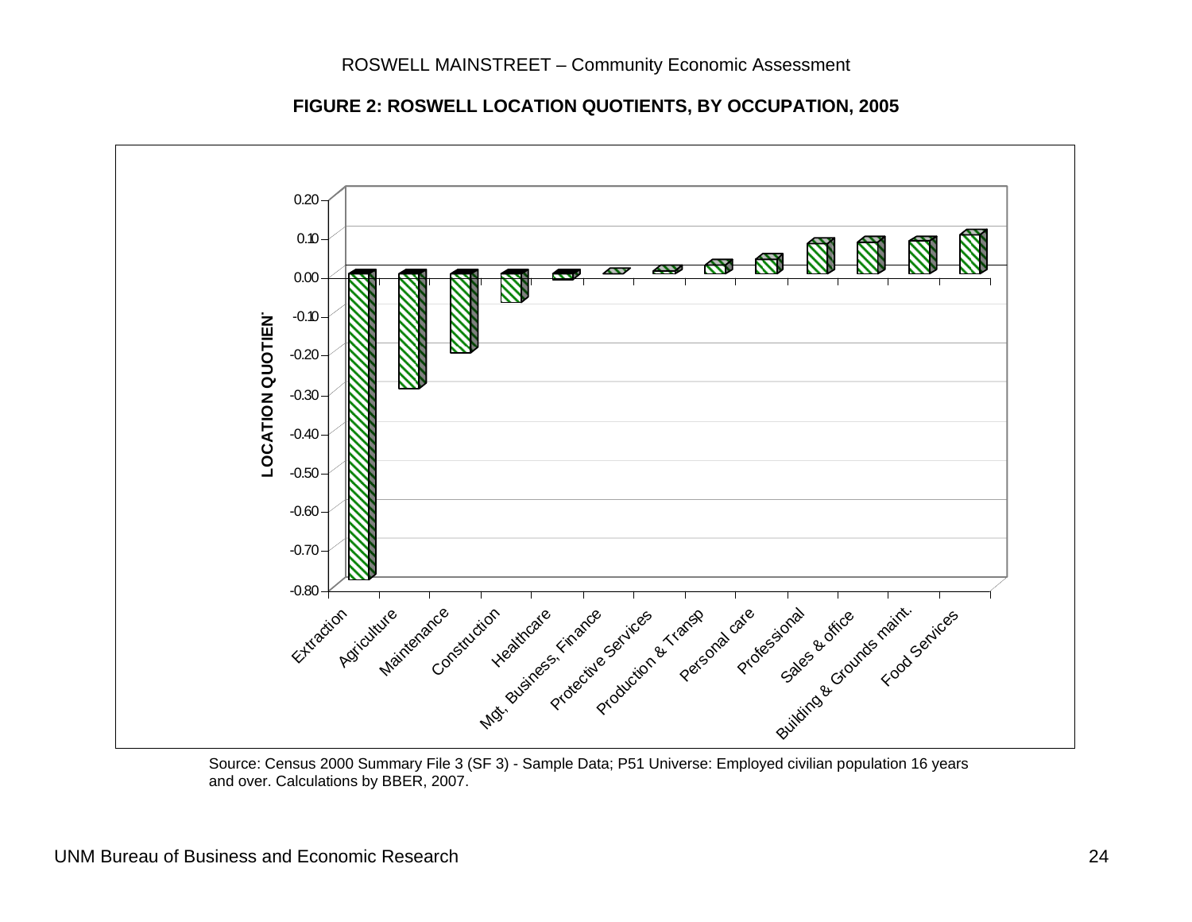**FIGURE 2: ROSWELL LOCATION QUOTIENTS, BY OCCUPATION, 2005**

| Occupation | Location Quotient (approx.) |
|---|---|
| Extraction | -0.78 |
| Agriculture | -0.29 |
| Maintenance | -0.20 |
| Construction | -0.07 |
| Healthcare | -0.01 |
| Mgt, Business, Finance | 0.00 |
| Protective Services | 0.01 |
| Production & Transp | 0.03 |
| Personal care | 0.04 |
| Professional | 0.08 |
| Sales & office | 0.08 |
| Building & Grounds maint. | 0.09 |
| Food Services | 0.10 |

Source: Census 2000 Summary File 3 (SF 3) - Sample Data; P51 Universe: Employed civilian population 16 years and over. Calculations by BBER, 2007.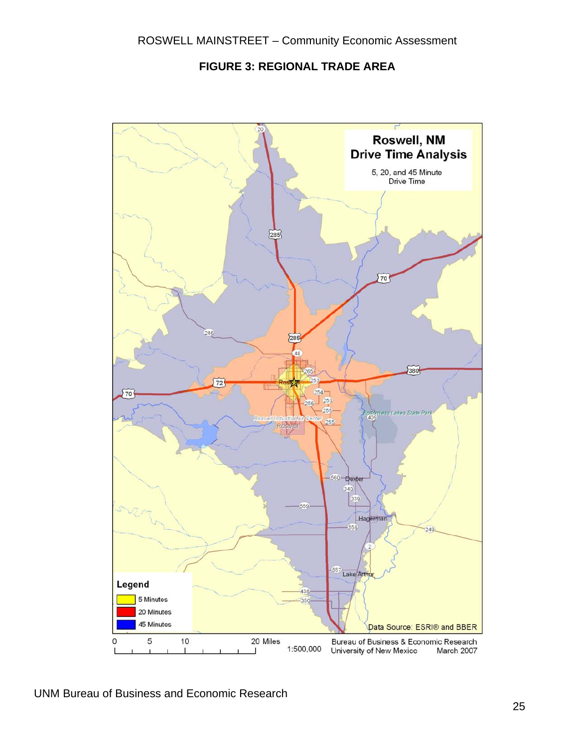**FIGURE 3: REGIONAL TRADE AREA**

**Roswell, NM**
**Drive Time Analysis**

5, 20, and 45 Minute
Drive Time

**Legend**

- 5 Minutes
- 20 Minutes
- 45 Minutes

Data Source: ESRI® and BBER

0 5 10 20 Miles

1:500,000

Bureau of Business & Economic Research
University of New Mexico March 2007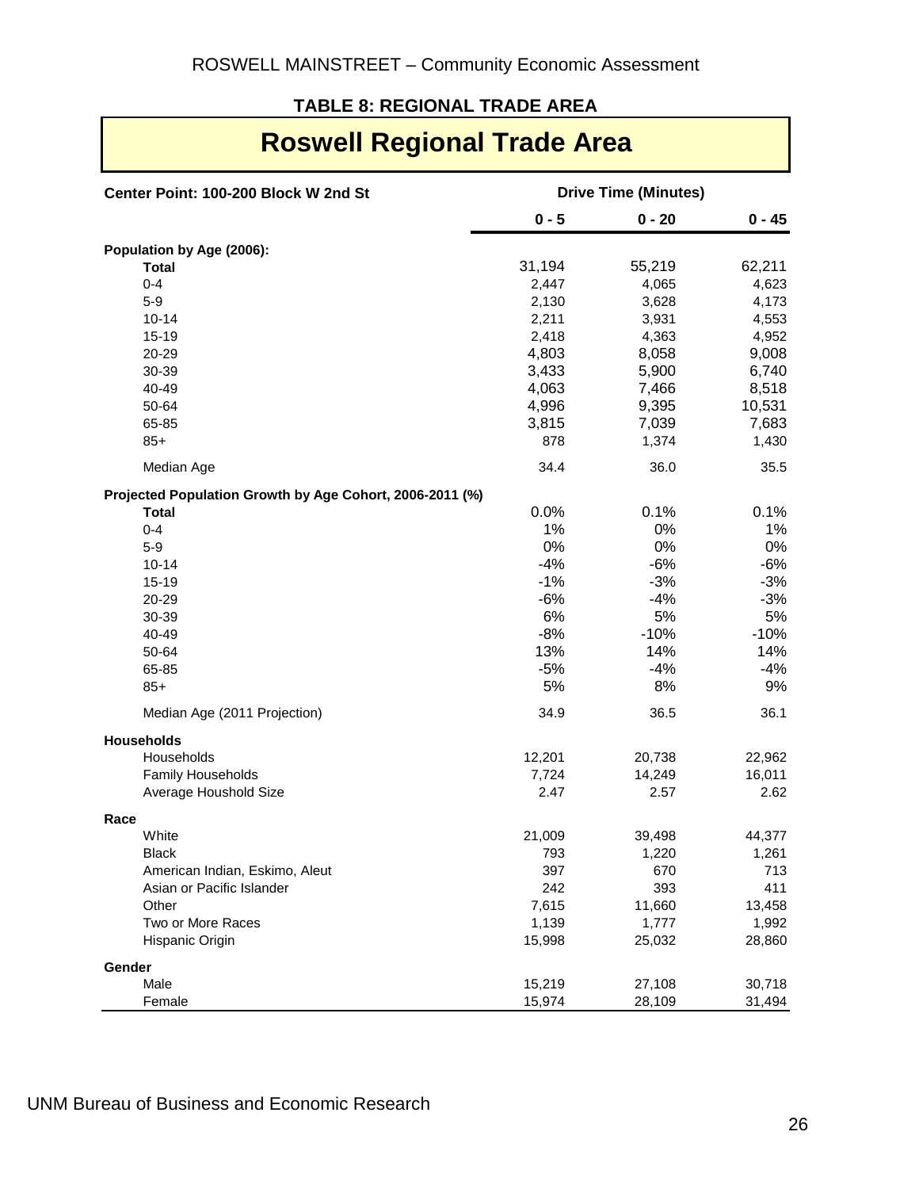**TABLE 8: REGIONAL TRADE AREA**

# Roswell Regional Trade Area

| Center Point: 100-200 Block W 2nd St | Drive Time (Minutes) | | |
|---|---|---|---|
| | 0 - 5 | 0 - 20 | 0 - 45 |
| **Population by Age (2006):** | | | |
| **Total** | 31,194 | 55,219 | 62,211 |
| 0-4 | 2,447 | 4,065 | 4,623 |
| 5-9 | 2,130 | 3,628 | 4,173 |
| 10-14 | 2,211 | 3,931 | 4,553 |
| 15-19 | 2,418 | 4,363 | 4,952 |
| 20-29 | 4,803 | 8,058 | 9,008 |
| 30-39 | 3,433 | 5,900 | 6,740 |
| 40-49 | 4,063 | 7,466 | 8,518 |
| 50-64 | 4,996 | 9,395 | 10,531 |
| 65-85 | 3,815 | 7,039 | 7,683 |
| 85+ | 878 | 1,374 | 1,430 |
| Median Age | 34.4 | 36.0 | 35.5 |
| **Projected Population Growth by Age Cohort, 2006-2011 (%)** | | | |
| **Total** | 0.0% | 0.1% | 0.1% |
| 0-4 | 1% | 0% | 1% |
| 5-9 | 0% | 0% | 0% |
| 10-14 | -4% | -6% | -6% |
| 15-19 | -1% | -3% | -3% |
| 20-29 | -6% | -4% | -3% |
| 30-39 | 6% | 5% | 5% |
| 40-49 | -8% | -10% | -10% |
| 50-64 | 13% | 14% | 14% |
| 65-85 | -5% | -4% | -4% |
| 85+ | 5% | 8% | 9% |
| Median Age (2011 Projection) | 34.9 | 36.5 | 36.1 |
| **Households** | | | |
| Households | 12,201 | 20,738 | 22,962 |
| Family Households | 7,724 | 14,249 | 16,011 |
| Average Houshold Size | 2.47 | 2.57 | 2.62 |
| **Race** | | | |
| White | 21,009 | 39,498 | 44,377 |
| Black | 793 | 1,220 | 1,261 |
| American Indian, Eskimo, Aleut | 397 | 670 | 713 |
| Asian or Pacific Islander | 242 | 393 | 411 |
| Other | 7,615 | 11,660 | 13,458 |
| Two or More Races | 1,139 | 1,777 | 1,992 |
| Hispanic Origin | 15,998 | 25,032 | 28,860 |
| **Gender** | | | |
| Male | 15,219 | 27,108 | 30,718 |
| Female | 15,974 | 28,109 | 31,494 |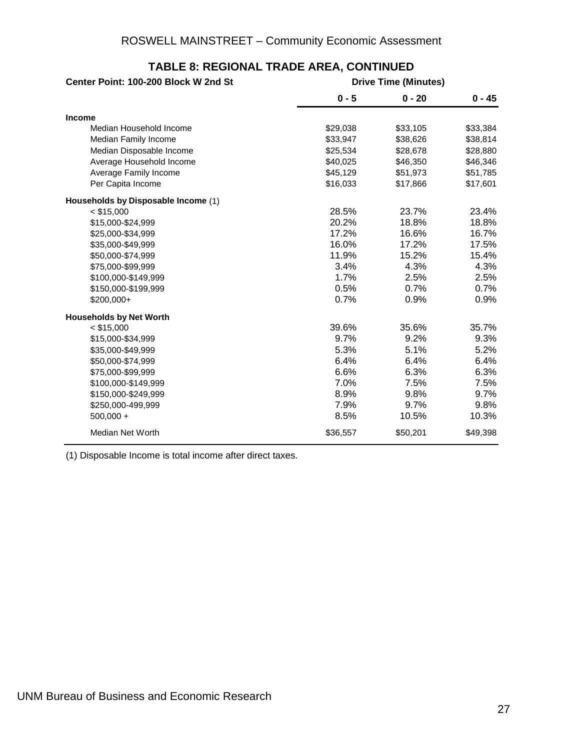## TABLE 8: REGIONAL TRADE AREA, CONTINUED

| Center Point: 100-200 Block W 2nd St | Drive Time (Minutes) | | |
|---|---|---|---|
| | 0 - 5 | 0 - 20 | 0 - 45 |
| **Income** | | | |
| Median Household Income | $29,038 | $33,105 | $33,384 |
| Median Family Income | $33,947 | $38,626 | $38,814 |
| Median Disposable Income | $25,534 | $28,678 | $28,880 |
| Average Household Income | $40,025 | $46,350 | $46,346 |
| Average Family Income | $45,129 | $51,973 | $51,785 |
| Per Capita Income | $16,033 | $17,866 | $17,601 |
| **Households by Disposable Income** (1) | | | |
| < $15,000 | 28.5% | 23.7% | 23.4% |
| $15,000-$24,999 | 20.2% | 18.8% | 18.8% |
| $25,000-$34,999 | 17.2% | 16.6% | 16.7% |
| $35,000-$49,999 | 16.0% | 17.2% | 17.5% |
| $50,000-$74,999 | 11.9% | 15.2% | 15.4% |
| $75,000-$99,999 | 3.4% | 4.3% | 4.3% |
| $100,000-$149,999 | 1.7% | 2.5% | 2.5% |
| $150,000-$199,999 | 0.5% | 0.7% | 0.7% |
| $200,000+ | 0.7% | 0.9% | 0.9% |
| **Households by Net Worth** | | | |
| < $15,000 | 39.6% | 35.6% | 35.7% |
| $15,000-$34,999 | 9.7% | 9.2% | 9.3% |
| $35,000-$49,999 | 5.3% | 5.1% | 5.2% |
| $50,000-$74,999 | 6.4% | 6.4% | 6.4% |
| $75,000-$99,999 | 6.6% | 6.3% | 6.3% |
| $100,000-$149,999 | 7.0% | 7.5% | 7.5% |
| $150,000-$249,999 | 8.9% | 9.8% | 9.7% |
| $250,000-499,999 | 7.9% | 9.7% | 9.8% |
| 500,000 + | 8.5% | 10.5% | 10.3% |
| Median Net Worth | $36,557 | $50,201 | $49,398 |

(1) Disposable Income is total income after direct taxes.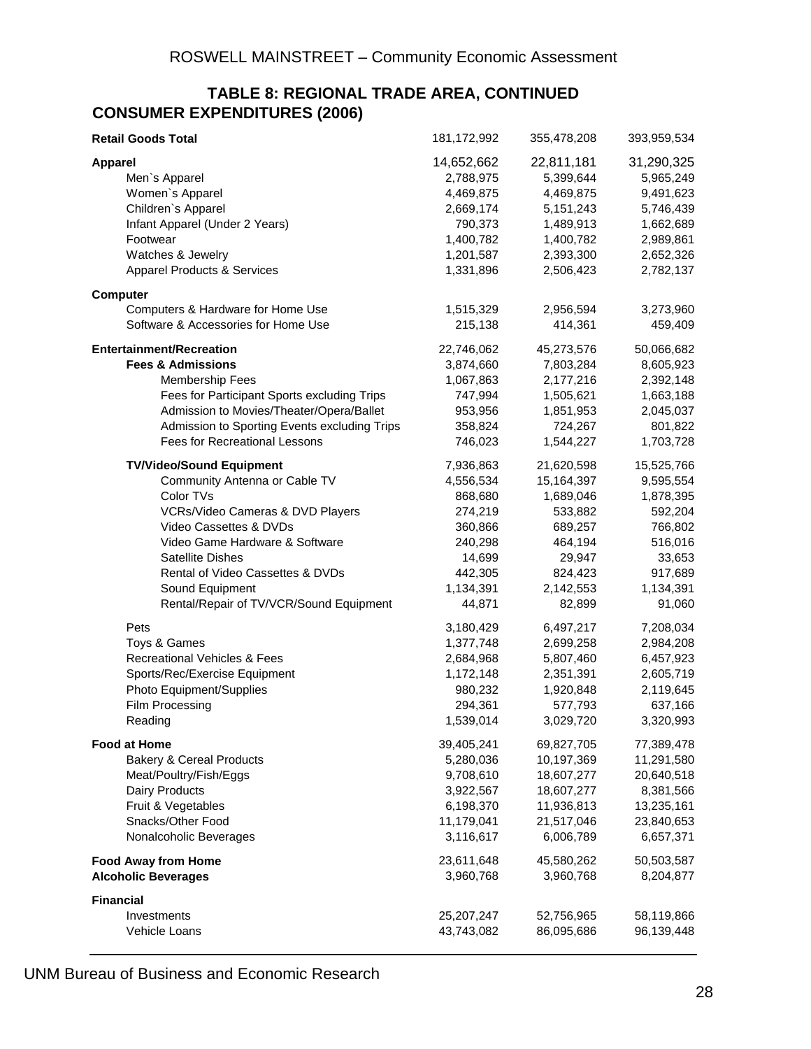## TABLE 8: REGIONAL TRADE AREA, CONTINUED

### CONSUMER EXPENDITURES (2006)

| | | | |
|---|---|---|---|
| **Retail Goods Total** | 181,172,992 | 355,478,208 | 393,959,534 |
| **Apparel** | 14,652,662 | 22,811,181 | 31,290,325 |
| Men`s Apparel | 2,788,975 | 5,399,644 | 5,965,249 |
| Women`s Apparel | 4,469,875 | 4,469,875 | 9,491,623 |
| Children`s Apparel | 2,669,174 | 5,151,243 | 5,746,439 |
| Infant Apparel (Under 2 Years) | 790,373 | 1,489,913 | 1,662,689 |
| Footwear | 1,400,782 | 1,400,782 | 2,989,861 |
| Watches & Jewelry | 1,201,587 | 2,393,300 | 2,652,326 |
| Apparel Products & Services | 1,331,896 | 2,506,423 | 2,782,137 |
| **Computer** | | | |
| Computers & Hardware for Home Use | 1,515,329 | 2,956,594 | 3,273,960 |
| Software & Accessories for Home Use | 215,138 | 414,361 | 459,409 |
| **Entertainment/Recreation** | 22,746,062 | 45,273,576 | 50,066,682 |
| **Fees & Admissions** | 3,874,660 | 7,803,284 | 8,605,923 |
| Membership Fees | 1,067,863 | 2,177,216 | 2,392,148 |
| Fees for Participant Sports excluding Trips | 747,994 | 1,505,621 | 1,663,188 |
| Admission to Movies/Theater/Opera/Ballet | 953,956 | 1,851,953 | 2,045,037 |
| Admission to Sporting Events excluding Trips | 358,824 | 724,267 | 801,822 |
| Fees for Recreational Lessons | 746,023 | 1,544,227 | 1,703,728 |
| **TV/Video/Sound Equipment** | 7,936,863 | 21,620,598 | 15,525,766 |
| Community Antenna or Cable TV | 4,556,534 | 15,164,397 | 9,595,554 |
| Color TVs | 868,680 | 1,689,046 | 1,878,395 |
| VCRs/Video Cameras & DVD Players | 274,219 | 533,882 | 592,204 |
| Video Cassettes & DVDs | 360,866 | 689,257 | 766,802 |
| Video Game Hardware & Software | 240,298 | 464,194 | 516,016 |
| Satellite Dishes | 14,699 | 29,947 | 33,653 |
| Rental of Video Cassettes & DVDs | 442,305 | 824,423 | 917,689 |
| Sound Equipment | 1,134,391 | 2,142,553 | 1,134,391 |
| Rental/Repair of TV/VCR/Sound Equipment | 44,871 | 82,899 | 91,060 |
| Pets | 3,180,429 | 6,497,217 | 7,208,034 |
| Toys & Games | 1,377,748 | 2,699,258 | 2,984,208 |
| Recreational Vehicles & Fees | 2,684,968 | 5,807,460 | 6,457,923 |
| Sports/Rec/Exercise Equipment | 1,172,148 | 2,351,391 | 2,605,719 |
| Photo Equipment/Supplies | 980,232 | 1,920,848 | 2,119,645 |
| Film Processing | 294,361 | 577,793 | 637,166 |
| Reading | 1,539,014 | 3,029,720 | 3,320,993 |
| **Food at Home** | 39,405,241 | 69,827,705 | 77,389,478 |
| Bakery & Cereal Products | 5,280,036 | 10,197,369 | 11,291,580 |
| Meat/Poultry/Fish/Eggs | 9,708,610 | 18,607,277 | 20,640,518 |
| Dairy Products | 3,922,567 | 18,607,277 | 8,381,566 |
| Fruit & Vegetables | 6,198,370 | 11,936,813 | 13,235,161 |
| Snacks/Other Food | 11,179,041 | 21,517,046 | 23,840,653 |
| Nonalcoholic Beverages | 3,116,617 | 6,006,789 | 6,657,371 |
| **Food Away from Home** | 23,611,648 | 45,580,262 | 50,503,587 |
| **Alcoholic Beverages** | 3,960,768 | 3,960,768 | 8,204,877 |
| **Financial** | | | |
| Investments | 25,207,247 | 52,756,965 | 58,119,866 |
| Vehicle Loans | 43,743,082 | 86,095,686 | 96,139,448 |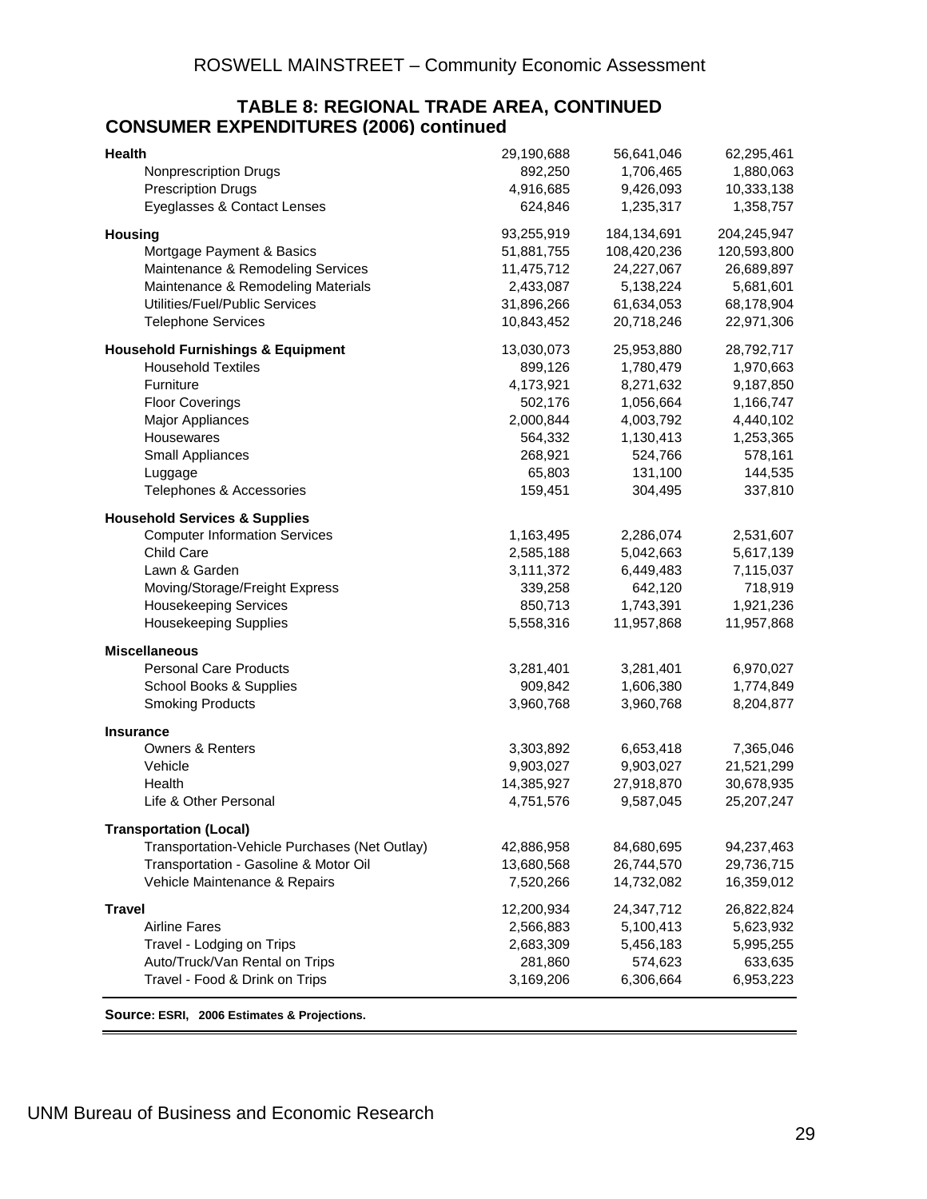## TABLE 8: REGIONAL TRADE AREA, CONTINUED

### CONSUMER EXPENDITURES (2006) continued

| | | | |
|---|---|---|---|
| **Health** | 29,190,688 | 56,641,046 | 62,295,461 |
| Nonprescription Drugs | 892,250 | 1,706,465 | 1,880,063 |
| Prescription Drugs | 4,916,685 | 9,426,093 | 10,333,138 |
| Eyeglasses & Contact Lenses | 624,846 | 1,235,317 | 1,358,757 |
| **Housing** | 93,255,919 | 184,134,691 | 204,245,947 |
| Mortgage Payment & Basics | 51,881,755 | 108,420,236 | 120,593,800 |
| Maintenance & Remodeling Services | 11,475,712 | 24,227,067 | 26,689,897 |
| Maintenance & Remodeling Materials | 2,433,087 | 5,138,224 | 5,681,601 |
| Utilities/Fuel/Public Services | 31,896,266 | 61,634,053 | 68,178,904 |
| Telephone Services | 10,843,452 | 20,718,246 | 22,971,306 |
| **Household Furnishings & Equipment** | 13,030,073 | 25,953,880 | 28,792,717 |
| Household Textiles | 899,126 | 1,780,479 | 1,970,663 |
| Furniture | 4,173,921 | 8,271,632 | 9,187,850 |
| Floor Coverings | 502,176 | 1,056,664 | 1,166,747 |
| Major Appliances | 2,000,844 | 4,003,792 | 4,440,102 |
| Housewares | 564,332 | 1,130,413 | 1,253,365 |
| Small Appliances | 268,921 | 524,766 | 578,161 |
| Luggage | 65,803 | 131,100 | 144,535 |
| Telephones & Accessories | 159,451 | 304,495 | 337,810 |
| **Household Services & Supplies** | | | |
| Computer Information Services | 1,163,495 | 2,286,074 | 2,531,607 |
| Child Care | 2,585,188 | 5,042,663 | 5,617,139 |
| Lawn & Garden | 3,111,372 | 6,449,483 | 7,115,037 |
| Moving/Storage/Freight Express | 339,258 | 642,120 | 718,919 |
| Housekeeping Services | 850,713 | 1,743,391 | 1,921,236 |
| Housekeeping Supplies | 5,558,316 | 11,957,868 | 11,957,868 |
| **Miscellaneous** | | | |
| Personal Care Products | 3,281,401 | 3,281,401 | 6,970,027 |
| School Books & Supplies | 909,842 | 1,606,380 | 1,774,849 |
| Smoking Products | 3,960,768 | 3,960,768 | 8,204,877 |
| **Insurance** | | | |
| Owners & Renters | 3,303,892 | 6,653,418 | 7,365,046 |
| Vehicle | 9,903,027 | 9,903,027 | 21,521,299 |
| Health | 14,385,927 | 27,918,870 | 30,678,935 |
| Life & Other Personal | 4,751,576 | 9,587,045 | 25,207,247 |
| **Transportation (Local)** | | | |
| Transportation-Vehicle Purchases (Net Outlay) | 42,886,958 | 84,680,695 | 94,237,463 |
| Transportation - Gasoline & Motor Oil | 13,680,568 | 26,744,570 | 29,736,715 |
| Vehicle Maintenance & Repairs | 7,520,266 | 14,732,082 | 16,359,012 |
| **Travel** | 12,200,934 | 24,347,712 | 26,822,824 |
| Airline Fares | 2,566,883 | 5,100,413 | 5,623,932 |
| Travel - Lodging on Trips | 2,683,309 | 5,456,183 | 5,995,255 |
| Auto/Truck/Van Rental on Trips | 281,860 | 574,623 | 633,635 |
| Travel - Food & Drink on Trips | 3,169,206 | 6,306,664 | 6,953,223 |

**Source: ESRI, 2006 Estimates & Projections.**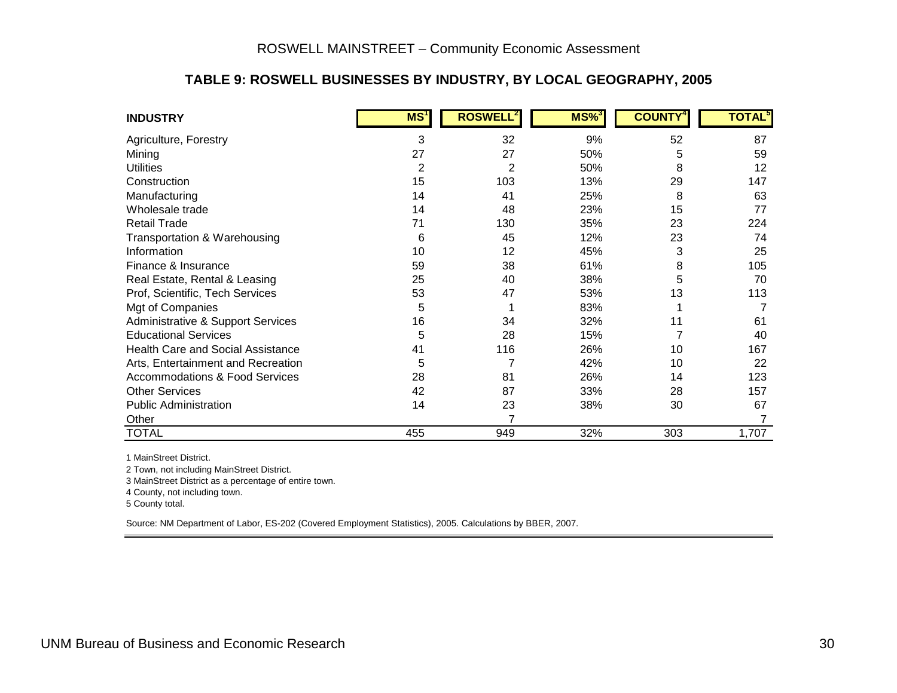### TABLE 9: ROSWELL BUSINESSES BY INDUSTRY, BY LOCAL GEOGRAPHY, 2005

| INDUSTRY | MS[1] | ROSWELL[2] | MS%[3] | COUNTY[4] | TOTAL[5] |
|---|---|---|---|---|---|
| Agriculture, Forestry | 3 | 32 | 9% | 52 | 87 |
| Mining | 27 | 27 | 50% | 5 | 59 |
| Utilities | 2 | 2 | 50% | 8 | 12 |
| Construction | 15 | 103 | 13% | 29 | 147 |
| Manufacturing | 14 | 41 | 25% | 8 | 63 |
| Wholesale trade | 14 | 48 | 23% | 15 | 77 |
| Retail Trade | 71 | 130 | 35% | 23 | 224 |
| Transportation & Warehousing | 6 | 45 | 12% | 23 | 74 |
| Information | 10 | 12 | 45% | 3 | 25 |
| Finance & Insurance | 59 | 38 | 61% | 8 | 105 |
| Real Estate, Rental & Leasing | 25 | 40 | 38% | 5 | 70 |
| Prof, Scientific, Tech Services | 53 | 47 | 53% | 13 | 113 |
| Mgt of Companies | 5 | 1 | 83% | 1 | 7 |
| Administrative & Support Services | 16 | 34 | 32% | 11 | 61 |
| Educational Services | 5 | 28 | 15% | 7 | 40 |
| Health Care and Social Assistance | 41 | 116 | 26% | 10 | 167 |
| Arts, Entertainment and Recreation | 5 | 7 | 42% | 10 | 22 |
| Accommodations & Food Services | 28 | 81 | 26% | 14 | 123 |
| Other Services | 42 | 87 | 33% | 28 | 157 |
| Public Administration | 14 | 23 | 38% | 30 | 67 |
| Other | | 7 | | | 7 |
| TOTAL | 455 | 949 | 32% | 303 | 1,707 |

1 MainStreet District.

2 Town, not including MainStreet District.

3 MainStreet District as a percentage of entire town.

4 County, not including town.

5 County total.

Source: NM Department of Labor, ES-202 (Covered Employment Statistics), 2005. Calculations by BBER, 2007.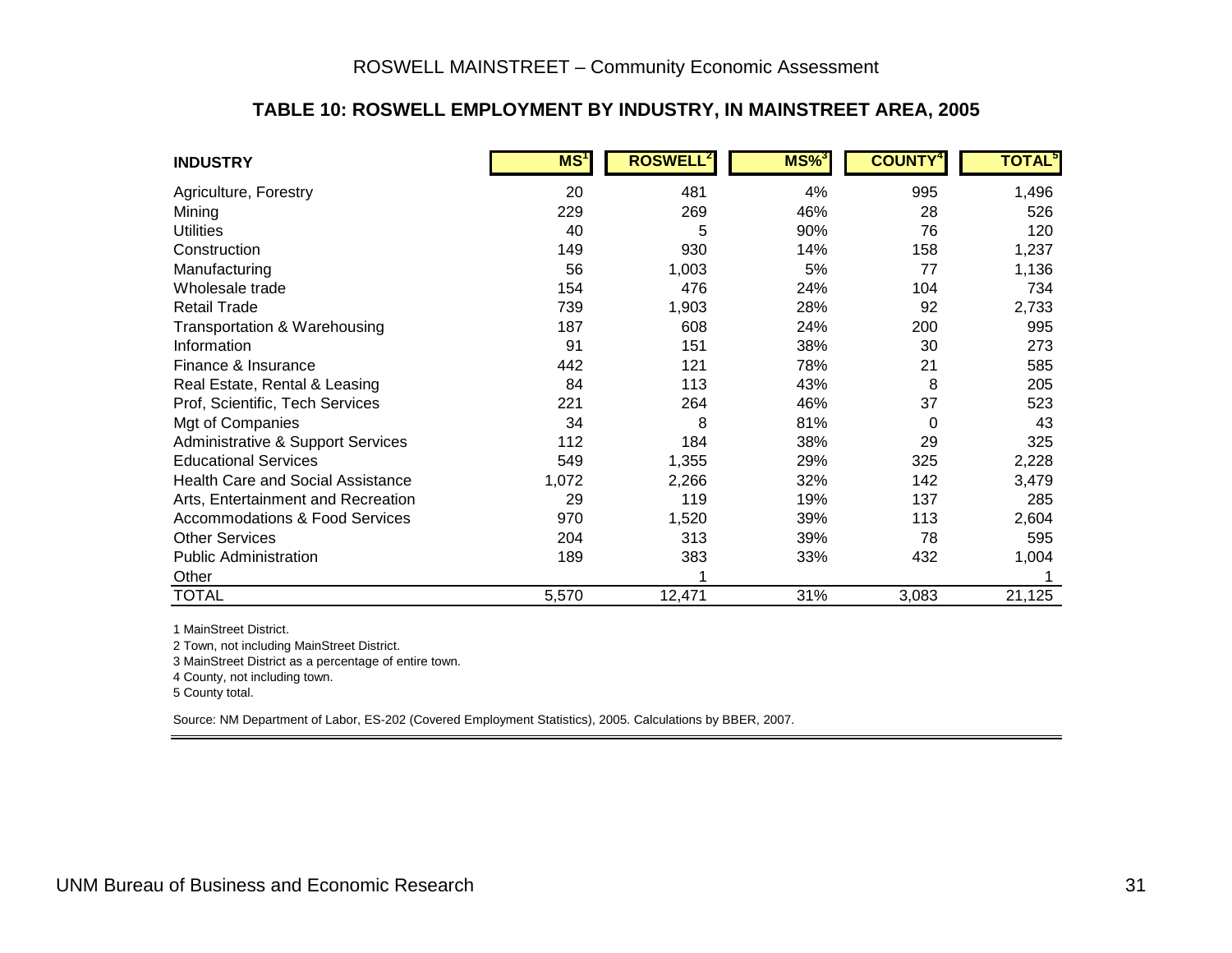## TABLE 10: ROSWELL EMPLOYMENT BY INDUSTRY, IN MAINSTREET AREA, 2005

| INDUSTRY | MS[1] | ROSWELL[2] | MS%[3] | COUNTY[4] | TOTAL[5] |
|---|---|---|---|---|---|
| Agriculture, Forestry | 20 | 481 | 4% | 995 | 1,496 |
| Mining | 229 | 269 | 46% | 28 | 526 |
| Utilities | 40 | 5 | 90% | 76 | 120 |
| Construction | 149 | 930 | 14% | 158 | 1,237 |
| Manufacturing | 56 | 1,003 | 5% | 77 | 1,136 |
| Wholesale trade | 154 | 476 | 24% | 104 | 734 |
| Retail Trade | 739 | 1,903 | 28% | 92 | 2,733 |
| Transportation & Warehousing | 187 | 608 | 24% | 200 | 995 |
| Information | 91 | 151 | 38% | 30 | 273 |
| Finance & Insurance | 442 | 121 | 78% | 21 | 585 |
| Real Estate, Rental & Leasing | 84 | 113 | 43% | 8 | 205 |
| Prof, Scientific, Tech Services | 221 | 264 | 46% | 37 | 523 |
| Mgt of Companies | 34 | 8 | 81% | 0 | 43 |
| Administrative & Support Services | 112 | 184 | 38% | 29 | 325 |
| Educational Services | 549 | 1,355 | 29% | 325 | 2,228 |
| Health Care and Social Assistance | 1,072 | 2,266 | 32% | 142 | 3,479 |
| Arts, Entertainment and Recreation | 29 | 119 | 19% | 137 | 285 |
| Accommodations & Food Services | 970 | 1,520 | 39% | 113 | 2,604 |
| Other Services | 204 | 313 | 39% | 78 | 595 |
| Public Administration | 189 | 383 | 33% | 432 | 1,004 |
| Other | | 1 | | | 1 |
| TOTAL | 5,570 | 12,471 | 31% | 3,083 | 21,125 |

1 MainStreet District.

2 Town, not including MainStreet District.

3 MainStreet District as a percentage of entire town.

4 County, not including town.

5 County total.

Source: NM Department of Labor, ES-202 (Covered Employment Statistics), 2005. Calculations by BBER, 2007.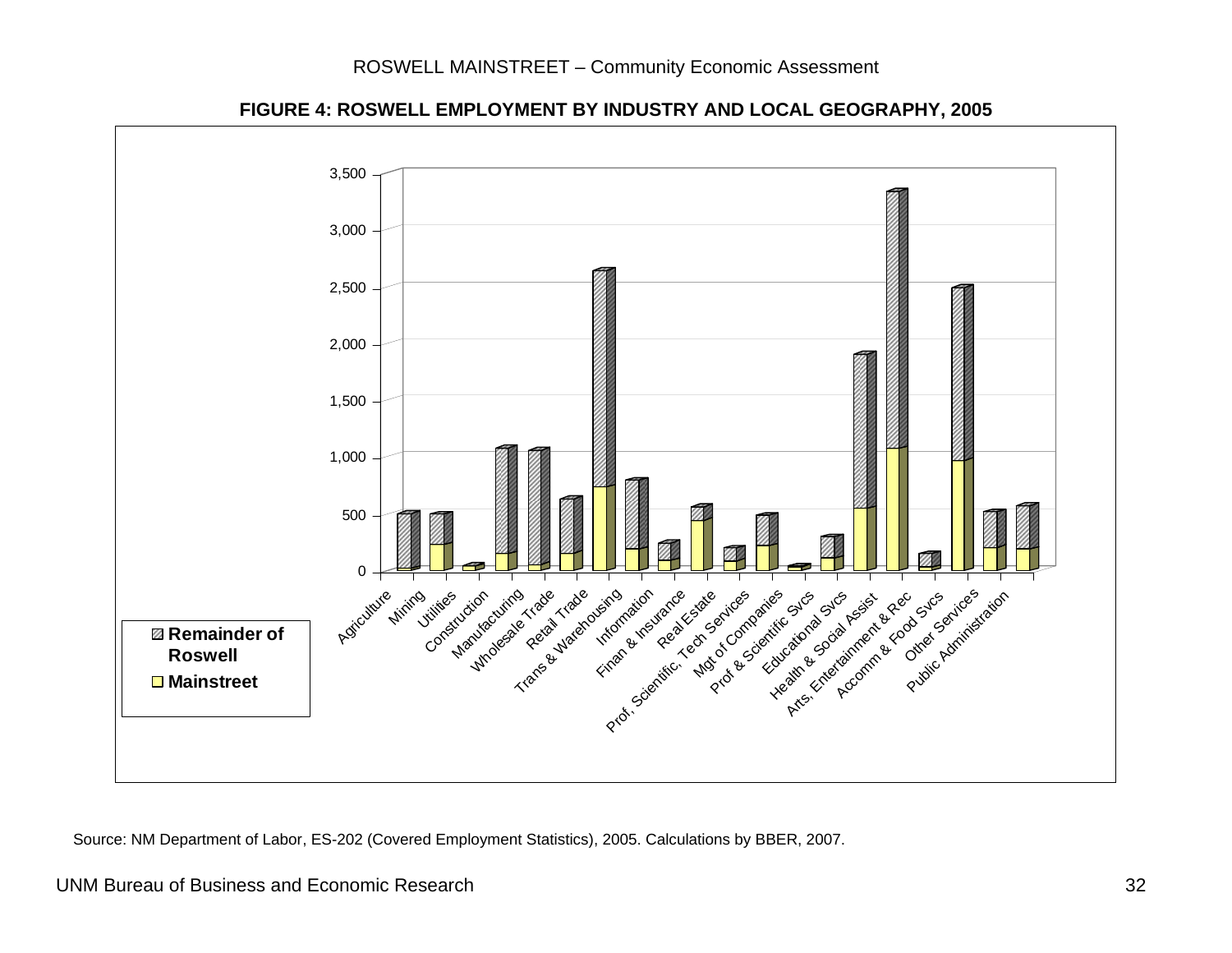**FIGURE 4: ROSWELL EMPLOYMENT BY INDUSTRY AND LOCAL GEOGRAPHY, 2005**

Source: NM Department of Labor, ES-202 (Covered Employment Statistics), 2005. Calculations by BBER, 2007.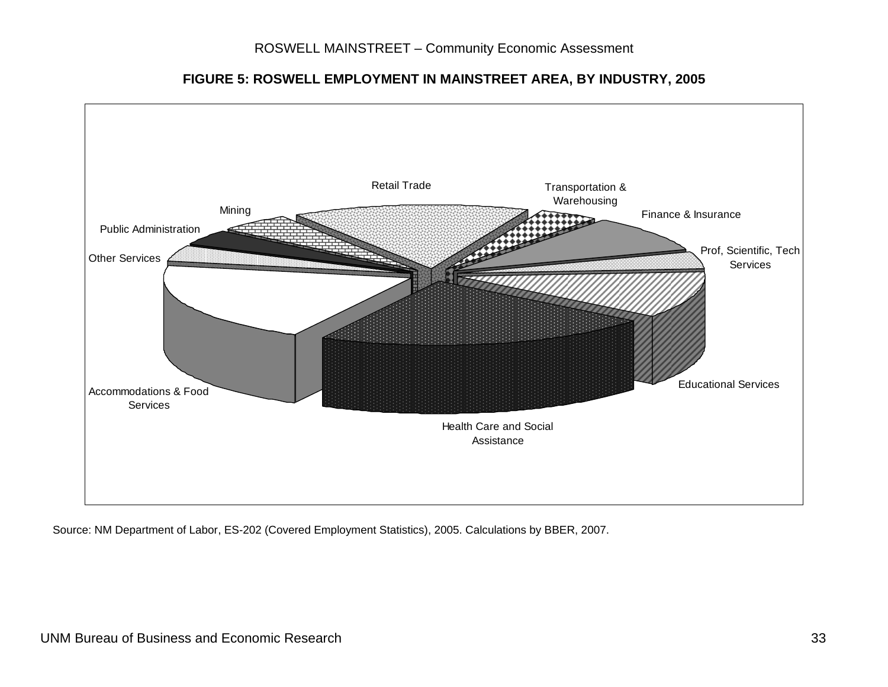**FIGURE 5: ROSWELL EMPLOYMENT IN MAINSTREET AREA, BY INDUSTRY, 2005**

Retail Trade

Transportation & Warehousing

Finance & Insurance

Prof, Scientific, Tech Services

Educational Services

Health Care and Social Assistance

Accommodations & Food Services

Other Services

Public Administration

Mining

Source: NM Department of Labor, ES-202 (Covered Employment Statistics), 2005. Calculations by BBER, 2007.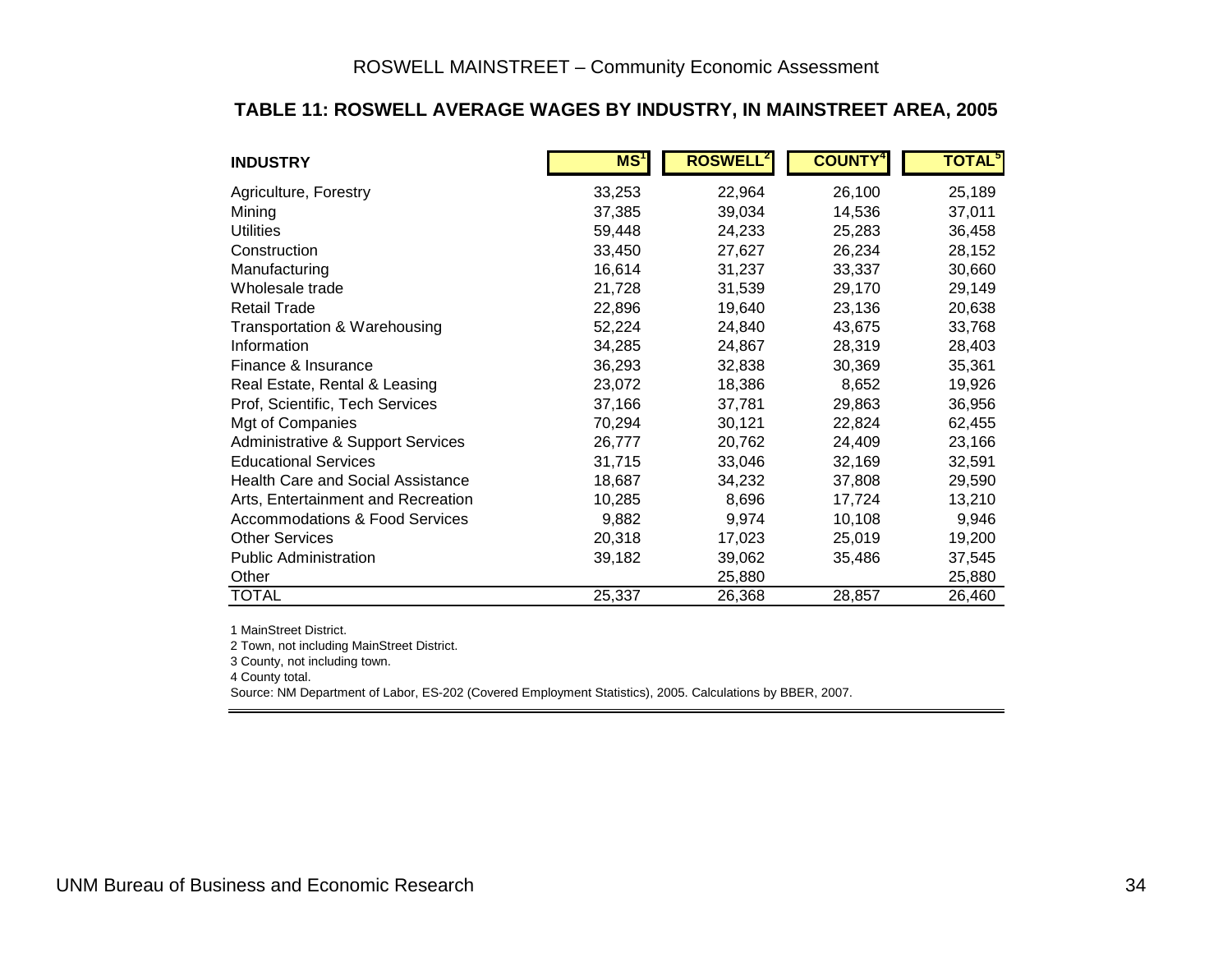## TABLE 11: ROSWELL AVERAGE WAGES BY INDUSTRY, IN MAINSTREET AREA, 2005

| INDUSTRY | MS[1] | ROSWELL[2] | COUNTY[4] | TOTAL[5] |
|---|---|---|---|---|
| Agriculture, Forestry | 33,253 | 22,964 | 26,100 | 25,189 |
| Mining | 37,385 | 39,034 | 14,536 | 37,011 |
| Utilities | 59,448 | 24,233 | 25,283 | 36,458 |
| Construction | 33,450 | 27,627 | 26,234 | 28,152 |
| Manufacturing | 16,614 | 31,237 | 33,337 | 30,660 |
| Wholesale trade | 21,728 | 31,539 | 29,170 | 29,149 |
| Retail Trade | 22,896 | 19,640 | 23,136 | 20,638 |
| Transportation & Warehousing | 52,224 | 24,840 | 43,675 | 33,768 |
| Information | 34,285 | 24,867 | 28,319 | 28,403 |
| Finance & Insurance | 36,293 | 32,838 | 30,369 | 35,361 |
| Real Estate, Rental & Leasing | 23,072 | 18,386 | 8,652 | 19,926 |
| Prof, Scientific, Tech Services | 37,166 | 37,781 | 29,863 | 36,956 |
| Mgt of Companies | 70,294 | 30,121 | 22,824 | 62,455 |
| Administrative & Support Services | 26,777 | 20,762 | 24,409 | 23,166 |
| Educational Services | 31,715 | 33,046 | 32,169 | 32,591 |
| Health Care and Social Assistance | 18,687 | 34,232 | 37,808 | 29,590 |
| Arts, Entertainment and Recreation | 10,285 | 8,696 | 17,724 | 13,210 |
| Accommodations & Food Services | 9,882 | 9,974 | 10,108 | 9,946 |
| Other Services | 20,318 | 17,023 | 25,019 | 19,200 |
| Public Administration | 39,182 | 39,062 | 35,486 | 37,545 |
| Other | | 25,880 | | 25,880 |
| TOTAL | 25,337 | 26,368 | 28,857 | 26,460 |

1 MainStreet District.
2 Town, not including MainStreet District.
3 County, not including town.
4 County total.
Source: NM Department of Labor, ES-202 (Covered Employment Statistics), 2005. Calculations by BBER, 2007.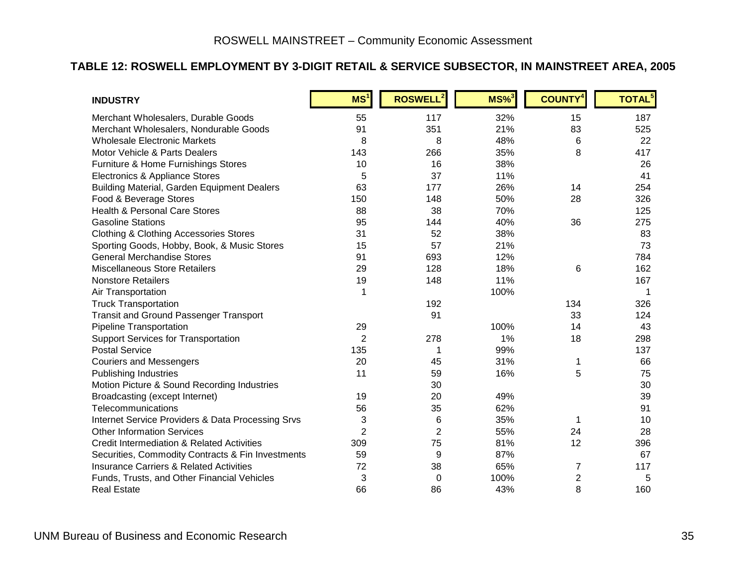### TABLE 12: ROSWELL EMPLOYMENT BY 3-DIGIT RETAIL & SERVICE SUBSECTOR, IN MAINSTREET AREA, 2005

| INDUSTRY | MS[1] | ROSWELL[2] | MS%[3] | COUNTY[4] | TOTAL[5] |
|---|---|---|---|---|---|
| Merchant Wholesalers, Durable Goods | 55 | 117 | 32% | 15 | 187 |
| Merchant Wholesalers, Nondurable Goods | 91 | 351 | 21% | 83 | 525 |
| Wholesale Electronic Markets | 8 | 8 | 48% | 6 | 22 |
| Motor Vehicle & Parts Dealers | 143 | 266 | 35% | 8 | 417 |
| Furniture & Home Furnishings Stores | 10 | 16 | 38% | | 26 |
| Electronics & Appliance Stores | 5 | 37 | 11% | | 41 |
| Building Material, Garden Equipment Dealers | 63 | 177 | 26% | 14 | 254 |
| Food & Beverage Stores | 150 | 148 | 50% | 28 | 326 |
| Health & Personal Care Stores | 88 | 38 | 70% | | 125 |
| Gasoline Stations | 95 | 144 | 40% | 36 | 275 |
| Clothing & Clothing Accessories Stores | 31 | 52 | 38% | | 83 |
| Sporting Goods, Hobby, Book, & Music Stores | 15 | 57 | 21% | | 73 |
| General Merchandise Stores | 91 | 693 | 12% | | 784 |
| Miscellaneous Store Retailers | 29 | 128 | 18% | 6 | 162 |
| Nonstore Retailers | 19 | 148 | 11% | | 167 |
| Air Transportation | 1 | | 100% | | 1 |
| Truck Transportation | | 192 | | 134 | 326 |
| Transit and Ground Passenger Transport | | 91 | | 33 | 124 |
| Pipeline Transportation | 29 | | 100% | 14 | 43 |
| Support Services for Transportation | 2 | 278 | 1% | 18 | 298 |
| Postal Service | 135 | 1 | 99% | | 137 |
| Couriers and Messengers | 20 | 45 | 31% | 1 | 66 |
| Publishing Industries | 11 | 59 | 16% | 5 | 75 |
| Motion Picture & Sound Recording Industries | | 30 | | | 30 |
| Broadcasting (except Internet) | 19 | 20 | 49% | | 39 |
| Telecommunications | 56 | 35 | 62% | | 91 |
| Internet Service Providers & Data Processing Srvs | 3 | 6 | 35% | 1 | 10 |
| Other Information Services | 2 | 2 | 55% | 24 | 28 |
| Credit Intermediation & Related Activities | 309 | 75 | 81% | 12 | 396 |
| Securities, Commodity Contracts & Fin Investments | 59 | 9 | 87% | | 67 |
| Insurance Carriers & Related Activities | 72 | 38 | 65% | 7 | 117 |
| Funds, Trusts, and Other Financial Vehicles | 3 | 0 | 100% | 2 | 5 |
| Real Estate | 66 | 86 | 43% | 8 | 160 |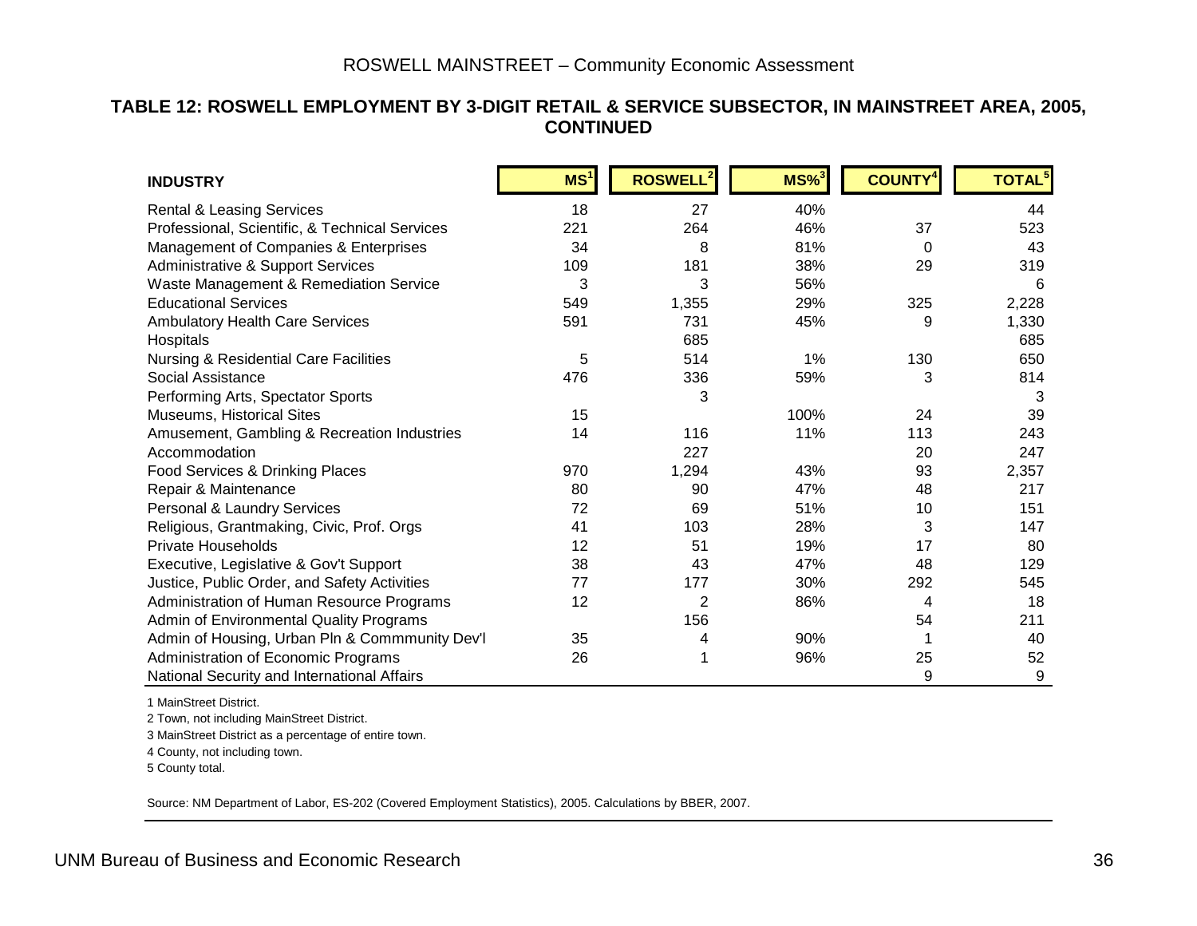### TABLE 12: ROSWELL EMPLOYMENT BY 3-DIGIT RETAIL & SERVICE SUBSECTOR, IN MAINSTREET AREA, 2005, CONTINUED

| INDUSTRY | MS[1] | ROSWELL[2] | MS%[3] | COUNTY[4] | TOTAL[5] |
|---|---|---|---|---|---|
| Rental & Leasing Services | 18 | 27 | 40% | | 44 |
| Professional, Scientific, & Technical Services | 221 | 264 | 46% | 37 | 523 |
| Management of Companies & Enterprises | 34 | 8 | 81% | 0 | 43 |
| Administrative & Support Services | 109 | 181 | 38% | 29 | 319 |
| Waste Management & Remediation Service | 3 | 3 | 56% | | 6 |
| Educational Services | 549 | 1,355 | 29% | 325 | 2,228 |
| Ambulatory Health Care Services | 591 | 731 | 45% | 9 | 1,330 |
| Hospitals | | 685 | | | 685 |
| Nursing & Residential Care Facilities | 5 | 514 | 1% | 130 | 650 |
| Social Assistance | 476 | 336 | 59% | 3 | 814 |
| Performing Arts, Spectator Sports | | 3 | | | 3 |
| Museums, Historical Sites | 15 | | 100% | 24 | 39 |
| Amusement, Gambling & Recreation Industries | 14 | 116 | 11% | 113 | 243 |
| Accommodation | | 227 | | 20 | 247 |
| Food Services & Drinking Places | 970 | 1,294 | 43% | 93 | 2,357 |
| Repair & Maintenance | 80 | 90 | 47% | 48 | 217 |
| Personal & Laundry Services | 72 | 69 | 51% | 10 | 151 |
| Religious, Grantmaking, Civic, Prof. Orgs | 41 | 103 | 28% | 3 | 147 |
| Private Households | 12 | 51 | 19% | 17 | 80 |
| Executive, Legislative & Gov't Support | 38 | 43 | 47% | 48 | 129 |
| Justice, Public Order, and Safety Activities | 77 | 177 | 30% | 292 | 545 |
| Administration of Human Resource Programs | 12 | 2 | 86% | 4 | 18 |
| Admin of Environmental Quality Programs | | 156 | | 54 | 211 |
| Admin of Housing, Urban Pln & Commmunity Dev'l | 35 | 4 | 90% | 1 | 40 |
| Administration of Economic Programs | 26 | 1 | 96% | 25 | 52 |
| National Security and International Affairs | | | | 9 | 9 |

1 MainStreet District.

2 Town, not including MainStreet District.

3 MainStreet District as a percentage of entire town.

4 County, not including town.

5 County total.

Source: NM Department of Labor, ES-202 (Covered Employment Statistics), 2005. Calculations by BBER, 2007.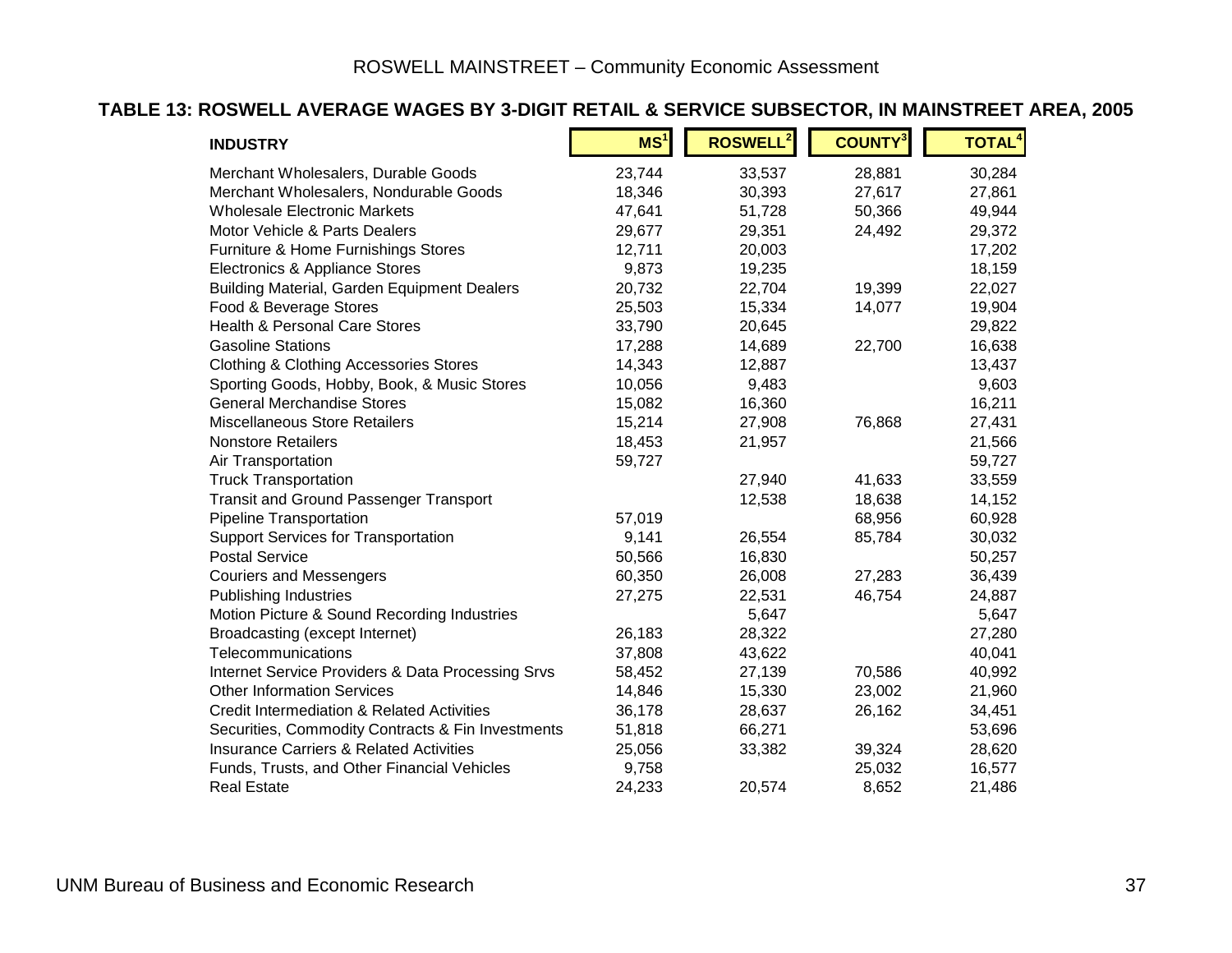## TABLE 13: ROSWELL AVERAGE WAGES BY 3-DIGIT RETAIL & SERVICE SUBSECTOR, IN MAINSTREET AREA, 2005

| INDUSTRY | MS[1] | ROSWELL[2] | COUNTY[3] | TOTAL[4] |
|---|---|---|---|---|
| Merchant Wholesalers, Durable Goods | 23,744 | 33,537 | 28,881 | 30,284 |
| Merchant Wholesalers, Nondurable Goods | 18,346 | 30,393 | 27,617 | 27,861 |
| Wholesale Electronic Markets | 47,641 | 51,728 | 50,366 | 49,944 |
| Motor Vehicle & Parts Dealers | 29,677 | 29,351 | 24,492 | 29,372 |
| Furniture & Home Furnishings Stores | 12,711 | 20,003 | | 17,202 |
| Electronics & Appliance Stores | 9,873 | 19,235 | | 18,159 |
| Building Material, Garden Equipment Dealers | 20,732 | 22,704 | 19,399 | 22,027 |
| Food & Beverage Stores | 25,503 | 15,334 | 14,077 | 19,904 |
| Health & Personal Care Stores | 33,790 | 20,645 | | 29,822 |
| Gasoline Stations | 17,288 | 14,689 | 22,700 | 16,638 |
| Clothing & Clothing Accessories Stores | 14,343 | 12,887 | | 13,437 |
| Sporting Goods, Hobby, Book, & Music Stores | 10,056 | 9,483 | | 9,603 |
| General Merchandise Stores | 15,082 | 16,360 | | 16,211 |
| Miscellaneous Store Retailers | 15,214 | 27,908 | 76,868 | 27,431 |
| Nonstore Retailers | 18,453 | 21,957 | | 21,566 |
| Air Transportation | 59,727 | | | 59,727 |
| Truck Transportation | | 27,940 | 41,633 | 33,559 |
| Transit and Ground Passenger Transport | | 12,538 | 18,638 | 14,152 |
| Pipeline Transportation | 57,019 | | 68,956 | 60,928 |
| Support Services for Transportation | 9,141 | 26,554 | 85,784 | 30,032 |
| Postal Service | 50,566 | 16,830 | | 50,257 |
| Couriers and Messengers | 60,350 | 26,008 | 27,283 | 36,439 |
| Publishing Industries | 27,275 | 22,531 | 46,754 | 24,887 |
| Motion Picture & Sound Recording Industries | | 5,647 | | 5,647 |
| Broadcasting (except Internet) | 26,183 | 28,322 | | 27,280 |
| Telecommunications | 37,808 | 43,622 | | 40,041 |
| Internet Service Providers & Data Processing Srvs | 58,452 | 27,139 | 70,586 | 40,992 |
| Other Information Services | 14,846 | 15,330 | 23,002 | 21,960 |
| Credit Intermediation & Related Activities | 36,178 | 28,637 | 26,162 | 34,451 |
| Securities, Commodity Contracts & Fin Investments | 51,818 | 66,271 | | 53,696 |
| Insurance Carriers & Related Activities | 25,056 | 33,382 | 39,324 | 28,620 |
| Funds, Trusts, and Other Financial Vehicles | 9,758 | | 25,032 | 16,577 |
| Real Estate | 24,233 | 20,574 | 8,652 | 21,486 |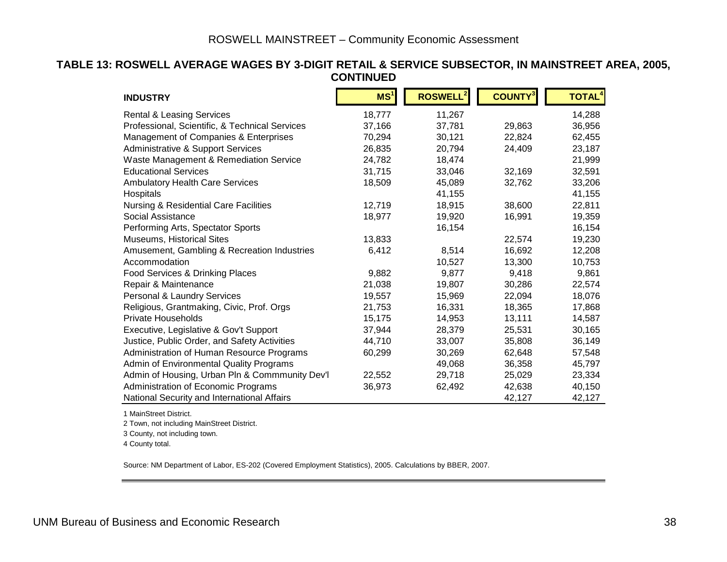## TABLE 13: ROSWELL AVERAGE WAGES BY 3-DIGIT RETAIL & SERVICE SUBSECTOR, IN MAINSTREET AREA, 2005, CONTINUED

| INDUSTRY | MS[1] | ROSWELL[2] | COUNTY[3] | TOTAL[4] |
|---|---|---|---|---|
| Rental & Leasing Services | 18,777 | 11,267 | | 14,288 |
| Professional, Scientific, & Technical Services | 37,166 | 37,781 | 29,863 | 36,956 |
| Management of Companies & Enterprises | 70,294 | 30,121 | 22,824 | 62,455 |
| Administrative & Support Services | 26,835 | 20,794 | 24,409 | 23,187 |
| Waste Management & Remediation Service | 24,782 | 18,474 | | 21,999 |
| Educational Services | 31,715 | 33,046 | 32,169 | 32,591 |
| Ambulatory Health Care Services | 18,509 | 45,089 | 32,762 | 33,206 |
| Hospitals | | 41,155 | | 41,155 |
| Nursing & Residential Care Facilities | 12,719 | 18,915 | 38,600 | 22,811 |
| Social Assistance | 18,977 | 19,920 | 16,991 | 19,359 |
| Performing Arts, Spectator Sports | | 16,154 | | 16,154 |
| Museums, Historical Sites | 13,833 | | 22,574 | 19,230 |
| Amusement, Gambling & Recreation Industries | 6,412 | 8,514 | 16,692 | 12,208 |
| Accommodation | | 10,527 | 13,300 | 10,753 |
| Food Services & Drinking Places | 9,882 | 9,877 | 9,418 | 9,861 |
| Repair & Maintenance | 21,038 | 19,807 | 30,286 | 22,574 |
| Personal & Laundry Services | 19,557 | 15,969 | 22,094 | 18,076 |
| Religious, Grantmaking, Civic, Prof. Orgs | 21,753 | 16,331 | 18,365 | 17,868 |
| Private Households | 15,175 | 14,953 | 13,111 | 14,587 |
| Executive, Legislative & Gov't Support | 37,944 | 28,379 | 25,531 | 30,165 |
| Justice, Public Order, and Safety Activities | 44,710 | 33,007 | 35,808 | 36,149 |
| Administration of Human Resource Programs | 60,299 | 30,269 | 62,648 | 57,548 |
| Admin of Environmental Quality Programs | | 49,068 | 36,358 | 45,797 |
| Admin of Housing, Urban Pln & Commmunity Dev'l | 22,552 | 29,718 | 25,029 | 23,334 |
| Administration of Economic Programs | 36,973 | 62,492 | 42,638 | 40,150 |
| National Security and International Affairs | | | 42,127 | 42,127 |

1 MainStreet District.

2 Town, not including MainStreet District.

3 County, not including town.

4 County total.

Source: NM Department of Labor, ES-202 (Covered Employment Statistics), 2005. Calculations by BBER, 2007.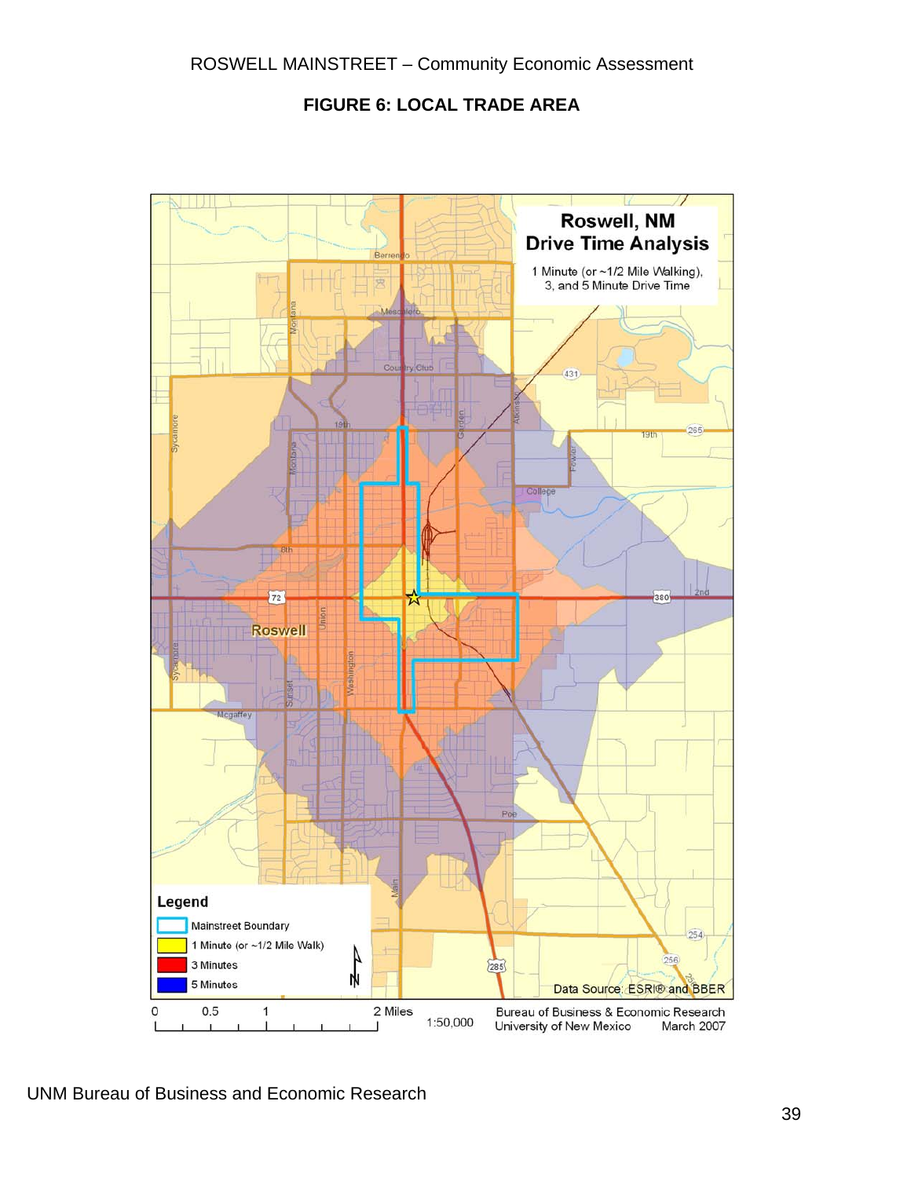## FIGURE 6: LOCAL TRADE AREA

**Roswell, NM**
**Drive Time Analysis**

1 Minute (or ~1/2 Mile Walking), 3, and 5 Minute Drive Time

**Legend**

- Mainstreet Boundary
- 1 Minute (or ~1/2 Mile Walk)
- 3 Minutes
- 5 Minutes

Data Source: ESRI® and BBER

0 0.5 1 2 Miles 1:50,000

Bureau of Business & Economic Research
University of New Mexico March 2007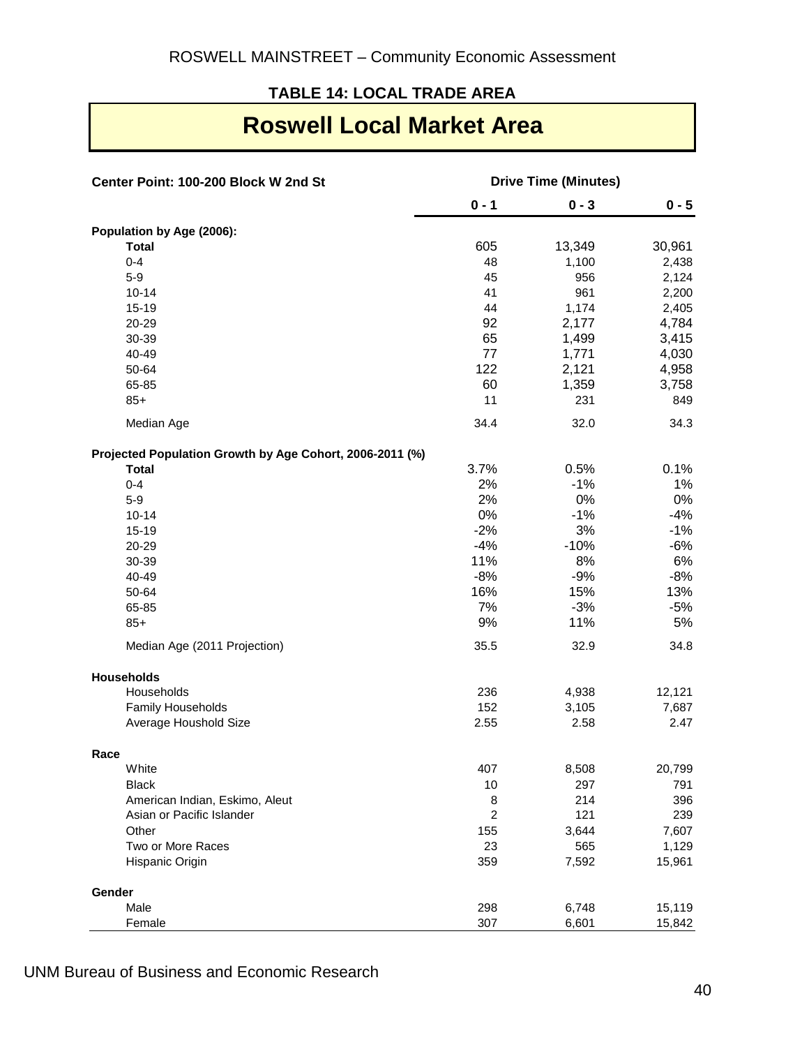## TABLE 14: LOCAL TRADE AREA

# Roswell Local Market Area

| Center Point: 100-200 Block W 2nd St | Drive Time (Minutes) | | |
|---|---|---|---|
| | 0 - 1 | 0 - 3 | 0 - 5 |
| **Population by Age (2006):** | | | |
| **Total** | 605 | 13,349 | 30,961 |
| 0-4 | 48 | 1,100 | 2,438 |
| 5-9 | 45 | 956 | 2,124 |
| 10-14 | 41 | 961 | 2,200 |
| 15-19 | 44 | 1,174 | 2,405 |
| 20-29 | 92 | 2,177 | 4,784 |
| 30-39 | 65 | 1,499 | 3,415 |
| 40-49 | 77 | 1,771 | 4,030 |
| 50-64 | 122 | 2,121 | 4,958 |
| 65-85 | 60 | 1,359 | 3,758 |
| 85+ | 11 | 231 | 849 |
| Median Age | 34.4 | 32.0 | 34.3 |
| **Projected Population Growth by Age Cohort, 2006-2011 (%)** | | | |
| **Total** | 3.7% | 0.5% | 0.1% |
| 0-4 | 2% | -1% | 1% |
| 5-9 | 2% | 0% | 0% |
| 10-14 | 0% | -1% | -4% |
| 15-19 | -2% | 3% | -1% |
| 20-29 | -4% | -10% | -6% |
| 30-39 | 11% | 8% | 6% |
| 40-49 | -8% | -9% | -8% |
| 50-64 | 16% | 15% | 13% |
| 65-85 | 7% | -3% | -5% |
| 85+ | 9% | 11% | 5% |
| Median Age (2011 Projection) | 35.5 | 32.9 | 34.8 |
| **Households** | | | |
| Households | 236 | 4,938 | 12,121 |
| Family Households | 152 | 3,105 | 7,687 |
| Average Houshold Size | 2.55 | 2.58 | 2.47 |
| **Race** | | | |
| White | 407 | 8,508 | 20,799 |
| Black | 10 | 297 | 791 |
| American Indian, Eskimo, Aleut | 8 | 214 | 396 |
| Asian or Pacific Islander | 2 | 121 | 239 |
| Other | 155 | 3,644 | 7,607 |
| Two or More Races | 23 | 565 | 1,129 |
| Hispanic Origin | 359 | 7,592 | 15,961 |
| **Gender** | | | |
| Male | 298 | 6,748 | 15,119 |
| Female | 307 | 6,601 | 15,842 |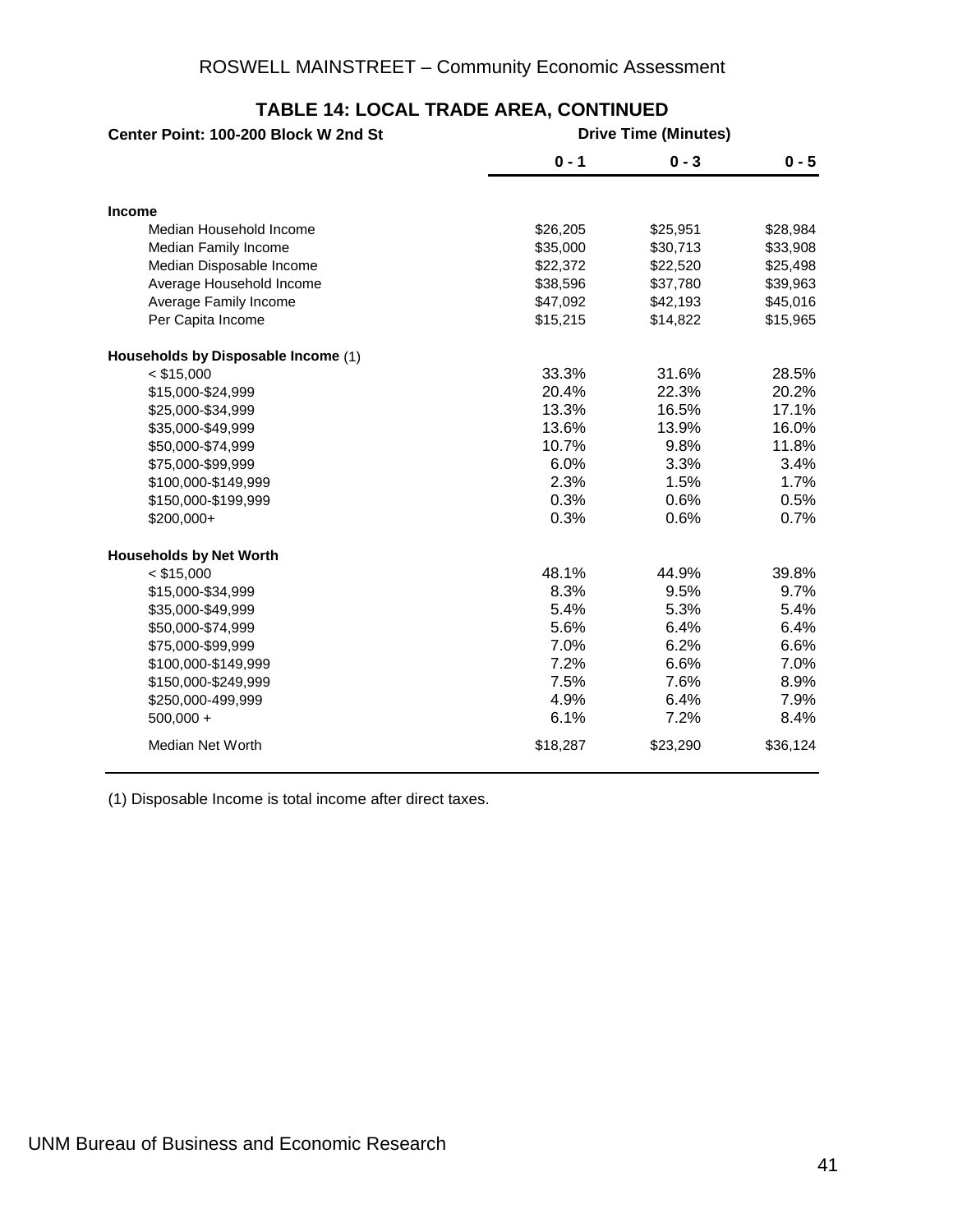## TABLE 14: LOCAL TRADE AREA, CONTINUED

| Center Point: 100-200 Block W 2nd St | Drive Time (Minutes) | | |
|---|---|---|---|
| | 0 - 1 | 0 - 3 | 0 - 5 |
| **Income** | | | |
| Median Household Income | $26,205 | $25,951 | $28,984 |
| Median Family Income | $35,000 | $30,713 | $33,908 |
| Median Disposable Income | $22,372 | $22,520 | $25,498 |
| Average Household Income | $38,596 | $37,780 | $39,963 |
| Average Family Income | $47,092 | $42,193 | $45,016 |
| Per Capita Income | $15,215 | $14,822 | $15,965 |
| **Households by Disposable Income** (1) | | | |
| < $15,000 | 33.3% | 31.6% | 28.5% |
| $15,000-$24,999 | 20.4% | 22.3% | 20.2% |
| $25,000-$34,999 | 13.3% | 16.5% | 17.1% |
| $35,000-$49,999 | 13.6% | 13.9% | 16.0% |
| $50,000-$74,999 | 10.7% | 9.8% | 11.8% |
| $75,000-$99,999 | 6.0% | 3.3% | 3.4% |
| $100,000-$149,999 | 2.3% | 1.5% | 1.7% |
| $150,000-$199,999 | 0.3% | 0.6% | 0.5% |
| $200,000+ | 0.3% | 0.6% | 0.7% |
| **Households by Net Worth** | | | |
| < $15,000 | 48.1% | 44.9% | 39.8% |
| $15,000-$34,999 | 8.3% | 9.5% | 9.7% |
| $35,000-$49,999 | 5.4% | 5.3% | 5.4% |
| $50,000-$74,999 | 5.6% | 6.4% | 6.4% |
| $75,000-$99,999 | 7.0% | 6.2% | 6.6% |
| $100,000-$149,999 | 7.2% | 6.6% | 7.0% |
| $150,000-$249,999 | 7.5% | 7.6% | 8.9% |
| $250,000-499,999 | 4.9% | 6.4% | 7.9% |
| 500,000 + | 6.1% | 7.2% | 8.4% |
| Median Net Worth | $18,287 | $23,290 | $36,124 |

(1) Disposable Income is total income after direct taxes.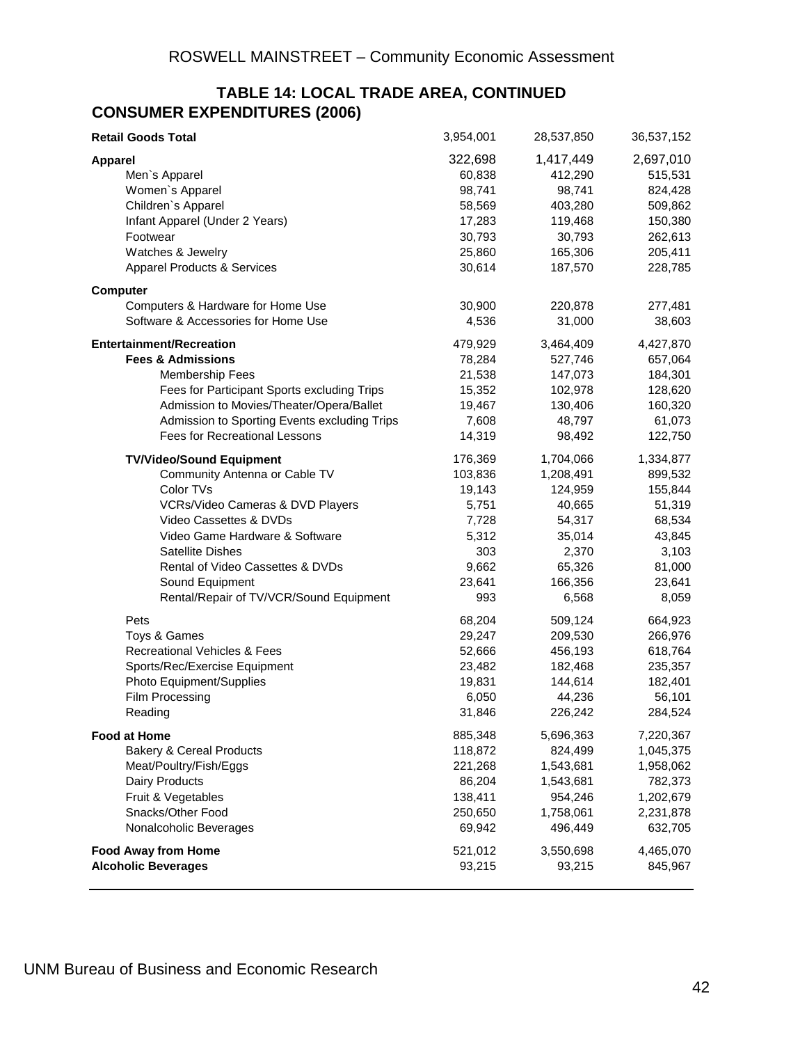## TABLE 14: LOCAL TRADE AREA, CONTINUED

### CONSUMER EXPENDITURES (2006)

| | | | |
|---|---|---|---|
| **Retail Goods Total** | 3,954,001 | 28,537,850 | 36,537,152 |
| **Apparel** | 322,698 | 1,417,449 | 2,697,010 |
| Men`s Apparel | 60,838 | 412,290 | 515,531 |
| Women`s Apparel | 98,741 | 98,741 | 824,428 |
| Children`s Apparel | 58,569 | 403,280 | 509,862 |
| Infant Apparel (Under 2 Years) | 17,283 | 119,468 | 150,380 |
| Footwear | 30,793 | 30,793 | 262,613 |
| Watches & Jewelry | 25,860 | 165,306 | 205,411 |
| Apparel Products & Services | 30,614 | 187,570 | 228,785 |
| **Computer** | | | |
| Computers & Hardware for Home Use | 30,900 | 220,878 | 277,481 |
| Software & Accessories for Home Use | 4,536 | 31,000 | 38,603 |
| **Entertainment/Recreation** | 479,929 | 3,464,409 | 4,427,870 |
| **Fees & Admissions** | 78,284 | 527,746 | 657,064 |
| Membership Fees | 21,538 | 147,073 | 184,301 |
| Fees for Participant Sports excluding Trips | 15,352 | 102,978 | 128,620 |
| Admission to Movies/Theater/Opera/Ballet | 19,467 | 130,406 | 160,320 |
| Admission to Sporting Events excluding Trips | 7,608 | 48,797 | 61,073 |
| Fees for Recreational Lessons | 14,319 | 98,492 | 122,750 |
| **TV/Video/Sound Equipment** | 176,369 | 1,704,066 | 1,334,877 |
| Community Antenna or Cable TV | 103,836 | 1,208,491 | 899,532 |
| Color TVs | 19,143 | 124,959 | 155,844 |
| VCRs/Video Cameras & DVD Players | 5,751 | 40,665 | 51,319 |
| Video Cassettes & DVDs | 7,728 | 54,317 | 68,534 |
| Video Game Hardware & Software | 5,312 | 35,014 | 43,845 |
| Satellite Dishes | 303 | 2,370 | 3,103 |
| Rental of Video Cassettes & DVDs | 9,662 | 65,326 | 81,000 |
| Sound Equipment | 23,641 | 166,356 | 23,641 |
| Rental/Repair of TV/VCR/Sound Equipment | 993 | 6,568 | 8,059 |
| Pets | 68,204 | 509,124 | 664,923 |
| Toys & Games | 29,247 | 209,530 | 266,976 |
| Recreational Vehicles & Fees | 52,666 | 456,193 | 618,764 |
| Sports/Rec/Exercise Equipment | 23,482 | 182,468 | 235,357 |
| Photo Equipment/Supplies | 19,831 | 144,614 | 182,401 |
| Film Processing | 6,050 | 44,236 | 56,101 |
| Reading | 31,846 | 226,242 | 284,524 |
| **Food at Home** | 885,348 | 5,696,363 | 7,220,367 |
| Bakery & Cereal Products | 118,872 | 824,499 | 1,045,375 |
| Meat/Poultry/Fish/Eggs | 221,268 | 1,543,681 | 1,958,062 |
| Dairy Products | 86,204 | 1,543,681 | 782,373 |
| Fruit & Vegetables | 138,411 | 954,246 | 1,202,679 |
| Snacks/Other Food | 250,650 | 1,758,061 | 2,231,878 |
| Nonalcoholic Beverages | 69,942 | 496,449 | 632,705 |
| **Food Away from Home** | 521,012 | 3,550,698 | 4,465,070 |
| **Alcoholic Beverages** | 93,215 | 93,215 | 845,967 |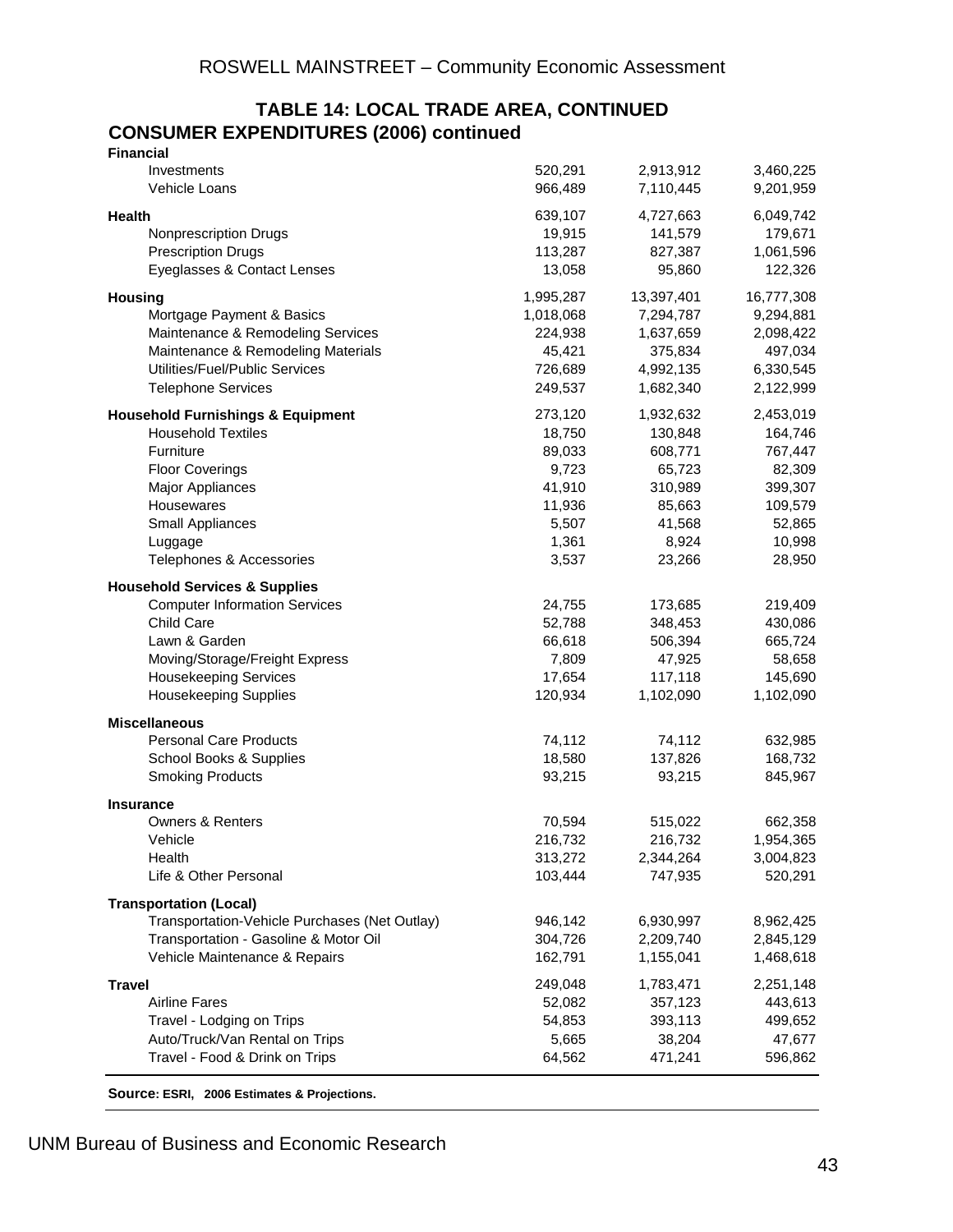## TABLE 14: LOCAL TRADE AREA, CONTINUED

### CONSUMER EXPENDITURES (2006) continued

| | | | |
|---|---|---|---|
| **Financial** | | | |
| Investments | 520,291 | 2,913,912 | 3,460,225 |
| Vehicle Loans | 966,489 | 7,110,445 | 9,201,959 |
| **Health** | 639,107 | 4,727,663 | 6,049,742 |
| Nonprescription Drugs | 19,915 | 141,579 | 179,671 |
| Prescription Drugs | 113,287 | 827,387 | 1,061,596 |
| Eyeglasses & Contact Lenses | 13,058 | 95,860 | 122,326 |
| **Housing** | 1,995,287 | 13,397,401 | 16,777,308 |
| Mortgage Payment & Basics | 1,018,068 | 7,294,787 | 9,294,881 |
| Maintenance & Remodeling Services | 224,938 | 1,637,659 | 2,098,422 |
| Maintenance & Remodeling Materials | 45,421 | 375,834 | 497,034 |
| Utilities/Fuel/Public Services | 726,689 | 4,992,135 | 6,330,545 |
| Telephone Services | 249,537 | 1,682,340 | 2,122,999 |
| **Household Furnishings & Equipment** | 273,120 | 1,932,632 | 2,453,019 |
| Household Textiles | 18,750 | 130,848 | 164,746 |
| Furniture | 89,033 | 608,771 | 767,447 |
| Floor Coverings | 9,723 | 65,723 | 82,309 |
| Major Appliances | 41,910 | 310,989 | 399,307 |
| Housewares | 11,936 | 85,663 | 109,579 |
| Small Appliances | 5,507 | 41,568 | 52,865 |
| Luggage | 1,361 | 8,924 | 10,998 |
| Telephones & Accessories | 3,537 | 23,266 | 28,950 |
| **Household Services & Supplies** | | | |
| Computer Information Services | 24,755 | 173,685 | 219,409 |
| Child Care | 52,788 | 348,453 | 430,086 |
| Lawn & Garden | 66,618 | 506,394 | 665,724 |
| Moving/Storage/Freight Express | 7,809 | 47,925 | 58,658 |
| Housekeeping Services | 17,654 | 117,118 | 145,690 |
| Housekeeping Supplies | 120,934 | 1,102,090 | 1,102,090 |
| **Miscellaneous** | | | |
| Personal Care Products | 74,112 | 74,112 | 632,985 |
| School Books & Supplies | 18,580 | 137,826 | 168,732 |
| Smoking Products | 93,215 | 93,215 | 845,967 |
| **Insurance** | | | |
| Owners & Renters | 70,594 | 515,022 | 662,358 |
| Vehicle | 216,732 | 216,732 | 1,954,365 |
| Health | 313,272 | 2,344,264 | 3,004,823 |
| Life & Other Personal | 103,444 | 747,935 | 520,291 |
| **Transportation (Local)** | | | |
| Transportation-Vehicle Purchases (Net Outlay) | 946,142 | 6,930,997 | 8,962,425 |
| Transportation - Gasoline & Motor Oil | 304,726 | 2,209,740 | 2,845,129 |
| Vehicle Maintenance & Repairs | 162,791 | 1,155,041 | 1,468,618 |
| **Travel** | 249,048 | 1,783,471 | 2,251,148 |
| Airline Fares | 52,082 | 357,123 | 443,613 |
| Travel - Lodging on Trips | 54,853 | 393,113 | 499,652 |
| Auto/Truck/Van Rental on Trips | 5,665 | 38,204 | 47,677 |
| Travel - Food & Drink on Trips | 64,562 | 471,241 | 596,862 |

**Source: ESRI, 2006 Estimates & Projections.**